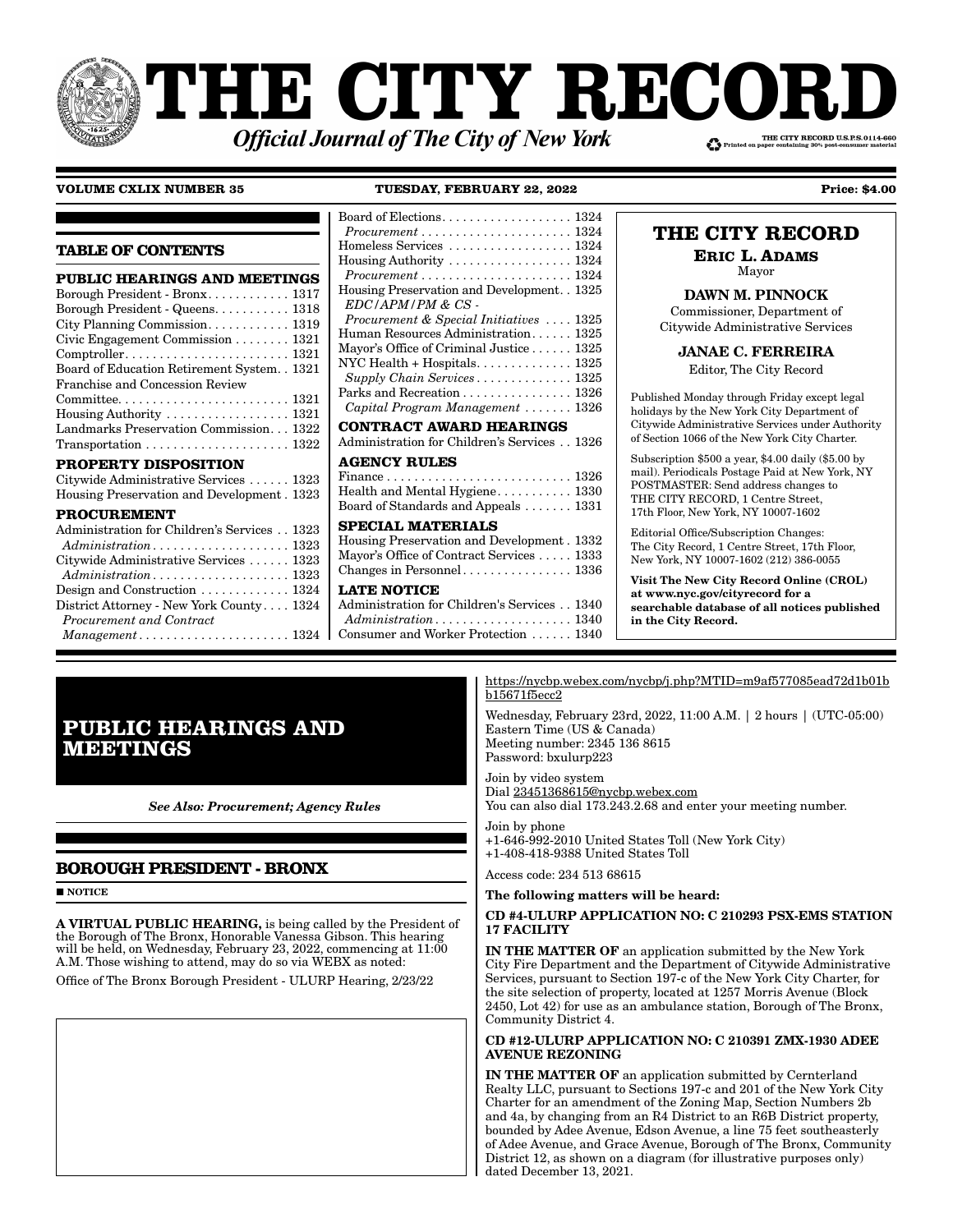# THE CITY RECORD

***Official Journal of The City of New York***

THE CITY RECORD U.S.P.S.0114-660
Printed on paper containing 30% post-consumer material

**VOLUME CXLIX NUMBER 35** **TUESDAY, FEBRUARY 22, 2022** **Price: $4.00**

## TABLE OF CONTENTS

**PUBLIC HEARINGS AND MEETINGS**

Borough President - Bronx . . . . . . . . . . . . 1317
Borough President - Queens . . . . . . . . . . . 1318
City Planning Commission . . . . . . . . . . . . 1319
Civic Engagement Commission . . . . . . . . 1321
Comptroller . . . . . . . . . . . . . . . . . . . . . . . . 1321
Board of Education Retirement System . . 1321
Franchise and Concession Review Committee . . . . . . . . . . . . . . . . . . . . . . . . . 1321
Housing Authority . . . . . . . . . . . . . . . . . . 1321
Landmarks Preservation Commission . . . 1322
Transportation . . . . . . . . . . . . . . . . . . . . . 1322

**PROPERTY DISPOSITION**

Citywide Administrative Services . . . . . . 1323
Housing Preservation and Development . 1323

**PROCUREMENT**

Administration for Children's Services . . 1323
*Administration* . . . . . . . . . . . . . . . . . . . . 1323
Citywide Administrative Services . . . . . . 1323
*Administration* . . . . . . . . . . . . . . . . . . . . 1323
Design and Construction . . . . . . . . . . . . . 1324
District Attorney - New York County . . . . 1324
*Procurement and Contract Management* . . . . . . . . . . . . . . . . . . . . . . 1324
Board of Elections . . . . . . . . . . . . . . . . . . . 1324
*Procurement* . . . . . . . . . . . . . . . . . . . . . . 1324
Homeless Services . . . . . . . . . . . . . . . . . . 1324
Housing Authority . . . . . . . . . . . . . . . . . . 1324
*Procurement* . . . . . . . . . . . . . . . . . . . . . . 1324
Housing Preservation and Development . . 1325
*EDC/APM/PM & CS - Procurement & Special Initiatives* . . . . 1325
Human Resources Administration . . . . . . 1325
Mayor's Office of Criminal Justice . . . . . . 1325
NYC Health + Hospitals . . . . . . . . . . . . . . 1325
*Supply Chain Services* . . . . . . . . . . . . . . 1325
Parks and Recreation . . . . . . . . . . . . . . . . 1326
*Capital Program Management* . . . . . . . 1326

**CONTRACT AWARD HEARINGS**

Administration for Children's Services . . 1326

**AGENCY RULES**

Finance . . . . . . . . . . . . . . . . . . . . . . . . . . . 1326
Health and Mental Hygiene . . . . . . . . . . . 1330
Board of Standards and Appeals . . . . . . . 1331

**SPECIAL MATERIALS**

Housing Preservation and Development . 1332
Mayor's Office of Contract Services . . . . . 1333
Changes in Personnel . . . . . . . . . . . . . . . . 1336

**LATE NOTICE**

Administration for Children's Services . . 1340
*Administration* . . . . . . . . . . . . . . . . . . . . 1340
Consumer and Worker Protection . . . . . . 1340

**THE CITY RECORD**

**ERIC L. ADAMS**
Mayor

**DAWN M. PINNOCK**
Commissioner, Department of Citywide Administrative Services

**JANAE C. FERREIRA**
Editor, The City Record

Published Monday through Friday except legal holidays by the New York City Department of Citywide Administrative Services under Authority of Section 1066 of the New York City Charter.

Subscription $500 a year, $4.00 daily ($5.00 by mail). Periodicals Postage Paid at New York, NY POSTMASTER: Send address changes to THE CITY RECORD, 1 Centre Street, 17th Floor, New York, NY 10007-1602

Editorial Office/Subscription Changes: The City Record, 1 Centre Street, 17th Floor, New York, NY 10007-1602 (212) 386-0055

**Visit The New City Record Online (CROL) at www.nyc.gov/cityrecord for a searchable database of all notices published in the City Record.**

# PUBLIC HEARINGS AND MEETINGS

***See Also: Procurement; Agency Rules***

## BOROUGH PRESIDENT - BRONX

■ **NOTICE**

**A VIRTUAL PUBLIC HEARING,** is being called by the President of the Borough of The Bronx, Honorable Vanessa Gibson. This hearing will be held, on Wednesday, February 23, 2022, commencing at 11:00 A.M. Those wishing to attend, may do so via WEBX as noted:

Office of The Bronx Borough President - ULURP Hearing, 2/23/22

https://nycbp.webex.com/nycbp/j.php?MTID=m9af577085ead72d1b01bb15671f5ecc2

Wednesday, February 23rd, 2022, 11:00 A.M. | 2 hours | (UTC-05:00) Eastern Time (US & Canada)
Meeting number: 2345 136 8615
Password: bxulurp223

Join by video system
Dial 23451368615@nycbp.webex.com
You can also dial 173.243.2.68 and enter your meeting number.

Join by phone
+1-646-992-2010 United States Toll (New York City)
+1-408-418-9388 United States Toll

Access code: 234 513 68615

**The following matters will be heard:**

**CD #4-ULURP APPLICATION NO: C 210293 PSX-EMS STATION 17 FACILITY**

**IN THE MATTER OF** an application submitted by the New York City Fire Department and the Department of Citywide Administrative Services, pursuant to Section 197-c of the New York City Charter, for the site selection of property, located at 1257 Morris Avenue (Block 2450, Lot 42) for use as an ambulance station, Borough of The Bronx, Community District 4.

**CD #12-ULURP APPLICATION NO: C 210391 ZMX-1930 ADEE AVENUE REZONING**

**IN THE MATTER OF** an application submitted by Cernterland Realty LLC, pursuant to Sections 197-c and 201 of the New York City Charter for an amendment of the Zoning Map, Section Numbers 2b and 4a, by changing from an R4 District to an R6B District property, bounded by Adee Avenue, Edson Avenue, a line 75 feet southeasterly of Adee Avenue, and Grace Avenue, Borough of The Bronx, Community District 12, as shown on a diagram (for illustrative purposes only) dated December 13, 2021.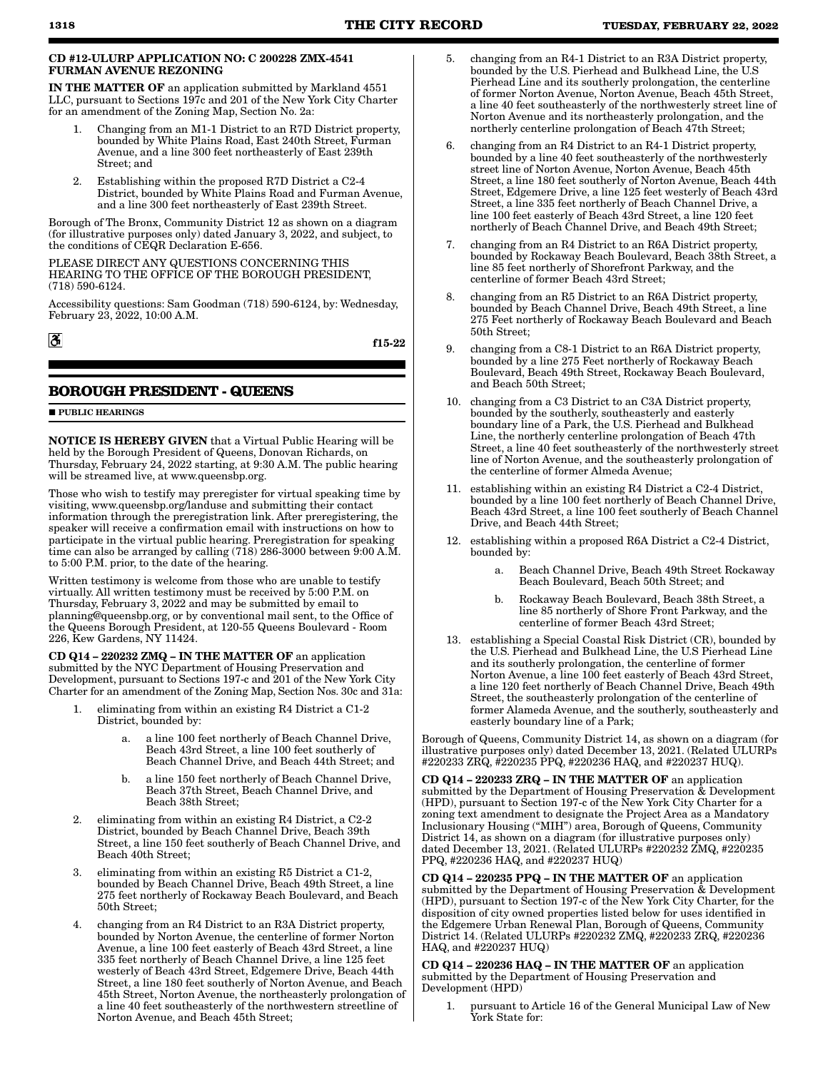**CD #12-ULURP APPLICATION NO: C 200228 ZMX-4541 FURMAN AVENUE REZONING**

**IN THE MATTER OF** an application submitted by Markland 4551 LLC, pursuant to Sections 197c and 201 of the New York City Charter for an amendment of the Zoning Map, Section No. 2a:

1. Changing from an M1-1 District to an R7D District property, bounded by White Plains Road, East 240th Street, Furman Avenue, and a line 300 feet northeasterly of East 239th Street; and
2. Establishing within the proposed R7D District a C2-4 District, bounded by White Plains Road and Furman Avenue, and a line 300 feet northeasterly of East 239th Street.

Borough of The Bronx, Community District 12 as shown on a diagram (for illustrative purposes only) dated January 3, 2022, and subject, to the conditions of CEQR Declaration E-656.

PLEASE DIRECT ANY QUESTIONS CONCERNING THIS HEARING TO THE OFFICE OF THE BOROUGH PRESIDENT, (718) 590-6124.

Accessibility questions: Sam Goodman (718) 590-6124, by: Wednesday, February 23, 2022, 10:00 A.M.

f15-22

## BOROUGH PRESIDENT - QUEENS

■ PUBLIC HEARINGS

**NOTICE IS HEREBY GIVEN** that a Virtual Public Hearing will be held by the Borough President of Queens, Donovan Richards, on Thursday, February 24, 2022 starting, at 9:30 A.M. The public hearing will be streamed live, at www.queensbp.org.

Those who wish to testify may preregister for virtual speaking time by visiting, www.queensbp.org/landuse and submitting their contact information through the preregistration link. After preregistering, the speaker will receive a confirmation email with instructions on how to participate in the virtual public hearing. Preregistration for speaking time can also be arranged by calling (718) 286-3000 between 9:00 A.M. to 5:00 P.M. prior, to the date of the hearing.

Written testimony is welcome from those who are unable to testify virtually. All written testimony must be received by 5:00 P.M. on Thursday, February 3, 2022 and may be submitted by email to planning@queensbp.org, or by conventional mail sent, to the Office of the Queens Borough President, at 120-55 Queens Boulevard - Room 226, Kew Gardens, NY 11424.

**CD Q14 – 220232 ZMQ – IN THE MATTER OF** an application submitted by the NYC Department of Housing Preservation and Development, pursuant to Sections 197-c and 201 of the New York City Charter for an amendment of the Zoning Map, Section Nos. 30c and 31a:

1. eliminating from within an existing R4 District a C1-2 District, bounded by:
   a. a line 100 feet northerly of Beach Channel Drive, Beach 43rd Street, a line 100 feet southerly of Beach Channel Drive, and Beach 44th Street; and
   b. a line 150 feet northerly of Beach Channel Drive, Beach 37th Street, Beach Channel Drive, and Beach 38th Street;
2. eliminating from within an existing R4 District, a C2-2 District, bounded by Beach Channel Drive, Beach 39th Street, a line 150 feet southerly of Beach Channel Drive, and Beach 40th Street;
3. eliminating from within an existing R5 District a C1-2, bounded by Beach Channel Drive, Beach 49th Street, a line 275 feet northerly of Rockaway Beach Boulevard, and Beach 50th Street;
4. changing from an R4 District to an R3A District property, bounded by Norton Avenue, the centerline of former Norton Avenue, a line 100 feet easterly of Beach 43rd Street, a line 335 feet northerly of Beach Channel Drive, a line 125 feet westerly of Beach 43rd Street, Edgemere Drive, Beach 44th Street, a line 180 feet southerly of Norton Avenue, and Beach 45th Street, Norton Avenue, the northeasterly prolongation of a line 40 feet southeasterly of the northwestern streetline of Norton Avenue, and Beach 45th Street;
5. changing from an R4-1 District to an R3A District property, bounded by the U.S. Pierhead and Bulkhead Line, the U.S Pierhead Line and its southerly prolongation, the centerline of former Norton Avenue, Norton Avenue, Beach 45th Street, a line 40 feet southeasterly of the northwesterly street line of Norton Avenue and its northeasterly prolongation, and the northerly centerline prolongation of Beach 47th Street;
6. changing from an R4 District to an R4-1 District property, bounded by a line 40 feet southeasterly of the northwesterly street line of Norton Avenue, Norton Avenue, Beach 45th Street, a line 180 feet southerly of Norton Avenue, Beach 44th Street, Edgemere Drive, a line 125 feet westerly of Beach 43rd Street, a line 335 feet northerly of Beach Channel Drive, a line 100 feet easterly of Beach 43rd Street, a line 120 feet northerly of Beach Channel Drive, and Beach 49th Street;
7. changing from an R4 District to an R6A District property, bounded by Rockaway Beach Boulevard, Beach 38th Street, a line 85 feet northerly of Shorefront Parkway, and the centerline of former Beach 43rd Street;
8. changing from an R5 District to an R6A District property, bounded by Beach Channel Drive, Beach 49th Street, a line 275 Feet northerly of Rockaway Beach Boulevard and Beach 50th Street;
9. changing from a C8-1 District to an R6A District property, bounded by a line 275 Feet northerly of Rockaway Beach Boulevard, Beach 49th Street, Rockaway Beach Boulevard, and Beach 50th Street;
10. changing from a C3 District to an C3A District property, bounded by the southerly, southeasterly and easterly boundary line of a Park, the U.S. Pierhead and Bulkhead Line, the northerly centerline prolongation of Beach 47th Street, a line 40 feet southeasterly of the northwesterly street line of Norton Avenue, and the southeasterly prolongation of the centerline of former Almeda Avenue;
11. establishing within an existing R4 District a C2-4 District, bounded by a line 100 feet northerly of Beach Channel Drive, Beach 43rd Street, a line 100 feet southerly of Beach Channel Drive, and Beach 44th Street;
12. establishing within a proposed R6A District a C2-4 District, bounded by:
    a. Beach Channel Drive, Beach 49th Street Rockaway Beach Boulevard, Beach 50th Street; and
    b. Rockaway Beach Boulevard, Beach 38th Street, a line 85 northerly of Shore Front Parkway, and the centerline of former Beach 43rd Street;
13. establishing a Special Coastal Risk District (CR), bounded by the U.S. Pierhead and Bulkhead Line, the U.S Pierhead Line and its southerly prolongation, the centerline of former Norton Avenue, a line 100 feet easterly of Beach 43rd Street, a line 120 feet northerly of Beach Channel Drive, Beach 49th Street, the southeasterly prolongation of the centerline of former Alameda Avenue, and the southerly, southeasterly and easterly boundary line of a Park;

Borough of Queens, Community District 14, as shown on a diagram (for illustrative purposes only) dated December 13, 2021. (Related ULURPs #220233 ZRQ, #220235 PPQ, #220236 HAQ, and #220237 HUQ).

**CD Q14 – 220233 ZRQ – IN THE MATTER OF** an application submitted by the Department of Housing Preservation & Development (HPD), pursuant to Section 197-c of the New York City Charter for a zoning text amendment to designate the Project Area as a Mandatory Inclusionary Housing ("MIH") area, Borough of Queens, Community District 14, as shown on a diagram (for illustrative purposes only) dated December 13, 2021. (Related ULURPs #220232 ZMQ, #220235 PPQ, #220236 HAQ, and #220237 HUQ)

**CD Q14 – 220235 PPQ – IN THE MATTER OF** an application submitted by the Department of Housing Preservation & Development (HPD), pursuant to Section 197-c of the New York City Charter, for the disposition of city owned properties listed below for uses identified in the Edgemere Urban Renewal Plan, Borough of Queens, Community District 14. (Related ULURPs #220232 ZMQ, #220233 ZRQ, #220236 HAQ, and #220237 HUQ)

**CD Q14 – 220236 HAQ – IN THE MATTER OF** an application submitted by the Department of Housing Preservation and Development (HPD)

1. pursuant to Article 16 of the General Municipal Law of New York State for: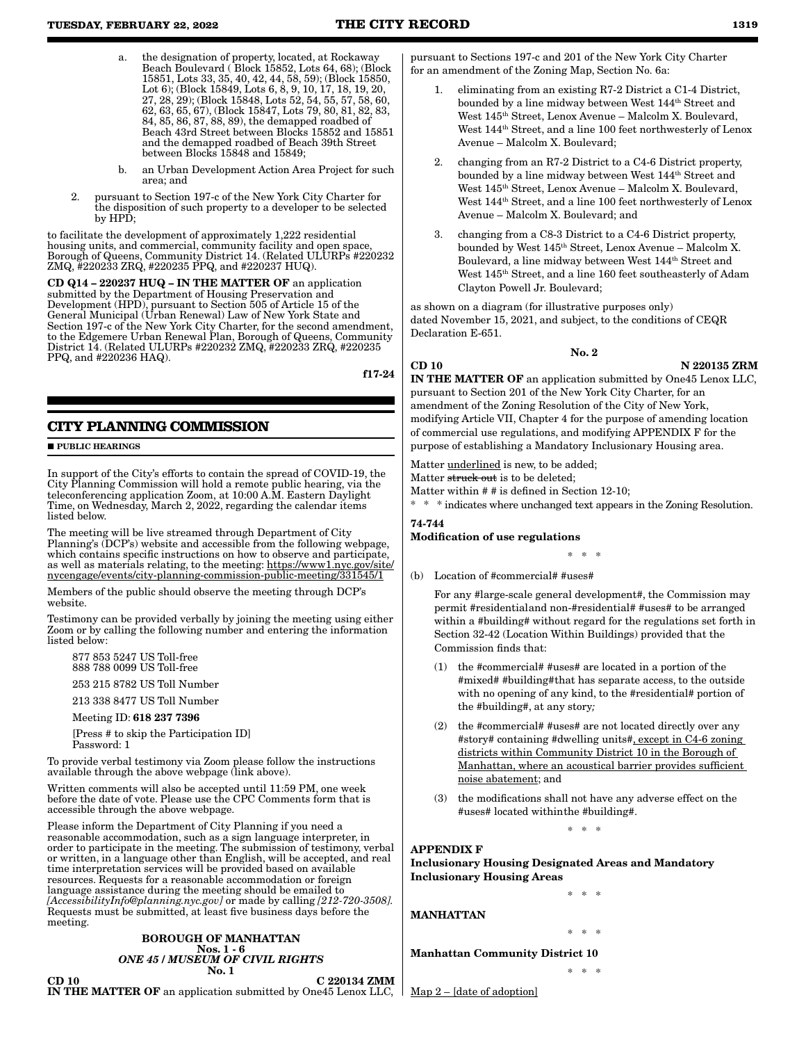a. the designation of property, located, at Rockaway Beach Boulevard ( Block 15852, Lots 64, 68); (Block 15851, Lots 33, 35, 40, 42, 44, 58, 59); (Block 15850, Lot 6); (Block 15849, Lots 6, 8, 9, 10, 17, 18, 19, 20, 27, 28, 29); (Block 15848, Lots 52, 54, 55, 57, 58, 60, 62, 63, 65, 67), (Block 15847, Lots 79, 80, 81, 82, 83, 84, 85, 86, 87, 88, 89), the demapped roadbed of Beach 43rd Street between Blocks 15852 and 15851 and the demapped roadbed of Beach 39th Street between Blocks 15848 and 15849;

b. an Urban Development Action Area Project for such area; and

2. pursuant to Section 197-c of the New York City Charter for the disposition of such property to a developer to be selected by HPD;

to facilitate the development of approximately 1,222 residential housing units, and commercial, community facility and open space, Borough of Queens, Community District 14. (Related ULURPs #220232 ZMQ, #220233 ZRQ, #220235 PPQ, and #220237 HUQ).

**CD Q14 – 220237 HUQ – IN THE MATTER OF** an application submitted by the Department of Housing Preservation and Development (HPD), pursuant to Section 505 of Article 15 of the General Municipal (Urban Renewal) Law of New York State and Section 197-c of the New York City Charter, for the second amendment, to the Edgemere Urban Renewal Plan, Borough of Queens, Community District 14. (Related ULURPs #220232 ZMQ, #220233 ZRQ, #220235 PPQ, and #220236 HAQ).

f17-24

## CITY PLANNING COMMISSION

■ **PUBLIC HEARINGS**

In support of the City's efforts to contain the spread of COVID-19, the City Planning Commission will hold a remote public hearing, via the teleconferencing application Zoom, at 10:00 A.M. Eastern Daylight Time, on Wednesday, March 2, 2022, regarding the calendar items listed below.

The meeting will be live streamed through Department of City Planning's (DCP's) website and accessible from the following webpage, which contains specific instructions on how to observe and participate, as well as materials relating, to the meeting: https://www1.nyc.gov/site/nycengage/events/city-planning-commission-public-meeting/331545/1

Members of the public should observe the meeting through DCP's website.

Testimony can be provided verbally by joining the meeting using either Zoom or by calling the following number and entering the information listed below:

877 853 5247 US Toll-free
888 788 0099 US Toll-free

253 215 8782 US Toll Number

213 338 8477 US Toll Number

Meeting ID: **618 237 7396**

[Press # to skip the Participation ID]
Password: 1

To provide verbal testimony via Zoom please follow the instructions available through the above webpage (link above).

Written comments will also be accepted until 11:59 PM, one week before the date of vote. Please use the CPC Comments form that is accessible through the above webpage.

Please inform the Department of City Planning if you need a reasonable accommodation, such as a sign language interpreter, in order to participate in the meeting. The submission of testimony, verbal or written, in a language other than English, will be accepted, and real time interpretation services will be provided based on available resources. Requests for a reasonable accommodation or foreign language assistance during the meeting should be emailed to *[AccessibilityInfo@planning.nyc.gov]* or made by calling *[212-720-3508]*. Requests must be submitted, at least five business days before the meeting.

**BOROUGH OF MANHATTAN**
**Nos. 1 - 6**
***ONE 45 / MUSEUM OF CIVIL RIGHTS***
**No. 1**

**CD 10** **C 220134 ZMM**
**IN THE MATTER OF** an application submitted by One45 Lenox LLC, pursuant to Sections 197-c and 201 of the New York City Charter for an amendment of the Zoning Map, Section No. 6a:

1. eliminating from an existing R7-2 District a C1-4 District, bounded by a line midway between West 144th Street and West 145th Street, Lenox Avenue – Malcolm X. Boulevard, West 144th Street, and a line 100 feet northwesterly of Lenox Avenue – Malcolm X. Boulevard;

2. changing from an R7-2 District to a C4-6 District property, bounded by a line midway between West 144th Street and West 145th Street, Lenox Avenue – Malcolm X. Boulevard, West 144th Street, and a line 100 feet northwesterly of Lenox Avenue – Malcolm X. Boulevard; and

3. changing from a C8-3 District to a C4-6 District property, bounded by West 145th Street, Lenox Avenue – Malcolm X. Boulevard, a line midway between West 144th Street and West 145th Street, and a line 160 feet southeasterly of Adam Clayton Powell Jr. Boulevard;

as shown on a diagram (for illustrative purposes only) dated November 15, 2021, and subject, to the conditions of CEQR Declaration E-651.

**No. 2**

**CD 10** **N 220135 ZRM**
**IN THE MATTER OF** an application submitted by One45 Lenox LLC, pursuant to Section 201 of the New York City Charter, for an amendment of the Zoning Resolution of the City of New York, modifying Article VII, Chapter 4 for the purpose of amending location of commercial use regulations, and modifying APPENDIX F for the purpose of establishing a Mandatory Inclusionary Housing area.

Matter <u>underlined</u> is new, to be added;
Matter ~~struck out~~ is to be deleted;
Matter within # # is defined in Section 12-10;
\* \* \* indicates where unchanged text appears in the Zoning Resolution.

**74-744**
**Modification of use regulations**

\* \* \*

(b) Location of #commercial# #uses#

For any #large-scale general development#, the Commission may permit #residentialand non-#residential# #uses# to be arranged within a #building# without regard for the regulations set forth in Section 32-42 (Location Within Buildings) provided that the Commission finds that:

(1) the #commercial# #uses# are located in a portion of the #mixed# #building#that has separate access, to the outside with no opening of any kind, to the #residential# portion of the #building#, at any story;

(2) the #commercial# #uses# are not located directly over any #story# containing #dwelling units#<u>, except in C4-6 zoning districts within Community District 10 in the Borough of Manhattan, where an acoustical barrier provides sufficient noise abatement</u>; and

(3) the modifications shall not have any adverse effect on the #uses# located withinthe #building#.

\* \* \*

**APPENDIX F**
**Inclusionary Housing Designated Areas and Mandatory Inclusionary Housing Areas**

\* \* \*

**MANHATTAN**

\* \* \*

**Manhattan Community District 10**

\* \* \*

<u>Map 2 – [date of adoption]</u>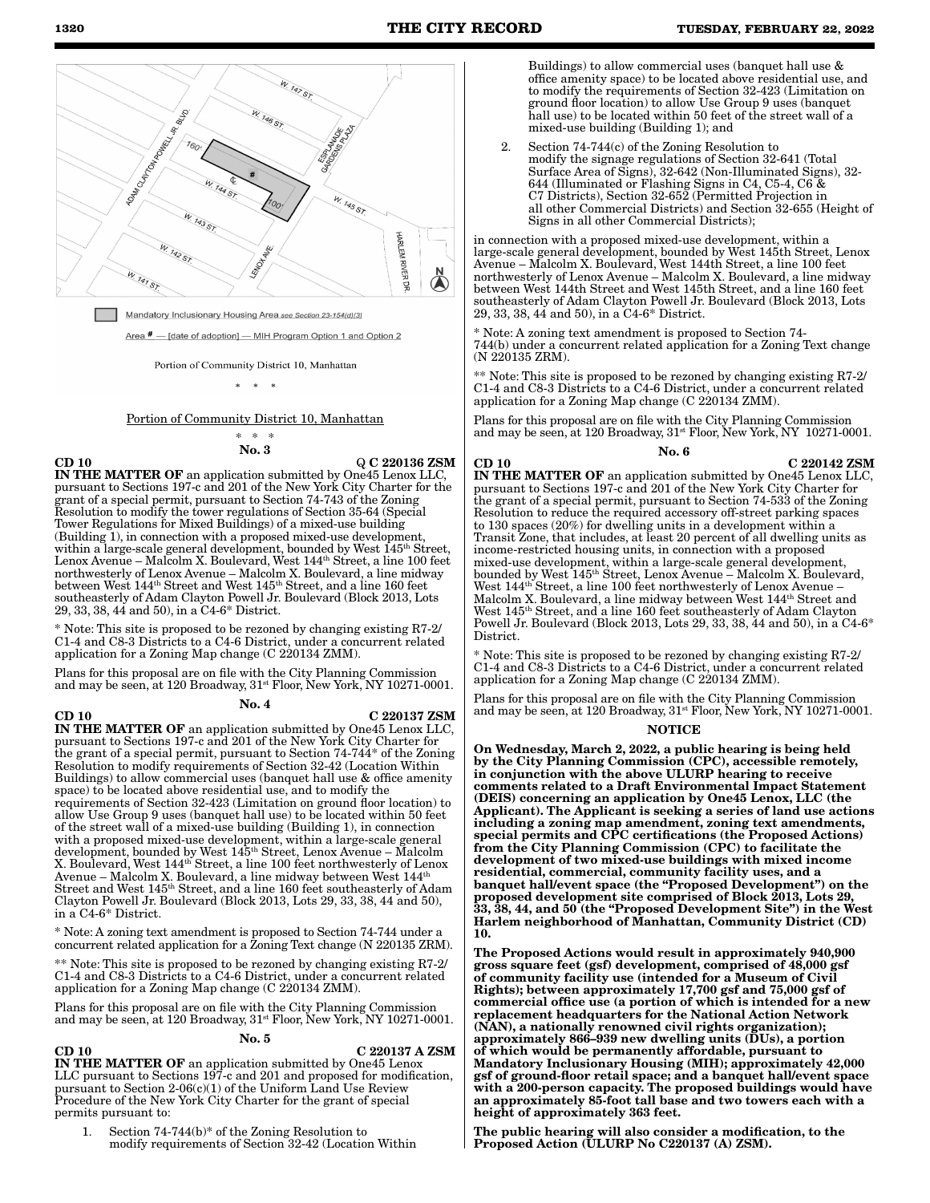Mandatory Inclusionary Housing Area *see Section 23-154(d)(3)*

Area # — [date of adoption] — MIH Program Option 1 and Option 2

Portion of Community District 10, Manhattan

\* \* \*

Portion of Community District 10, Manhattan

\* \* \*

**No. 3**

**CD 10** Q **C 220136 ZSM**

**IN THE MATTER OF** an application submitted by One45 Lenox LLC, pursuant to Sections 197-c and 201 of the New York City Charter for the grant of a special permit, pursuant to Section 74-743 of the Zoning Resolution to modify the tower regulations of Section 35-64 (Special Tower Regulations for Mixed Buildings) of a mixed-use building (Building 1), in connection with a proposed mixed-use development, within a large-scale general development, bounded by West 145th Street, Lenox Avenue – Malcolm X. Boulevard, West 144th Street, a line 100 feet northwesterly of Lenox Avenue – Malcolm X. Boulevard, a line midway between West 144th Street and West 145th Street, and a line 160 feet southeasterly of Adam Clayton Powell Jr. Boulevard (Block 2013, Lots 29, 33, 38, 44 and 50), in a C4-6* District.

\* Note: This site is proposed to be rezoned by changing existing R7-2/C1-4 and C8-3 Districts to a C4-6 District, under a concurrent related application for a Zoning Map change (C 220134 ZMM).

Plans for this proposal are on file with the City Planning Commission and may be seen, at 120 Broadway, 31st Floor, New York, NY 10271-0001.

**No. 4**

**CD 10** **C 220137 ZSM**

**IN THE MATTER OF** an application submitted by One45 Lenox LLC, pursuant to Sections 197-c and 201 of the New York City Charter for the grant of a special permit, pursuant to Section 74-744* of the Zoning Resolution to modify requirements of Section 32-42 (Location Within Buildings) to allow commercial uses (banquet hall use & office amenity space) to be located above residential use, and to modify the requirements of Section 32-423 (Limitation on ground floor location) to allow Use Group 9 uses (banquet hall use) to be located within 50 feet of the street wall of a mixed-use building (Building 1), in connection with a proposed mixed-use development, within a large-scale general development, bounded by West 145th Street, Lenox Avenue – Malcolm X. Boulevard, West 144th Street, a line 100 feet northwesterly of Lenox Avenue – Malcolm X. Boulevard, a line midway between West 144th Street and West 145th Street, and a line 160 feet southeasterly of Adam Clayton Powell Jr. Boulevard (Block 2013, Lots 29, 33, 38, 44 and 50), in a C4-6* District.

\* Note: A zoning text amendment is proposed to Section 74-744 under a concurrent related application for a Zoning Text change (N 220135 ZRM).

\*\* Note: This site is proposed to be rezoned by changing existing R7-2/C1-4 and C8-3 Districts to a C4-6 District, under a concurrent related application for a Zoning Map change (C 220134 ZMM).

Plans for this proposal are on file with the City Planning Commission and may be seen, at 120 Broadway, 31st Floor, New York, NY 10271-0001.

**No. 5**

**CD 10** **C 220137 A ZSM**

**IN THE MATTER OF** an application submitted by One45 Lenox LLC pursuant to Sections 197-c and 201 and proposed for modification, pursuant to Section 2-06(c)(1) of the Uniform Land Use Review Procedure of the New York City Charter for the grant of special permits pursuant to:

1. Section 74-744(b)* of the Zoning Resolution to modify requirements of Section 32-42 (Location Within Buildings) to allow commercial uses (banquet hall use & office amenity space) to be located above residential use, and to modify the requirements of Section 32-423 (Limitation on ground floor location) to allow Use Group 9 uses (banquet hall use) to be located within 50 feet of the street wall of a mixed-use building (Building 1); and

2. Section 74-744(c) of the Zoning Resolution to modify the signage regulations of Section 32-641 (Total Surface Area of Signs), 32-642 (Non-Illuminated Signs), 32-644 (Illuminated or Flashing Signs in C4, C5-4, C6 & C7 Districts), Section 32-652 (Permitted Projection in all other Commercial Districts) and Section 32-655 (Height of Signs in all other Commercial Districts);

in connection with a proposed mixed-use development, within a large-scale general development, bounded by West 145th Street, Lenox Avenue – Malcolm X. Boulevard, West 144th Street, a line 100 feet northwesterly of Lenox Avenue – Malcolm X. Boulevard, a line midway between West 144th Street and West 145th Street, and a line 160 feet southeasterly of Adam Clayton Powell Jr. Boulevard (Block 2013, Lots 29, 33, 38, 44 and 50), in a C4-6* District.

\* Note: A zoning text amendment is proposed to Section 74-744(b) under a concurrent related application for a Zoning Text change (N 220135 ZRM).

\*\* Note: This site is proposed to be rezoned by changing existing R7-2/C1-4 and C8-3 Districts to a C4-6 District, under a concurrent related application for a Zoning Map change (C 220134 ZMM).

Plans for this proposal are on file with the City Planning Commission and may be seen, at 120 Broadway, 31st Floor, New York, NY 10271-0001.

**No. 6**

**CD 10** **C 220142 ZSM**

**IN THE MATTER OF** an application submitted by One45 Lenox LLC, pursuant to Sections 197-c and 201 of the New York City Charter for the grant of a special permit, pursuant to Section 74-533 of the Zoning Resolution to reduce the required accessory off-street parking spaces to 130 spaces (20%) for dwelling units in a development within a Transit Zone, that includes, at least 20 percent of all dwelling units as income-restricted housing units, in connection with a proposed mixed-use development, within a large-scale general development, bounded by West 145th Street, Lenox Avenue – Malcolm X. Boulevard, West 144th Street, a line 100 feet northwesterly of Lenox Avenue – Malcolm X. Boulevard, a line midway between West 144th Street and West 145th Street, and a line 160 feet southeasterly of Adam Clayton Powell Jr. Boulevard (Block 2013, Lots 29, 33, 38, 44 and 50), in a C4-6* District.

\* Note: This site is proposed to be rezoned by changing existing R7-2/C1-4 and C8-3 Districts to a C4-6 District, under a concurrent related application for a Zoning Map change (C 220134 ZMM).

Plans for this proposal are on file with the City Planning Commission and may be seen, at 120 Broadway, 31st Floor, New York, NY 10271-0001.

**NOTICE**

**On Wednesday, March 2, 2022, a public hearing is being held by the City Planning Commission (CPC), accessible remotely, in conjunction with the above ULURP hearing to receive comments related to a Draft Environmental Impact Statement (DEIS) concerning an application by One45 Lenox, LLC (the Applicant). The Applicant is seeking a series of land use actions including a zoning map amendment, zoning text amendments, special permits and CPC certifications (the Proposed Actions) from the City Planning Commission (CPC) to facilitate the development of two mixed-use buildings with mixed income residential, commercial, community facility uses, and a banquet hall/event space (the "Proposed Development") on the proposed development site comprised of Block 2013, Lots 29, 33, 38, 44, and 50 (the "Proposed Development Site") in the West Harlem neighborhood of Manhattan, Community District (CD) 10.**

**The Proposed Actions would result in approximately 940,900 gross square feet (gsf) development, comprised of 48,000 gsf of community facility use (intended for a Museum of Civil Rights); between approximately 17,700 gsf and 75,000 gsf of commercial office use (a portion of which is intended for a new replacement headquarters for the National Action Network (NAN), a nationally renowned civil rights organization); approximately 866–939 new dwelling units (DUs), a portion of which would be permanently affordable, pursuant to Mandatory Inclusionary Housing (MIH); approximately 42,000 gsf of ground-floor retail space; and a banquet hall/event space with a 200-person capacity. The proposed buildings would have an approximately 85-foot tall base and two towers each with a height of approximately 363 feet.**

**The public hearing will also consider a modification, to the Proposed Action (ULURP No C220137 (A) ZSM).**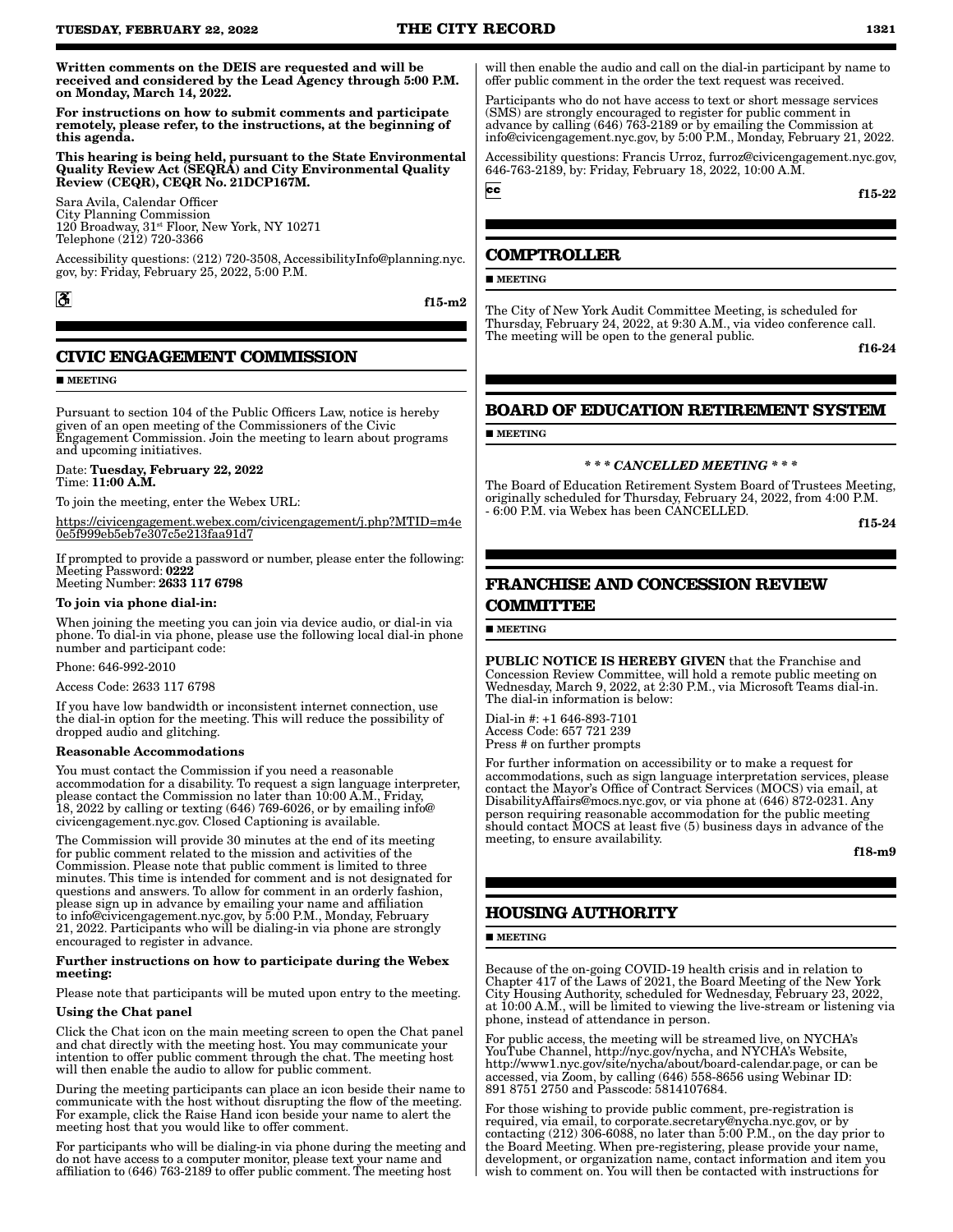**Written comments on the DEIS are requested and will be received and considered by the Lead Agency through 5:00 P.M. on Monday, March 14, 2022.**

**For instructions on how to submit comments and participate remotely, please refer, to the instructions, at the beginning of this agenda.**

**This hearing is being held, pursuant to the State Environmental Quality Review Act (SEQRA) and City Environmental Quality Review (CEQR), CEQR No. 21DCP167M.**

Sara Avila, Calendar Officer
City Planning Commission
120 Broadway, 31st Floor, New York, NY 10271
Telephone (212) 720-3366

Accessibility questions: (212) 720-3508, AccessibilityInfo@planning.nyc.gov, by: Friday, February 25, 2022, 5:00 P.M.

**f15-m2**

## CIVIC ENGAGEMENT COMMISSION

■ **MEETING**

Pursuant to section 104 of the Public Officers Law, notice is hereby given of an open meeting of the Commissioners of the Civic Engagement Commission. Join the meeting to learn about programs and upcoming initiatives.

Date: **Tuesday, February 22, 2022**
Time: **11:00 A.M.**

To join the meeting, enter the Webex URL:

https://civicengagement.webex.com/civicengagement/j.php?MTID=m4e0e5f999eb5eb7e307c5e213faa91d7

If prompted to provide a password or number, please enter the following:
Meeting Password: **0222**
Meeting Number: **2633 117 6798**

**To join via phone dial-in:**

When joining the meeting you can join via device audio, or dial-in via phone. To dial-in via phone, please use the following local dial-in phone number and participant code:

Phone: 646-992-2010

Access Code: 2633 117 6798

If you have low bandwidth or inconsistent internet connection, use the dial-in option for the meeting. This will reduce the possibility of dropped audio and glitching.

**Reasonable Accommodations**

You must contact the Commission if you need a reasonable accommodation for a disability. To request a sign language interpreter, please contact the Commission no later than 10:00 A.M., Friday, 18, 2022 by calling or texting (646) 769-6026, or by emailing info@civicengagement.nyc.gov. Closed Captioning is available.

The Commission will provide 30 minutes at the end of its meeting for public comment related to the mission and activities of the Commission. Please note that public comment is limited to three minutes. This time is intended for comment and is not designated for questions and answers. To allow for comment in an orderly fashion, please sign up in advance by emailing your name and affiliation to info@civicengagement.nyc.gov, by 5:00 P.M., Monday, February 21, 2022. Participants who will be dialing-in via phone are strongly encouraged to register in advance.

**Further instructions on how to participate during the Webex meeting:**

Please note that participants will be muted upon entry to the meeting.

**Using the Chat panel**

Click the Chat icon on the main meeting screen to open the Chat panel and chat directly with the meeting host. You may communicate your intention to offer public comment through the chat. The meeting host will then enable the audio to allow for public comment.

During the meeting participants can place an icon beside their name to communicate with the host without disrupting the flow of the meeting. For example, click the Raise Hand icon beside your name to alert the meeting host that you would like to offer comment.

For participants who will be dialing-in via phone during the meeting and do not have access to a computer monitor, please text your name and affiliation to (646) 763-2189 to offer public comment. The meeting host will then enable the audio and call on the dial-in participant by name to offer public comment in the order the text request was received.

Participants who do not have access to text or short message services (SMS) are strongly encouraged to register for public comment in advance by calling (646) 763-2189 or by emailing the Commission at info@civicengagement.nyc.gov, by 5:00 P.M., Monday, February 21, 2022.

Accessibility questions: Francis Urroz, furroz@civicengagement.nyc.gov, 646-763-2189, by: Friday, February 18, 2022, 10:00 A.M.

**f15-22**

## COMPTROLLER

■ **MEETING**

The City of New York Audit Committee Meeting, is scheduled for Thursday, February 24, 2022, at 9:30 A.M., via video conference call. The meeting will be open to the general public.

**f16-24**

## BOARD OF EDUCATION RETIREMENT SYSTEM

■ **MEETING**

***\* \* \* CANCELLED MEETING \* \* \****

The Board of Education Retirement System Board of Trustees Meeting, originally scheduled for Thursday, February 24, 2022, from 4:00 P.M. - 6:00 P.M. via Webex has been CANCELLED.

**f15-24**

## FRANCHISE AND CONCESSION REVIEW COMMITTEE

■ **MEETING**

**PUBLIC NOTICE IS HEREBY GIVEN** that the Franchise and Concession Review Committee, will hold a remote public meeting on Wednesday, March 9, 2022, at 2:30 P.M., via Microsoft Teams dial-in. The dial-in information is below:

Dial-in #: +1 646-893-7101
Access Code: 657 721 239
Press # on further prompts

For further information on accessibility or to make a request for accommodations, such as sign language interpretation services, please contact the Mayor's Office of Contract Services (MOCS) via email, at DisabilityAffairs@mocs.nyc.gov, or via phone at (646) 872-0231. Any person requiring reasonable accommodation for the public meeting should contact MOCS at least five (5) business days in advance of the meeting, to ensure availability.

**f18-m9**

## HOUSING AUTHORITY

■ **MEETING**

Because of the on-going COVID-19 health crisis and in relation to Chapter 417 of the Laws of 2021, the Board Meeting of the New York City Housing Authority, scheduled for Wednesday, February 23, 2022, at 10:00 A.M., will be limited to viewing the live-stream or listening via phone, instead of attendance in person.

For public access, the meeting will be streamed live, on NYCHA's YouTube Channel, http://nyc.gov/nycha, and NYCHA's Website, http://www1.nyc.gov/site/nycha/about/board-calendar.page, or can be accessed, via Zoom, by calling (646) 558-8656 using Webinar ID: 891 8751 2750 and Passcode: 5814107684.

For those wishing to provide public comment, pre-registration is required, via email, to corporate.secretary@nycha.nyc.gov, or by contacting (212) 306-6088, no later than 5:00 P.M., on the day prior to the Board Meeting. When pre-registering, please provide your name, development, or organization name, contact information and item you wish to comment on. You will then be contacted with instructions for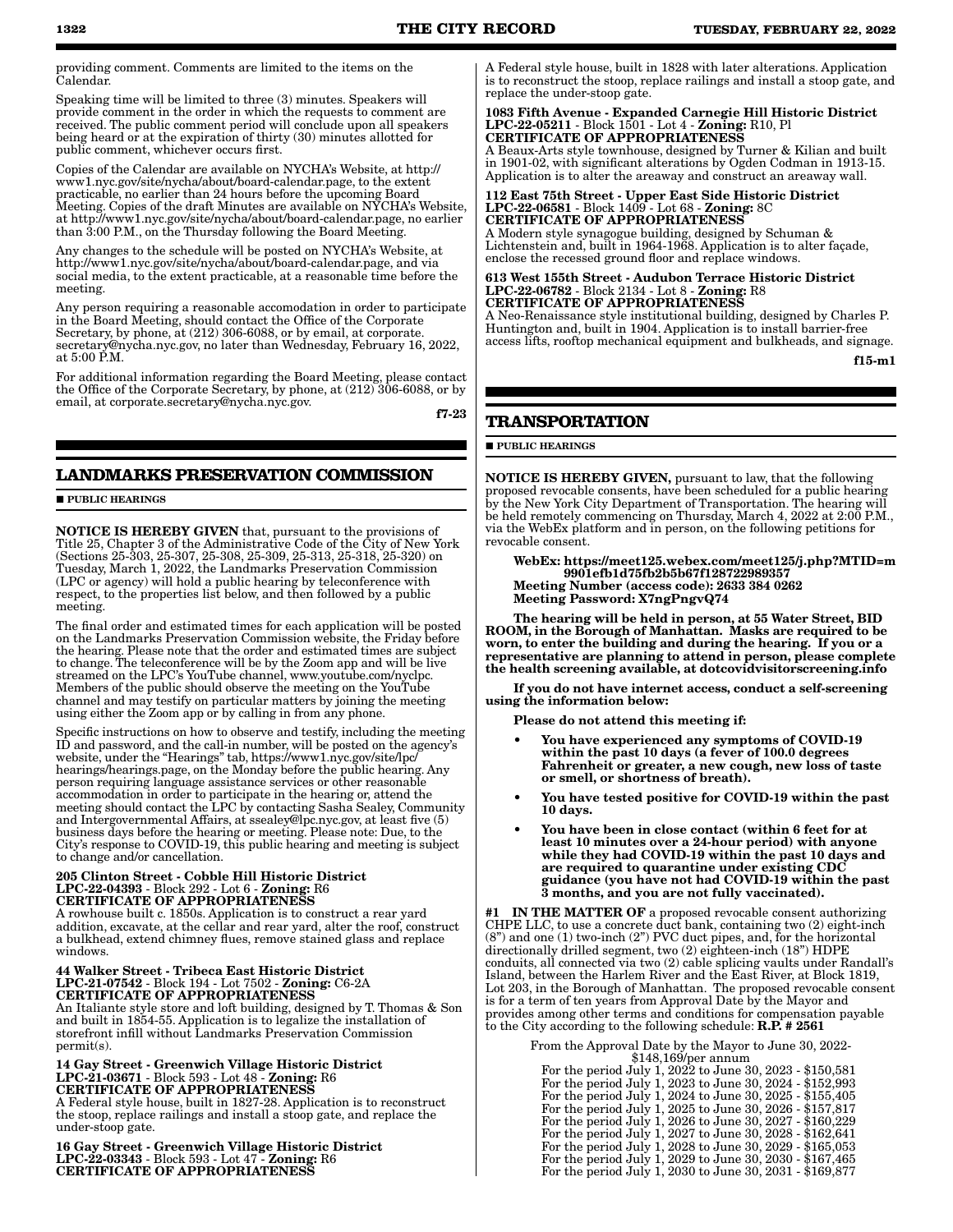providing comment. Comments are limited to the items on the Calendar.

Speaking time will be limited to three (3) minutes. Speakers will provide comment in the order in which the requests to comment are received. The public comment period will conclude upon all speakers being heard or at the expiration of thirty (30) minutes allotted for public comment, whichever occurs first.

Copies of the Calendar are available on NYCHA's Website, at http://www1.nyc.gov/site/nycha/about/board-calendar.page, to the extent practicable, no earlier than 24 hours before the upcoming Board Meeting. Copies of the draft Minutes are available on NYCHA's Website, at http://www1.nyc.gov/site/nycha/about/board-calendar.page, no earlier than 3:00 P.M., on the Thursday following the Board Meeting.

Any changes to the schedule will be posted on NYCHA's Website, at http://www1.nyc.gov/site/nycha/about/board-calendar.page, and via social media, to the extent practicable, at a reasonable time before the meeting.

Any person requiring a reasonable accomodation in order to participate in the Board Meeting, should contact the Office of the Corporate Secretary, by phone, at (212) 306-6088, or by email, at corporate.secretary@nycha.nyc.gov, no later than Wednesday, February 16, 2022, at 5:00 P.M.

For additional information regarding the Board Meeting, please contact the Office of the Corporate Secretary, by phone, at (212) 306-6088, or by email, at corporate.secretary@nycha.nyc.gov.

**f7-23**

## LANDMARKS PRESERVATION COMMISSION

■ **PUBLIC HEARINGS**

**NOTICE IS HEREBY GIVEN** that, pursuant to the provisions of Title 25, Chapter 3 of the Administrative Code of the City of New York (Sections 25-303, 25-307, 25-308, 25-309, 25-313, 25-318, 25-320) on Tuesday, March 1, 2022, the Landmarks Preservation Commission (LPC or agency) will hold a public hearing by teleconference with respect, to the properties list below, and then followed by a public meeting.

The final order and estimated times for each application will be posted on the Landmarks Preservation Commission website, the Friday before the hearing. Please note that the order and estimated times are subject to change. The teleconference will be by the Zoom app and will be live streamed on the LPC's YouTube channel, www.youtube.com/nyclpc. Members of the public should observe the meeting on the YouTube channel and may testify on particular matters by joining the meeting using either the Zoom app or by calling in from any phone.

Specific instructions on how to observe and testify, including the meeting ID and password, and the call-in number, will be posted on the agency's website, under the "Hearings" tab, https://www1.nyc.gov/site/lpc/hearings/hearings.page, on the Monday before the public hearing. Any person requiring language assistance services or other reasonable accommodation in order to participate in the hearing or, attend the meeting should contact the LPC by contacting Sasha Sealey, Community and Intergovernmental Affairs, at ssealey@lpc.nyc.gov, at least five (5) business days before the hearing or meeting. Please note: Due, to the City's response to COVID-19, this public hearing and meeting is subject to change and/or cancellation.

**205 Clinton Street - Cobble Hill Historic District**
**LPC-22-04393** - Block 292 - Lot 6 - **Zoning:** R6
**CERTIFICATE OF APPROPRIATENESS**
A rowhouse built c. 1850s. Application is to construct a rear yard addition, excavate, at the cellar and rear yard, alter the roof, construct a bulkhead, extend chimney flues, remove stained glass and replace windows.

**44 Walker Street - Tribeca East Historic District**
**LPC-21-07542** - Block 194 - Lot 7502 - **Zoning:** C6-2A
**CERTIFICATE OF APPROPRIATENESS**
An Italiante style store and loft building, designed by T. Thomas & Son and built in 1854-55. Application is to legalize the installation of storefront infill without Landmarks Preservation Commission permit(s).

**14 Gay Street - Greenwich Village Historic District**
**LPC-21-03671** - Block 593 - Lot 48 - **Zoning:** R6
**CERTIFICATE OF APPROPRIATENESS**
A Federal style house, built in 1827-28. Application is to reconstruct the stoop, replace railings and install a stoop gate, and replace the under-stoop gate.

**16 Gay Street - Greenwich Village Historic District**
**LPC-22-03343** - Block 593 - Lot 47 - **Zoning:** R6
**CERTIFICATE OF APPROPRIATENESS**
A Federal style house, built in 1828 with later alterations. Application is to reconstruct the stoop, replace railings and install a stoop gate, and replace the under-stoop gate.

**1083 Fifth Avenue - Expanded Carnegie Hill Historic District**
**LPC-22-05211** - Block 1501 - Lot 4 - **Zoning:** R10, Pl
**CERTIFICATE OF APPROPRIATENESS**
A Beaux-Arts style townhouse, designed by Turner & Kilian and built in 1901-02, with significant alterations by Ogden Codman in 1913-15. Application is to alter the areaway and construct an areaway wall.

**112 East 75th Street - Upper East Side Historic District**
**LPC-22-06581** - Block 1409 - Lot 68 - **Zoning:** 8C
**CERTIFICATE OF APPROPRIATENESS**
A Modern style synagogue building, designed by Schuman & Lichtenstein and, built in 1964-1968. Application is to alter façade, enclose the recessed ground floor and replace windows.

**613 West 155th Street - Audubon Terrace Historic District**
**LPC-22-06782** - Block 2134 - Lot 8 - **Zoning:** R8
**CERTIFICATE OF APPROPRIATENESS**
A Neo-Renaissance style institutional building, designed by Charles P. Huntington and, built in 1904. Application is to install barrier-free access lifts, rooftop mechanical equipment and bulkheads, and signage.

**f15-m1**

## TRANSPORTATION

■ **PUBLIC HEARINGS**

**NOTICE IS HEREBY GIVEN,** pursuant to law, that the following proposed revocable consents, have been scheduled for a public hearing by the New York City Department of Transportation. The hearing will be held remotely commencing on Thursday, March 4, 2022 at 2:00 P.M., via the WebEx platform and in person, on the following petitions for revocable consent.

**WebEx: https://meet125.webex.com/meet125/j.php?MTID=m9901efb1d75fb2b5b67f128722989357**
**Meeting Number (access code): 2633 384 0262**
**Meeting Password: X7ngPngvQ74**

**The hearing will be held in person, at 55 Water Street, BID ROOM, in the Borough of Manhattan. Masks are required to be worn, to enter the building and during the hearing. If you or a representative are planning to attend in person, please complete the health screening available, at dotcovidvisitorscreening.info**

**If you do not have internet access, conduct a self-screening using the information below:**

**Please do not attend this meeting if:**

- **You have experienced any symptoms of COVID-19 within the past 10 days (a fever of 100.0 degrees Fahrenheit or greater, a new cough, new loss of taste or smell, or shortness of breath).**
- **You have tested positive for COVID-19 within the past 10 days.**
- **You have been in close contact (within 6 feet for at least 10 minutes over a 24-hour period) with anyone while they had COVID-19 within the past 10 days and are required to quarantine under existing CDC guidance (you have not had COVID-19 within the past 3 months, and you are not fully vaccinated).**

**#1 IN THE MATTER OF** a proposed revocable consent authorizing CHPE LLC, to use a concrete duct bank, containing two (2) eight-inch (8") and one (1) two-inch (2") PVC duct pipes, and, for the horizontal directionally drilled segment, two (2) eighteen-inch (18") HDPE conduits, all connected via two (2) cable splicing vaults under Randall's Island, between the Harlem River and the East River, at Block 1819, Lot 203, in the Borough of Manhattan. The proposed revocable consent is for a term of ten years from Approval Date by the Mayor and provides among other terms and conditions for compensation payable to the City according to the following schedule: **R.P. # 2561**

From the Approval Date by the Mayor to June 30, 2022- $148,169/per annum
For the period July 1, 2022 to June 30, 2023 - $150,581
For the period July 1, 2023 to June 30, 2024 - $152,993
For the period July 1, 2024 to June 30, 2025 - $155,405
For the period July 1, 2025 to June 30, 2026 - $157,817
For the period July 1, 2026 to June 30, 2027 - $160,229
For the period July 1, 2027 to June 30, 2028 - $162,641
For the period July 1, 2028 to June 30, 2029 - $165,053
For the period July 1, 2029 to June 30, 2030 - $167,465
For the period July 1, 2030 to June 30, 2031 - $169,877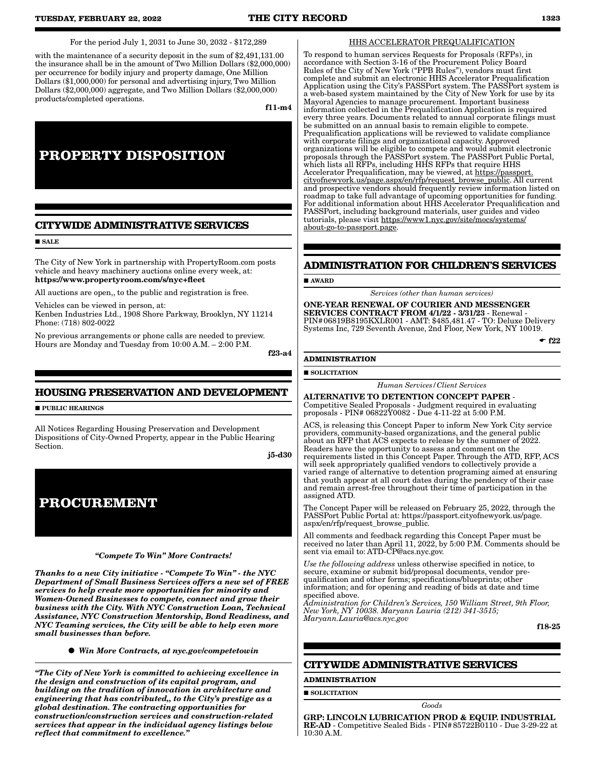For the period July 1, 2031 to June 30, 2032 - $172,289

with the maintenance of a security deposit in the sum of $2,491,131.00 the insurance shall be in the amount of Two Million Dollars ($2,000,000) per occurrence for bodily injury and property damage, One Million Dollars ($1,000,000) for personal and advertising injury, Two Million Dollars ($2,000,000) aggregate, and Two Million Dollars ($2,000,000) products/completed operations.

f11-m4

# PROPERTY DISPOSITION

## CITYWIDE ADMINISTRATIVE SERVICES

■ SALE

The City of New York in partnership with PropertyRoom.com posts vehicle and heavy machinery auctions online every week, at:
**https://www.propertyroom.com/s/nyc+fleet**

All auctions are open,, to the public and registration is free.

Vehicles can be viewed in person, at:
Kenben Industries Ltd., 1908 Shore Parkway, Brooklyn, NY 11214
Phone: (718) 802-0022

No previous arrangements or phone calls are needed to preview. Hours are Monday and Tuesday from 10:00 A.M. – 2:00 P.M.

f23-a4

## HOUSING PRESERVATION AND DEVELOPMENT

■ PUBLIC HEARINGS

All Notices Regarding Housing Preservation and Development Dispositions of City-Owned Property, appear in the Public Hearing Section.

j5-d30

# PROCUREMENT

***"Compete To Win" More Contracts!***

***Thanks to a new City initiative - "Compete To Win" - the NYC Department of Small Business Services offers a new set of FREE services to help create more opportunities for minority and Women-Owned Businesses to compete, connect and grow their business with the City. With NYC Construction Loan, Technical Assistance, NYC Construction Mentorship, Bond Readiness, and NYC Teaming services, the City will be able to help even more small businesses than before.***

● ***Win More Contracts, at nyc.gov/competetowin***

***"The City of New York is committed to achieving excellence in the design and construction of its capital program, and building on the tradition of innovation in architecture and engineering that has contributed,, to the City's prestige as a global destination. The contracting opportunities for construction/construction services and construction-related services that appear in the individual agency listings below reflect that commitment to excellence."***

HHS ACCELERATOR PREQUALIFICATION

To respond to human services Requests for Proposals (RFPs), in accordance with Section 3-16 of the Procurement Policy Board Rules of the City of New York ("PPB Rules"), vendors must first complete and submit an electronic HHS Accelerator Prequalification Application using the City's PASSPort system. The PASSPort system is a web-based system maintained by the City of New York for use by its Mayoral Agencies to manage procurement. Important business information collected in the Prequalification Application is required every three years. Documents related to annual corporate filings must be submitted on an annual basis to remain eligible to compete. Prequalification applications will be reviewed to validate compliance with corporate filings and organizational capacity. Approved organizations will be eligible to compete and would submit electronic proposals through the PASSPort system. The PASSPort Public Portal, which lists all RFPs, including HHS RFPs that require HHS Accelerator Prequalification, may be viewed, at https://passport.cityofnewyork.us/page.aspx/en/rfp/request_browse_public. All current and prospective vendors should frequently review information listed on roadmap to take full advantage of upcoming opportunities for funding. For additional information about HHS Accelerator Prequalification and PASSPort, including background materials, user guides and video tutorials, please visit https://www1.nyc.gov/site/mocs/systems/about-go-to-passport.page.

## ADMINISTRATION FOR CHILDREN'S SERVICES

■ AWARD

*Services (other than human services)*

**ONE-YEAR RENEWAL OF COURIER AND MESSENGER SERVICES CONTRACT FROM 4/1/22 - 3/31/23** - Renewal - PIN# 06819B8195KXLR001 - AMT: $485,481.47 - TO: Deluxe Delivery Systems Inc, 729 Seventh Avenue, 2nd Floor, New York, NY 10019.

☛ f22

### ADMINISTRATION

■ SOLICITATION

*Human Services/Client Services*

**ALTERNATIVE TO DETENTION CONCEPT PAPER** - Competitive Sealed Proposals - Judgment required in evaluating proposals - PIN# 06822Y0082 - Due 4-11-22 at 5:00 P.M.

ACS, is releasing this Concept Paper to inform New York City service providers, community-based organizations, and the general public about an RFP that ACS expects to release by the summer of 2022. Readers have the opportunity to assess and comment on the requirements listed in this Concept Paper. Through the ATD, RFP, ACS will seek appropriately qualified vendors to collectively provide a varied range of alternative to detention programing aimed at ensuring that youth appear at all court dates during the pendency of their case and remain arrest-free throughout their time of participation in the assigned ATD.

The Concept Paper will be released on February 25, 2022, through the PASSPort Public Portal at: https://passport.cityofnewyork.us/page.aspx/en/rfp/request_browse_public.

All comments and feedback regarding this Concept Paper must be received no later than April 11, 2022, by 5:00 P.M. Comments should be sent via email to: ATD-CP@acs.nyc.gov.

*Use the following address* unless otherwise specified in notice, to secure, examine or submit bid/proposal documents, vendor pre-qualification and other forms; specifications/blueprints; other information; and for opening and reading of bids at date and time specified above.
*Administration for Children's Services, 150 William Street, 9th Floor, New York, NY 10038. Maryann Lauria (212) 341-3515; Maryann.Lauria@acs.nyc.gov*

f18-25

## CITYWIDE ADMINISTRATIVE SERVICES

### ADMINISTRATION

■ SOLICITATION

*Goods*

**GRP: LINCOLN LUBRICATION PROD & EQUIP. INDUSTRIAL RE-AD** - Competitive Sealed Bids - PIN# 85722B0110 - Due 3-29-22 at 10:30 A.M.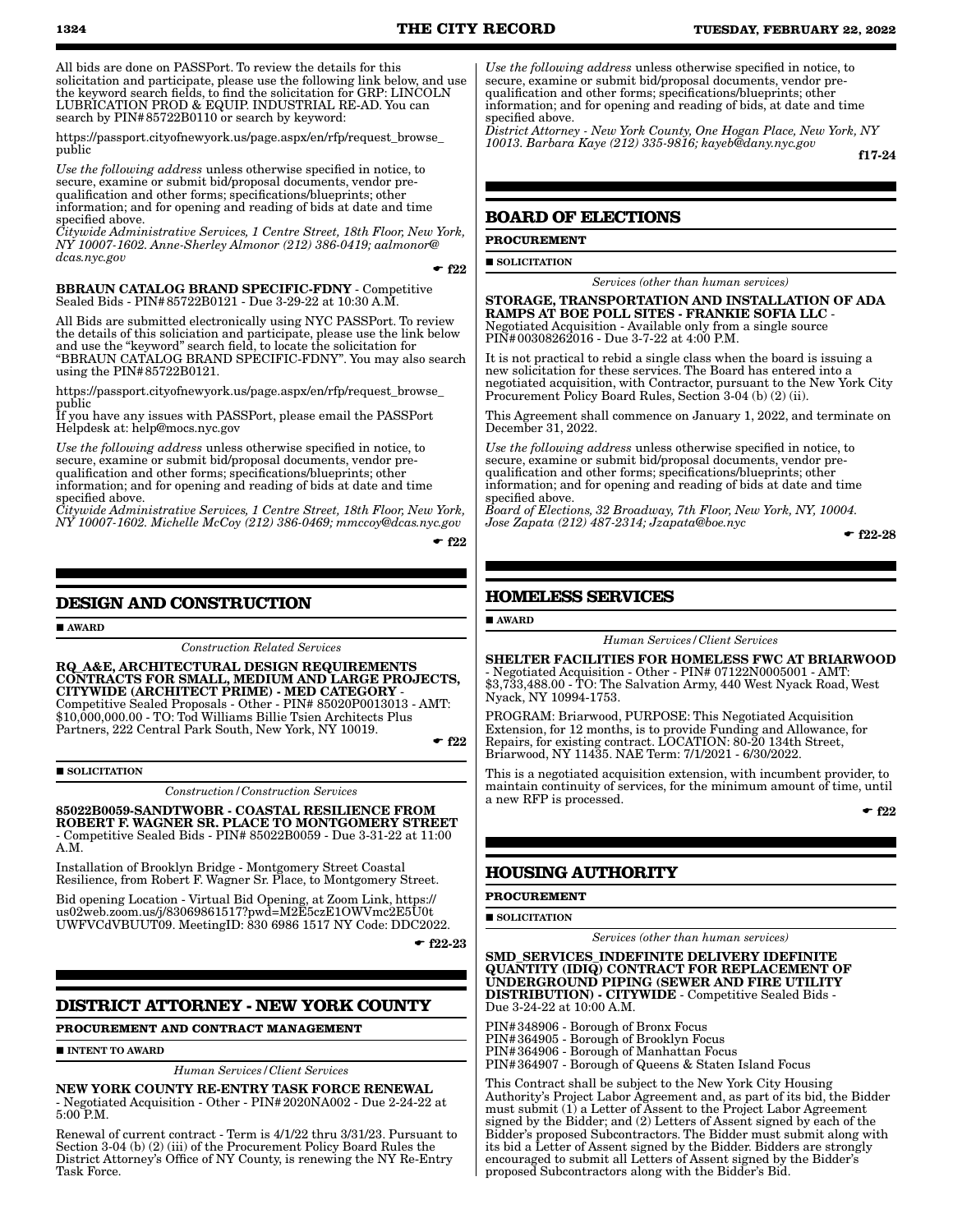All bids are done on PASSPort. To review the details for this solicitation and participate, please use the following link below, and use the keyword search fields, to find the solicitation for GRP: LINCOLN LUBRICATION PROD & EQUIP. INDUSTRIAL RE-AD. You can search by PIN#85722B0110 or search by keyword:

https://passport.cityofnewyork.us/page.aspx/en/rfp/request_browse_public

*Use the following address* unless otherwise specified in notice, to secure, examine or submit bid/proposal documents, vendor pre-qualification and other forms; specifications/blueprints; other information; and for opening and reading of bids at date and time specified above.
*Citywide Administrative Services, 1 Centre Street, 18th Floor, New York, NY 10007-1602. Anne-Sherley Almonor (212) 386-0419; aalmonor@dcas.nyc.gov*

☛ f22

**BBRAUN CATALOG BRAND SPECIFIC-FDNY** - Competitive Sealed Bids - PIN#85722B0121 - Due 3-29-22 at 10:30 A.M.

All Bids are submitted electronically using NYC PASSPort. To review the details of this soliciation and participate, please use the link below and use the "keyword" search field, to locate the solicitation for "BBRAUN CATALOG BRAND SPECIFIC-FDNY". You may also search using the PIN#85722B0121.

https://passport.cityofnewyork.us/page.aspx/en/rfp/request_browse_public
If you have any issues with PASSPort, please email the PASSPort Helpdesk at: help@mocs.nyc.gov

*Use the following address* unless otherwise specified in notice, to secure, examine or submit bid/proposal documents, vendor pre-qualification and other forms; specifications/blueprints; other information; and for opening and reading of bids at date and time specified above.
*Citywide Administrative Services, 1 Centre Street, 18th Floor, New York, NY 10007-1602. Michelle McCoy (212) 386-0469; mmccoy@dcas.nyc.gov*

☛ f22

## DESIGN AND CONSTRUCTION

■ **AWARD**

*Construction Related Services*

**RQ_A&E, ARCHITECTURAL DESIGN REQUIREMENTS CONTRACTS FOR SMALL, MEDIUM AND LARGE PROJECTS, CITYWIDE (ARCHITECT PRIME) - MED CATEGORY** - Competitive Sealed Proposals - Other - PIN# 85020P0013013 - AMT: $10,000,000.00 - TO: Tod Williams Billie Tsien Architects Plus Partners, 222 Central Park South, New York, NY 10019.

☛ f22

■ **SOLICITATION**

*Construction/Construction Services*

**85022B0059-SANDTWOBR - COASTAL RESILIENCE FROM ROBERT F. WAGNER SR. PLACE TO MONTGOMERY STREET** - Competitive Sealed Bids - PIN# 85022B0059 - Due 3-31-22 at 11:00 A.M.

Installation of Brooklyn Bridge - Montgomery Street Coastal Resilience, from Robert F. Wagner Sr. Place, to Montgomery Street.

Bid opening Location - Virtual Bid Opening, at Zoom Link, https://us02web.zoom.us/j/83069861517?pwd=M2E5czE1OWVmc2E5U0tUWFVCdVBUUT09. MeetingID: 830 6986 1517 NY Code: DDC2022.

☛ f22-23

## DISTRICT ATTORNEY - NEW YORK COUNTY

**PROCUREMENT AND CONTRACT MANAGEMENT**

■ **INTENT TO AWARD**

*Human Services/Client Services*

**NEW YORK COUNTY RE-ENTRY TASK FORCE RENEWAL** - Negotiated Acquisition - Other - PIN#2020NA002 - Due 2-24-22 at 5:00 P.M.

Renewal of current contract - Term is 4/1/22 thru 3/31/23. Pursuant to Section 3-04 (b) (2) (iii) of the Procurement Policy Board Rules the District Attorney's Office of NY County, is renewing the NY Re-Entry Task Force.

*Use the following address* unless otherwise specified in notice, to secure, examine or submit bid/proposal documents, vendor pre-qualification and other forms; specifications/blueprints; other information; and for opening and reading of bids at date and time specified above.
*District Attorney - New York County, One Hogan Place, New York, NY 10013. Barbara Kaye (212) 335-9816; kayeb@dany.nyc.gov*

f17-24

## BOARD OF ELECTIONS

**PROCUREMENT**

■ **SOLICITATION**

*Services (other than human services)*

**STORAGE, TRANSPORTATION AND INSTALLATION OF ADA RAMPS AT BOE POLL SITES - FRANKIE SOFIA LLC** - Negotiated Acquisition - Available only from a single source PIN#00308262016 - Due 3-7-22 at 4:00 P.M.

It is not practical to rebid a single class when the board is issuing a new solicitation for these services. The Board has entered into a negotiated acquisition, with Contractor, pursuant to the New York City Procurement Policy Board Rules, Section 3-04 (b) (2) (ii).

This Agreement shall commence on January 1, 2022, and terminate on December 31, 2022.

*Use the following address* unless otherwise specified in notice, to secure, examine or submit bid/proposal documents, vendor pre-qualification and other forms; specifications/blueprints; other information; and for opening and reading of bids at date and time specified above.
*Board of Elections, 32 Broadway, 7th Floor, New York, NY, 10004. Jose Zapata (212) 487-2314; Jzapata@boe.nyc*

☛ f22-28

## HOMELESS SERVICES

■ **AWARD**

*Human Services/Client Services*

**SHELTER FACILITIES FOR HOMELESS FWC AT BRIARWOOD** - Negotiated Acquisition - Other - PIN# 07122N0005001 - AMT: $3,733,488.00 - TO: The Salvation Army, 440 West Nyack Road, West Nyack, NY 10994-1753.

PROGRAM: Briarwood, PURPOSE: This Negotiated Acquisition Extension, for 12 months, is to provide Funding and Allowance, for Repairs, for existing contract. LOCATION: 80-20 134th Street, Briarwood, NY 11435. NAE Term: 7/1/2021 - 6/30/2022.

This is a negotiated acquisition extension, with incumbent provider, to maintain continuity of services, for the minimum amount of time, until a new RFP is processed.

☛ f22

## HOUSING AUTHORITY

**PROCUREMENT**

■ **SOLICITATION**

*Services (other than human services)*

**SMD_SERVICES_INDEFINITE DELIVERY IDEFINITE QUANTITY (IDIQ) CONTRACT FOR REPLACEMENT OF UNDERGROUND PIPING (SEWER AND FIRE UTILITY DISTRIBUTION) - CITYWIDE** - Competitive Sealed Bids - Due 3-24-22 at 10:00 A.M.

PIN#348906 - Borough of Bronx Focus
PIN#364905 - Borough of Brooklyn Focus
PIN#364906 - Borough of Manhattan Focus
PIN#364907 - Borough of Queens & Staten Island Focus

This Contract shall be subject to the New York City Housing Authority's Project Labor Agreement and, as part of its bid, the Bidder must submit (1) a Letter of Assent to the Project Labor Agreement signed by the Bidder; and (2) Letters of Assent signed by each of the Bidder's proposed Subcontractors. The Bidder must submit along with its bid a Letter of Assent signed by the Bidder. Bidders are strongly encouraged to submit all Letters of Assent signed by the Bidder's proposed Subcontractors along with the Bidder's Bid.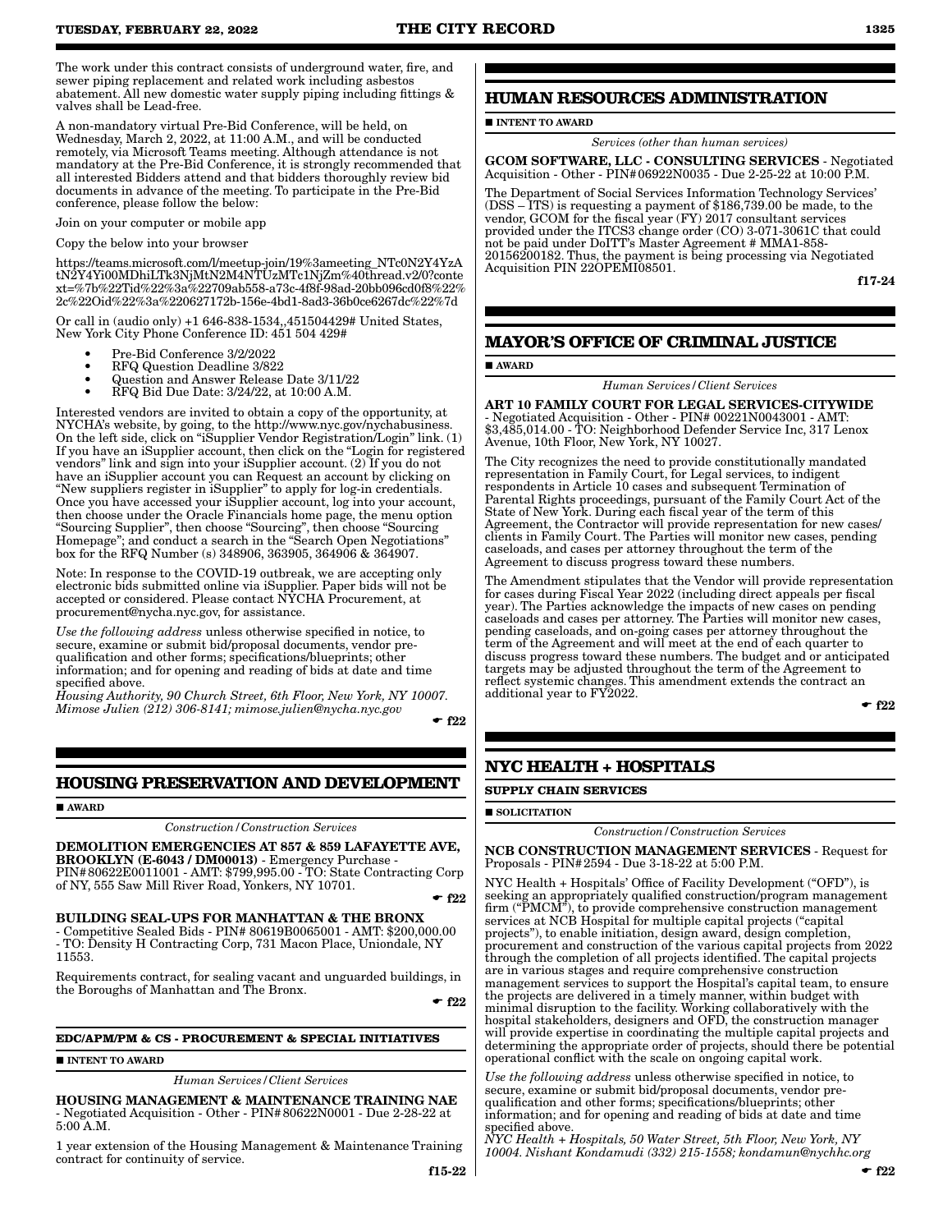The work under this contract consists of underground water, fire, and sewer piping replacement and related work including asbestos abatement. All new domestic water supply piping including fittings & valves shall be Lead-free.

A non-mandatory virtual Pre-Bid Conference, will be held, on Wednesday, March 2, 2022, at 11:00 A.M., and will be conducted remotely, via Microsoft Teams meeting. Although attendance is not mandatory at the Pre-Bid Conference, it is strongly recommended that all interested Bidders attend and that bidders thoroughly review bid documents in advance of the meeting. To participate in the Pre-Bid conference, please follow the below:

Join on your computer or mobile app

Copy the below into your browser

https://teams.microsoft.com/l/meetup-join/19%3ameeting_NTc0N2Y4YzAtN2Y4Yi00MDhiLTk3NjMtN2M4NTUzMTc1NjZm%40thread.v2/0?context=%7b%22Tid%22%3a%22709ab558-a73c-4f8f-98ad-20bb096cd0f8%22%2c%22Oid%22%3a%220627172b-156e-4bd1-8ad3-36b0ce6267dc%22%7d

Or call in (audio only) +1 646-838-1534,,451504429# United States, New York City Phone Conference ID: 451 504 429#

- Pre-Bid Conference 3/2/2022
- RFQ Question Deadline 3/822
- Question and Answer Release Date 3/11/22
- RFQ Bid Due Date: 3/24/22, at 10:00 A.M.

Interested vendors are invited to obtain a copy of the opportunity, at NYCHA's website, by going, to the http://www.nyc.gov/nychabusiness. On the left side, click on "iSupplier Vendor Registration/Login" link. (1) If you have an iSupplier account, then click on the "Login for registered vendors" link and sign into your iSupplier account. (2) If you do not have an iSupplier account you can Request an account by clicking on "New suppliers register in iSupplier" to apply for log-in credentials. Once you have accessed your iSupplier account, log into your account, then choose under the Oracle Financials home page, the menu option "Sourcing Supplier", then choose "Sourcing", then choose "Sourcing Homepage"; and conduct a search in the "Search Open Negotiations" box for the RFQ Number (s) 348906, 363905, 364906 & 364907.

Note: In response to the COVID-19 outbreak, we are accepting only electronic bids submitted online via iSupplier. Paper bids will not be accepted or considered. Please contact NYCHA Procurement, at procurement@nycha.nyc.gov, for assistance.

*Use the following address* unless otherwise specified in notice, to secure, examine or submit bid/proposal documents, vendor pre-qualification and other forms; specifications/blueprints; other information; and for opening and reading of bids at date and time specified above.
*Housing Authority, 90 Church Street, 6th Floor, New York, NY 10007. Mimose Julien (212) 306-8141; mimose.julien@nycha.nyc.gov*

☛ f22

## HOUSING PRESERVATION AND DEVELOPMENT

■ AWARD

*Construction/Construction Services*

**DEMOLITION EMERGENCIES AT 857 & 859 LAFAYETTE AVE, BROOKLYN (E-6043 / DM00013)** - Emergency Purchase - PIN# 80622E0011001 - AMT: $799,995.00 - TO: State Contracting Corp of NY, 555 Saw Mill River Road, Yonkers, NY 10701.

☛ f22

**BUILDING SEAL-UPS FOR MANHATTAN & THE BRONX** - Competitive Sealed Bids - PIN# 80619B0065001 - AMT: $200,000.00 - TO: Density H Contracting Corp, 731 Macon Place, Uniondale, NY 11553.

Requirements contract, for sealing vacant and unguarded buildings, in the Boroughs of Manhattan and The Bronx.

☛ f22

### EDC/APM/PM & CS - PROCUREMENT & SPECIAL INITIATIVES

■ INTENT TO AWARD

*Human Services/Client Services*

**HOUSING MANAGEMENT & MAINTENANCE TRAINING NAE** - Negotiated Acquisition - Other - PIN# 80622N0001 - Due 2-28-22 at 5:00 A.M.

1 year extension of the Housing Management & Maintenance Training contract for continuity of service.

f15-22

## HUMAN RESOURCES ADMINISTRATION

■ INTENT TO AWARD

*Services (other than human services)*

**GCOM SOFTWARE, LLC - CONSULTING SERVICES** - Negotiated Acquisition - Other - PIN# 06922N0035 - Due 2-25-22 at 10:00 P.M.

The Department of Social Services Information Technology Services' (DSS – ITS) is requesting a payment of $186,739.00 be made, to the vendor, GCOM for the fiscal year (FY) 2017 consultant services provided under the ITCS3 change order (CO) 3-071-3061C that could not be paid under DoITT's Master Agreement # MMA1-858-20156200182. Thus, the payment is being processing via Negotiated Acquisition PIN 22OPEMI08501.

f17-24

## MAYOR'S OFFICE OF CRIMINAL JUSTICE

■ AWARD

*Human Services/Client Services*

**ART 10 FAMILY COURT FOR LEGAL SERVICES-CITYWIDE** - Negotiated Acquisition - Other - PIN# 00221N0043001 - AMT: $3,485,014.00 - TO: Neighborhood Defender Service Inc, 317 Lenox Avenue, 10th Floor, New York, NY 10027.

The City recognizes the need to provide constitutionally mandated representation in Family Court, for Legal services, to indigent respondents in Article 10 cases and subsequent Termination of Parental Rights proceedings, pursuant of the Family Court Act of the State of New York. During each fiscal year of the term of this Agreement, the Contractor will provide representation for new cases/clients in Family Court. The Parties will monitor new cases, pending caseloads, and cases per attorney throughout the term of the Agreement to discuss progress toward these numbers.

The Amendment stipulates that the Vendor will provide representation for cases during Fiscal Year 2022 (including direct appeals per fiscal year). The Parties acknowledge the impacts of new cases on pending caseloads and cases per attorney. The Parties will monitor new cases, pending caseloads, and on-going cases per attorney throughout the term of the Agreement and will meet at the end of each quarter to discuss progress toward these numbers. The budget and or anticipated targets may be adjusted throughout the term of the Agreement to reflect systemic changes. This amendment extends the contract an additional year to FY2022.

☛ f22

## NYC HEALTH + HOSPITALS

### SUPPLY CHAIN SERVICES

■ SOLICITATION

*Construction/Construction Services*

**NCB CONSTRUCTION MANAGEMENT SERVICES** - Request for Proposals - PIN# 2594 - Due 3-18-22 at 5:00 P.M.

NYC Health + Hospitals' Office of Facility Development ("OFD"), is seeking an appropriately qualified construction/program management firm ("PMCM"), to provide comprehensive construction management services at NCB Hospital for multiple capital projects ("capital projects"), to enable initiation, design award, design completion, procurement and construction of the various capital projects from 2022 through the completion of all projects identified. The capital projects are in various stages and require comprehensive construction management services to support the Hospital's capital team, to ensure the projects are delivered in a timely manner, within budget with minimal disruption to the facility. Working collaboratively with the hospital stakeholders, designers and OFD, the construction manager will provide expertise in coordinating the multiple capital projects and determining the appropriate order of projects, should there be potential operational conflict with the scale on ongoing capital work.

*Use the following address* unless otherwise specified in notice, to secure, examine or submit bid/proposal documents, vendor pre-qualification and other forms; specifications/blueprints; other information; and for opening and reading of bids at date and time specified above.
*NYC Health + Hospitals, 50 Water Street, 5th Floor, New York, NY 10004. Nishant Kondamudi (332) 215-1558; kondamun@nychhc.org*

☛ f22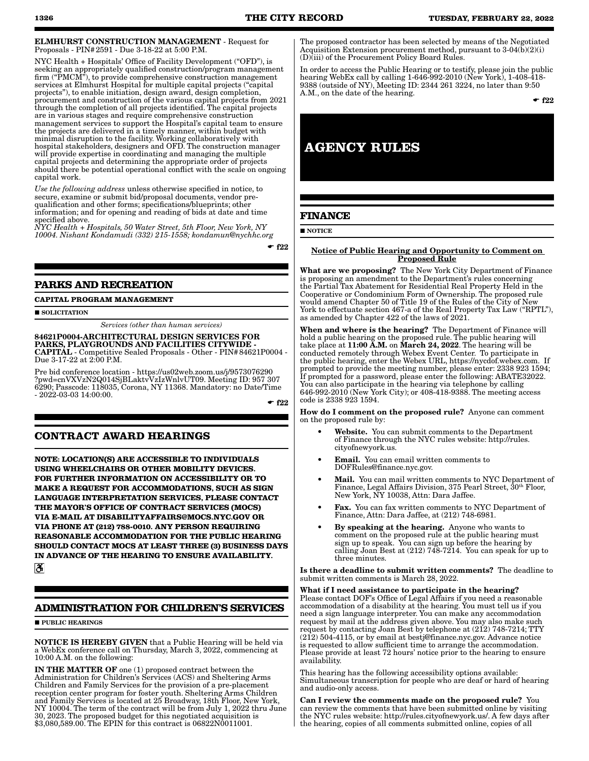**ELMHURST CONSTRUCTION MANAGEMENT** - Request for Proposals - PIN# 2591 - Due 3-18-22 at 5:00 P.M.

NYC Health + Hospitals' Office of Facility Development ("OFD"), is seeking an appropriately qualified construction/program management firm ("PMCM"), to provide comprehensive construction management services at Elmhurst Hospital for multiple capital projects ("capital projects"), to enable initiation, design award, design completion, procurement and construction of the various capital projects from 2021 through the completion of all projects identified. The capital projects are in various stages and require comprehensive construction management services to support the Hospital's capital team to ensure the projects are delivered in a timely manner, within budget with minimal disruption to the facility. Working collaboratively with hospital stakeholders, designers and OFD. The construction manager will provide expertise in coordinating and managing the multiple capital projects and determining the appropriate order of projects should there be potential operational conflict with the scale on ongoing capital work.

*Use the following address* unless otherwise specified in notice, to secure, examine or submit bid/proposal documents, vendor pre-qualification and other forms; specifications/blueprints; other information; and for opening and reading of bids at date and time specified above.

*NYC Health + Hospitals, 50 Water Street, 5th Floor, New York, NY 10004. Nishant Kondamudi (332) 215-1558; kondamun@nychhc.org*

☛ f22

## PARKS AND RECREATION

**CAPITAL PROGRAM MANAGEMENT**

■ **SOLICITATION**

*Services (other than human services)*

**84621P0004-ARCHITECTURAL DESIGN SERVICES FOR PARKS, PLAYGROUNDS AND FACILITIES CITYWIDE - CAPITAL** - Competitive Sealed Proposals - Other - PIN# 84621P0004 - Due 3-17-22 at 2:00 P.M.

Pre bid conference location - https://us02web.zoom.us/j/9573076290?pwd=cnVXVzN2Q014SjBLaktvVzIzWnlvUT09. Meeting ID: 957 307 6290; Passcode: 118035, Corona, NY 11368. Mandatory: no Date/Time - 2022-03-03 14:00:00.

☛ f22

# CONTRACT AWARD HEARINGS

**NOTE: LOCATION(S) ARE ACCESSIBLE TO INDIVIDUALS USING WHEELCHAIRS OR OTHER MOBILITY DEVICES. FOR FURTHER INFORMATION ON ACCESSIBILITY OR TO MAKE A REQUEST FOR ACCOMMODATIONS, SUCH AS SIGN LANGUAGE INTERPRETATION SERVICES, PLEASE CONTACT THE MAYOR'S OFFICE OF CONTRACT SERVICES (MOCS) VIA E-MAIL AT DISABILITYAFFAIRS@MOCS.NYC.GOV OR VIA PHONE AT (212) 788-0010. ANY PERSON REQUIRING REASONABLE ACCOMMODATION FOR THE PUBLIC HEARING SHOULD CONTACT MOCS AT LEAST THREE (3) BUSINESS DAYS IN ADVANCE OF THE HEARING TO ENSURE AVAILABILITY.**

## ADMINISTRATION FOR CHILDREN'S SERVICES

■ **PUBLIC HEARINGS**

**NOTICE IS HEREBY GIVEN** that a Public Hearing will be held via a WebEx conference call on Thursday, March 3, 2022, commencing at 10:00 A.M. on the following:

**IN THE MATTER OF** one (1) proposed contract between the Administration for Children's Services (ACS) and Sheltering Arms Children and Family Services for the provision of a pre-placement reception center program for foster youth. Sheltering Arms Children and Family Services is located at 25 Broadway, 18th Floor, New York, NY 10004. The term of the contract will be from July 1, 2022 thru June 30, 2023. The proposed budget for this negotiated acquisition is $3,080,589.00. The EPIN for this contract is 06822N0011001.

The proposed contractor has been selected by means of the Negotiated Acquisition Extension procurement method, pursuant to 3-04(b)(2)(i)(D)(iii) of the Procurement Policy Board Rules.

In order to access the Public Hearing or to testify, please join the public hearing WebEx call by calling 1-646-992-2010 (New York), 1-408-418-9388 (outside of NY), Meeting ID: 2344 261 3224, no later than 9:50 A.M., on the date of the hearing.

☛ f22

# AGENCY RULES

## FINANCE

■ **NOTICE**

**Notice of Public Hearing and Opportunity to Comment on Proposed Rule**

**What are we proposing?** The New York City Department of Finance is proposing an amendment to the Department's rules concerning the Partial Tax Abatement for Residential Real Property Held in the Cooperative or Condominium Form of Ownership. The proposed rule would amend Chapter 50 of Title 19 of the Rules of the City of New York to effectuate section 467-a of the Real Property Tax Law ("RPTL"), as amended by Chapter 422 of the laws of 2021.

**When and where is the hearing?** The Department of Finance will hold a public hearing on the proposed rule. The public hearing will take place at **11:00 A.M.** on **March 24, 2022**. The hearing will be conducted remotely through Webex Event Center. To participate in the public hearing, enter the Webex URL, https://nycdof.webex.com. If prompted to provide the meeting number, please enter: 2338 923 1594; If prompted for a password, please enter the following: ABATE32022. You can also participate in the hearing via telephone by calling 646-992-2010 (New York City); or 408-418-9388. The meeting access code is 2338 923 1594.

**How do I comment on the proposed rule?** Anyone can comment on the proposed rule by:

- **Website.** You can submit comments to the Department of Finance through the NYC rules website: http://rules.cityofnewyork.us.
- **Email.** You can email written comments to DOFRules@finance.nyc.gov.
- **Mail.** You can mail written comments to NYC Department of Finance, Legal Affairs Division, 375 Pearl Street, 30th Floor, New York, NY 10038, Attn: Dara Jaffee.
- **Fax.** You can fax written comments to NYC Department of Finance, Attn: Dara Jaffee, at (212) 748-6981.
- **By speaking at the hearing.** Anyone who wants to comment on the proposed rule at the public hearing must sign up to speak. You can sign up before the hearing by calling Joan Best at (212) 748-7214. You can speak for up to three minutes.

**Is there a deadline to submit written comments?** The deadline to submit written comments is March 28, 2022.

**What if I need assistance to participate in the hearing?** Please contact DOF's Office of Legal Affairs if you need a reasonable accommodation of a disability at the hearing. You must tell us if you need a sign language interpreter. You can make any accommodation request by mail at the address given above. You may also make such request by contacting Joan Best by telephone at (212) 748-7214; TTY (212) 504-4115, or by email at bestj@finance.nyc.gov. Advance notice is requested to allow sufficient time to arrange the accommodation. Please provide at least 72 hours' notice prior to the hearing to ensure availability.

This hearing has the following accessibility options available: Simultaneous transcription for people who are deaf or hard of hearing and audio-only access.

**Can I review the comments made on the proposed rule?** You can review the comments that have been submitted online by visiting the NYC rules website: http://rules.cityofnewyork.us/. A few days after the hearing, copies of all comments submitted online, copies of all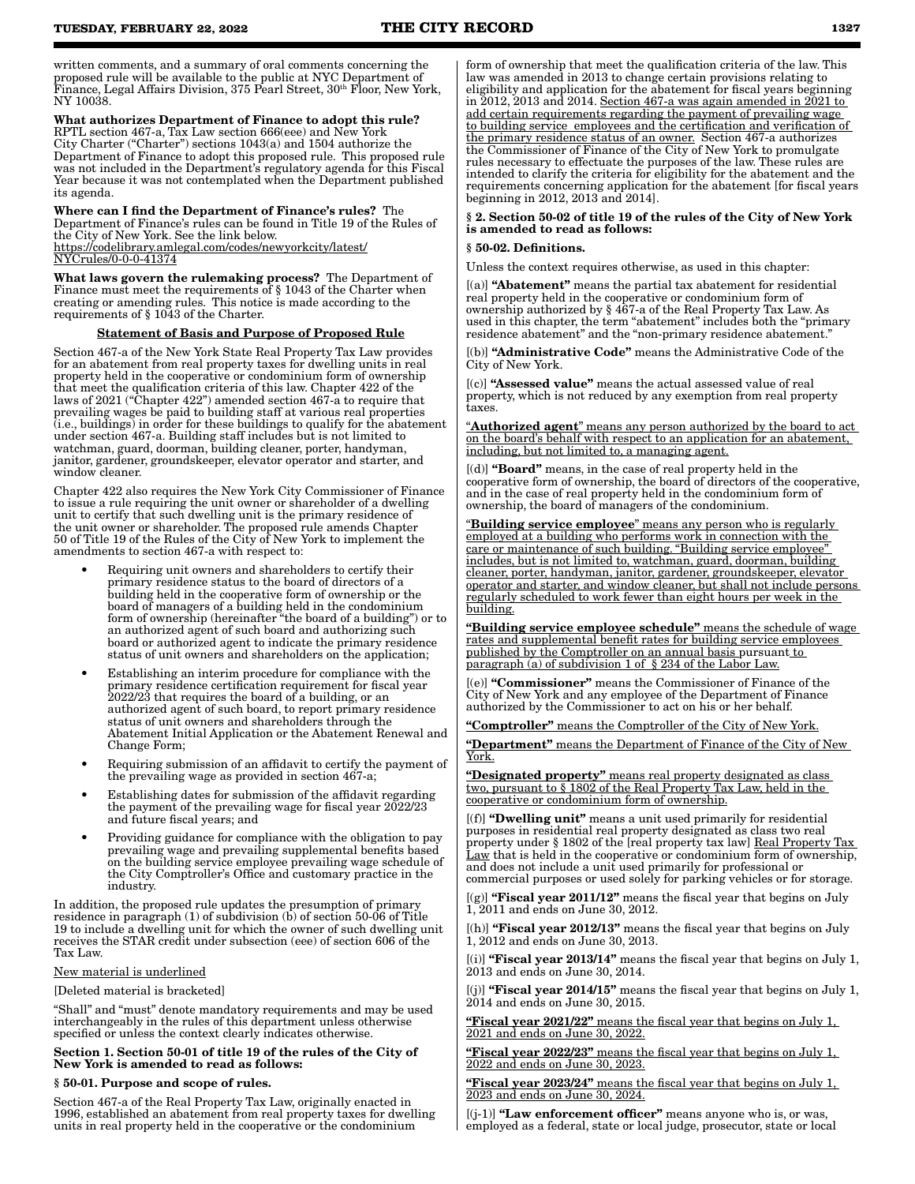written comments, and a summary of oral comments concerning the proposed rule will be available to the public at NYC Department of Finance, Legal Affairs Division, 375 Pearl Street, 30th Floor, New York, NY 10038.

**What authorizes Department of Finance to adopt this rule?** RPTL section 467-a, Tax Law section 666(eee) and New York City Charter ("Charter") sections 1043(a) and 1504 authorize the Department of Finance to adopt this proposed rule. This proposed rule was not included in the Department's regulatory agenda for this Fiscal Year because it was not contemplated when the Department published its agenda.

**Where can I find the Department of Finance's rules?** The Department of Finance's rules can be found in Title 19 of the Rules of the City of New York. See the link below. https://codelibrary.amlegal.com/codes/newyorkcity/latest/NYCrules/0-0-0-41374

**What laws govern the rulemaking process?** The Department of Finance must meet the requirements of § 1043 of the Charter when creating or amending rules. This notice is made according to the requirements of § 1043 of the Charter.

**Statement of Basis and Purpose of Proposed Rule**

Section 467-a of the New York State Real Property Tax Law provides for an abatement from real property taxes for dwelling units in real property held in the cooperative or condominium form of ownership that meet the qualification criteria of this law. Chapter 422 of the laws of 2021 ("Chapter 422") amended section 467-a to require that prevailing wages be paid to building staff at various real properties (i.e., buildings) in order for these buildings to qualify for the abatement under section 467-a. Building staff includes but is not limited to watchman, guard, doorman, building cleaner, porter, handyman, janitor, gardener, groundskeeper, elevator operator and starter, and window cleaner.

Chapter 422 also requires the New York City Commissioner of Finance to issue a rule requiring the unit owner or shareholder of a dwelling unit to certify that such dwelling unit is the primary residence of the unit owner or shareholder. The proposed rule amends Chapter 50 of Title 19 of the Rules of the City of New York to implement the amendments to section 467-a with respect to:

- Requiring unit owners and shareholders to certify their primary residence status to the board of directors of a building held in the cooperative form of ownership or the board of managers of a building held in the condominium form of ownership (hereinafter "the board of a building") or to an authorized agent of such board and authorizing such board or authorized agent to indicate the primary residence status of unit owners and shareholders on the application;
- Establishing an interim procedure for compliance with the primary residence certification requirement for fiscal year 2022/23 that requires the board of a building, or an authorized agent of such board, to report primary residence status of unit owners and shareholders through the Abatement Initial Application or the Abatement Renewal and Change Form;
- Requiring submission of an affidavit to certify the payment of the prevailing wage as provided in section 467-a;
- Establishing dates for submission of the affidavit regarding the payment of the prevailing wage for fiscal year 2022/23 and future fiscal years; and
- Providing guidance for compliance with the obligation to pay prevailing wage and prevailing supplemental benefits based on the building service employee prevailing wage schedule of the City Comptroller's Office and customary practice in the industry.

In addition, the proposed rule updates the presumption of primary residence in paragraph (1) of subdivision (b) of section 50-06 of Title 19 to include a dwelling unit for which the owner of such dwelling unit receives the STAR credit under subsection (eee) of section 606 of the Tax Law.

New material is underlined

[Deleted material is bracketed]

"Shall" and "must" denote mandatory requirements and may be used interchangeably in the rules of this department unless otherwise specified or unless the context clearly indicates otherwise.

**Section 1. Section 50-01 of title 19 of the rules of the City of New York is amended to read as follows:**

**§ 50-01. Purpose and scope of rules.**

Section 467-a of the Real Property Tax Law, originally enacted in 1996, established an abatement from real property taxes for dwelling units in real property held in the cooperative or the condominium form of ownership that meet the qualification criteria of the law. This law was amended in 2013 to change certain provisions relating to eligibility and application for the abatement for fiscal years beginning in 2012, 2013 and 2014. Section 467-a was again amended in 2021 to add certain requirements regarding the payment of prevailing wage to building service employees and the certification and verification of the primary residence status of an owner. Section 467-a authorizes the Commissioner of Finance of the City of New York to promulgate rules necessary to effectuate the purposes of the law. These rules are intended to clarify the criteria for eligibility for the abatement and the requirements concerning application for the abatement [for fiscal years beginning in 2012, 2013 and 2014].

**§ 2. Section 50-02 of title 19 of the rules of the City of New York is amended to read as follows:**

**§ 50-02. Definitions.**

Unless the context requires otherwise, as used in this chapter:

[(a)] **"Abatement"** means the partial tax abatement for residential real property held in the cooperative or condominium form of ownership authorized by § 467-a of the Real Property Tax Law. As used in this chapter, the term "abatement" includes both the "primary residence abatement" and the "non-primary residence abatement."

[(b)] **"Administrative Code"** means the Administrative Code of the City of New York.

[(c)] **"Assessed value"** means the actual assessed value of real property, which is not reduced by any exemption from real property taxes.

"**Authorized agent**" means any person authorized by the board to act on the board's behalf with respect to an application for an abatement, including, but not limited to, a managing agent.

[(d)] **"Board"** means, in the case of real property held in the cooperative form of ownership, the board of directors of the cooperative, and in the case of real property held in the condominium form of ownership, the board of managers of the condominium.

"**Building service employee**" means any person who is regularly employed at a building who performs work in connection with the care or maintenance of such building. "Building service employee" includes, but is not limited to, watchman, guard, doorman, building cleaner, porter, handyman, janitor, gardener, groundskeeper, elevator operator and starter, and window cleaner, but shall not include persons regularly scheduled to work fewer than eight hours per week in the building.

**"Building service employee schedule"** means the schedule of wage rates and supplemental benefit rates for building service employees published by the Comptroller on an annual basis pursuant to paragraph (a) of subdivision 1 of § 234 of the Labor Law.

[(e)] **"Commissioner"** means the Commissioner of Finance of the City of New York and any employee of the Department of Finance authorized by the Commissioner to act on his or her behalf.

**"Comptroller"** means the Comptroller of the City of New York.

**"Department"** means the Department of Finance of the City of New York.

**"Designated property"** means real property designated as class two, pursuant to § 1802 of the Real Property Tax Law, held in the cooperative or condominium form of ownership.

[(f)] **"Dwelling unit"** means a unit used primarily for residential purposes in residential real property designated as class two real property under § 1802 of the [real property tax law] Real Property Tax Law that is held in the cooperative or condominium form of ownership, and does not include a unit used primarily for professional or commercial purposes or used solely for parking vehicles or for storage.

[(g)] **"Fiscal year 2011/12"** means the fiscal year that begins on July 1, 2011 and ends on June 30, 2012.

[(h)] **"Fiscal year 2012/13"** means the fiscal year that begins on July 1, 2012 and ends on June 30, 2013.

[(i)] **"Fiscal year 2013/14"** means the fiscal year that begins on July 1, 2013 and ends on June 30, 2014.

[(j)] **"Fiscal year 2014/15"** means the fiscal year that begins on July 1, 2014 and ends on June 30, 2015.

**"Fiscal year 2021/22"** means the fiscal year that begins on July 1, 2021 and ends on June 30, 2022.

**"Fiscal year 2022/23"** means the fiscal year that begins on July 1, 2022 and ends on June 30, 2023.

**"Fiscal year 2023/24"** means the fiscal year that begins on July 1, 2023 and ends on June 30, 2024.

[(j-1)] **"Law enforcement officer"** means anyone who is, or was, employed as a federal, state or local judge, prosecutor, state or local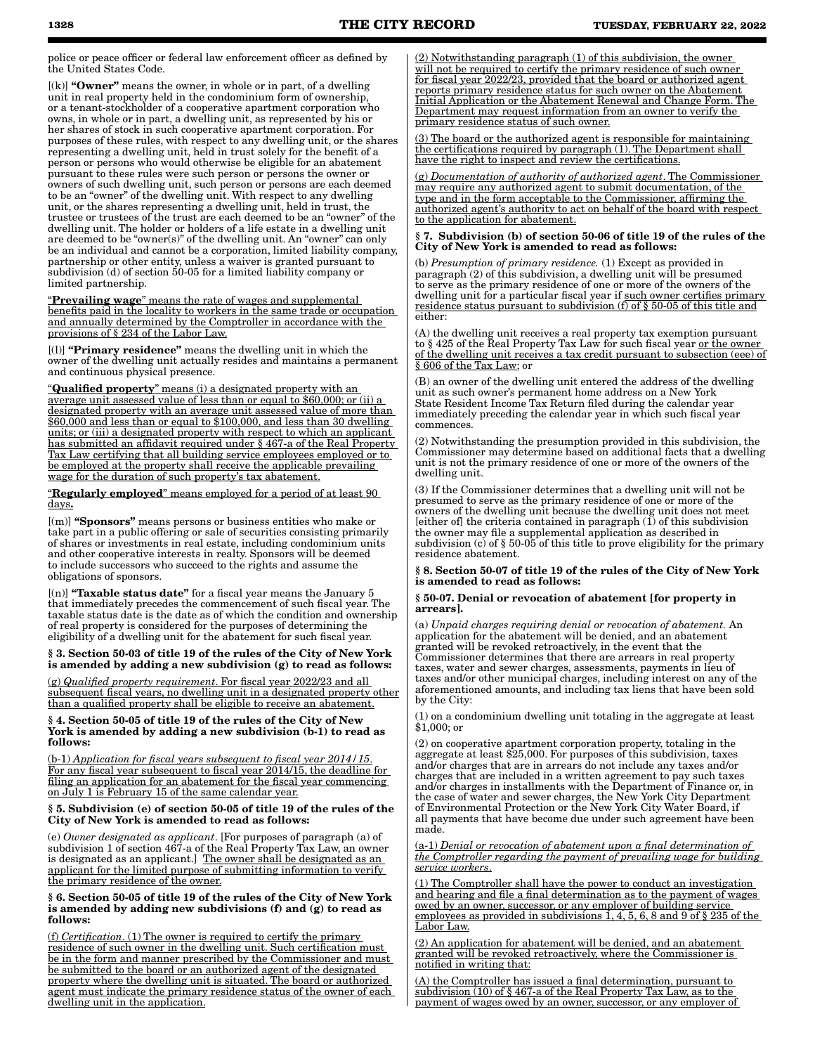police or peace officer or federal law enforcement officer as defined by the United States Code.

[(k)] **"Owner"** means the owner, in whole or in part, of a dwelling unit in real property held in the condominium form of ownership, or a tenant-stockholder of a cooperative apartment corporation who owns, in whole or in part, a dwelling unit, as represented by his or her shares of stock in such cooperative apartment corporation. For purposes of these rules, with respect to any dwelling unit, or the shares representing a dwelling unit, held in trust solely for the benefit of a person or persons who would otherwise be eligible for an abatement pursuant to these rules were such person or persons the owner or owners of such dwelling unit, such person or persons are each deemed to be an "owner" of the dwelling unit. With respect to any dwelling unit, or the shares representing a dwelling unit, held in trust, the trustee or trustees of the trust are each deemed to be an "owner" of the dwelling unit. The holder or holders of a life estate in a dwelling unit are deemed to be "owner(s)" of the dwelling unit. An "owner" can only be an individual and cannot be a corporation, limited liability company, partnership or other entity, unless a waiver is granted pursuant to subdivision (d) of section 50-05 for a limited liability company or limited partnership.

"**Prevailing wage**" means the rate of wages and supplemental benefits paid in the locality to workers in the same trade or occupation and annually determined by the Comptroller in accordance with the provisions of § 234 of the Labor Law.

[(l)] **"Primary residence"** means the dwelling unit in which the owner of the dwelling unit actually resides and maintains a permanent and continuous physical presence.

"**Qualified property**" means (i) a designated property with an average unit assessed value of less than or equal to $60,000; or (ii) a designated property with an average unit assessed value of more than $60,000 and less than or equal to $100,000, and less than 30 dwelling units; or (iii) a designated property with respect to which an applicant has submitted an affidavit required under § 467-a of the Real Property Tax Law certifying that all building service employees employed or to be employed at the property shall receive the applicable prevailing wage for the duration of such property's tax abatement.

"**Regularly employed**" means employed for a period of at least 90 days**.**

[(m)] **"Sponsors"** means persons or business entities who make or take part in a public offering or sale of securities consisting primarily of shares or investments in real estate, including condominium units and other cooperative interests in realty. Sponsors will be deemed to include successors who succeed to the rights and assume the obligations of sponsors.

[(n)] **"Taxable status date"** for a fiscal year means the January 5 that immediately precedes the commencement of such fiscal year. The taxable status date is the date as of which the condition and ownership of real property is considered for the purposes of determining the eligibility of a dwelling unit for the abatement for such fiscal year.

**§ 3. Section 50-03 of title 19 of the rules of the City of New York is amended by adding a new subdivision (g) to read as follows:**

(g) *Qualified property requirement*. For fiscal year 2022/23 and all subsequent fiscal years, no dwelling unit in a designated property other than a qualified property shall be eligible to receive an abatement.

**§ 4. Section 50-05 of title 19 of the rules of the City of New York is amended by adding a new subdivision (b-1) to read as follows:**

(b-1) *Application for fiscal years subsequent to fiscal year 2014/15*. For any fiscal year subsequent to fiscal year 2014/15, the deadline for filing an application for an abatement for the fiscal year commencing on July 1 is February 15 of the same calendar year.

**§ 5. Subdivision (e) of section 50-05 of title 19 of the rules of the City of New York is amended to read as follows:**

(e) *Owner designated as applicant*. [For purposes of paragraph (a) of subdivision 1 of section 467-a of the Real Property Tax Law, an owner is designated as an applicant.] The owner shall be designated as an applicant for the limited purpose of submitting information to verify the primary residence of the owner.

**§ 6. Section 50-05 of title 19 of the rules of the City of New York is amended by adding new subdivisions (f) and (g) to read as follows:**

(f) *Certification*. (1) The owner is required to certify the primary residence of such owner in the dwelling unit. Such certification must be in the form and manner prescribed by the Commissioner and must be submitted to the board or an authorized agent of the designated property where the dwelling unit is situated. The board or authorized agent must indicate the primary residence status of the owner of each dwelling unit in the application.

(2) Notwithstanding paragraph (1) of this subdivision, the owner will not be required to certify the primary residence of such owner for fiscal year 2022/23, provided that the board or authorized agent reports primary residence status for such owner on the Abatement Initial Application or the Abatement Renewal and Change Form. The Department may request information from an owner to verify the primary residence status of such owner.

(3) The board or the authorized agent is responsible for maintaining the certifications required by paragraph (1). The Department shall have the right to inspect and review the certifications.

(g) *Documentation of authority of authorized agent*. The Commissioner may require any authorized agent to submit documentation, of the type and in the form acceptable to the Commissioner, affirming the authorized agent's authority to act on behalf of the board with respect to the application for abatement.

**§ 7. Subdivision (b) of section 50-06 of title 19 of the rules of the City of New York is amended to read as follows:**

(b) *Presumption of primary residence.* (1) Except as provided in paragraph (2) of this subdivision, a dwelling unit will be presumed to serve as the primary residence of one or more of the owners of the dwelling unit for a particular fiscal year if such owner certifies primary residence status pursuant to subdivision (f) of § 50-05 of this title and either:

(A) the dwelling unit receives a real property tax exemption pursuant to § 425 of the Real Property Tax Law for such fiscal year or the owner of the dwelling unit receives a tax credit pursuant to subsection (eee) of § 606 of the Tax Law; or

(B) an owner of the dwelling unit entered the address of the dwelling unit as such owner's permanent home address on a New York State Resident Income Tax Return filed during the calendar year immediately preceding the calendar year in which such fiscal year commences.

(2) Notwithstanding the presumption provided in this subdivision, the Commissioner may determine based on additional facts that a dwelling unit is not the primary residence of one or more of the owners of the dwelling unit.

(3) If the Commissioner determines that a dwelling unit will not be presumed to serve as the primary residence of one or more of the owners of the dwelling unit because the dwelling unit does not meet [either of] the criteria contained in paragraph (1) of this subdivision the owner may file a supplemental application as described in subdivision (c) of § 50-05 of this title to prove eligibility for the primary residence abatement.

**§ 8. Section 50-07 of title 19 of the rules of the City of New York is amended to read as follows:**

**§ 50-07. Denial or revocation of abatement [for property in arrears].**

(a) *Unpaid charges requiring denial or revocation of abatement.* An application for the abatement will be denied, and an abatement granted will be revoked retroactively, in the event that the Commissioner determines that there are arrears in real property taxes, water and sewer charges, assessments, payments in lieu of taxes and/or other municipal charges, including interest on any of the aforementioned amounts, and including tax liens that have been sold by the City:

(1) on a condominium dwelling unit totaling in the aggregate at least $1,000; or

(2) on cooperative apartment corporation property, totaling in the aggregate at least $25,000. For purposes of this subdivision, taxes and/or charges that are in arrears do not include any taxes and/or charges that are included in a written agreement to pay such taxes and/or charges in installments with the Department of Finance or, in the case of water and sewer charges, the New York City Department of Environmental Protection or the New York City Water Board, if all payments that have become due under such agreement have been made.

(a-1) *Denial or revocation of abatement upon a final determination of the Comptroller regarding the payment of prevailing wage for building service workers*.

(1) The Comptroller shall have the power to conduct an investigation and hearing and file a final determination as to the payment of wages owed by an owner, successor, or any employer of building service employees as provided in subdivisions 1, 4, 5, 6, 8 and 9 of § 235 of the Labor Law.

(2) An application for abatement will be denied, and an abatement granted will be revoked retroactively, where the Commissioner is notified in writing that:

(A) the Comptroller has issued a final determination, pursuant to subdivision (10) of § 467-a of the Real Property Tax Law, as to the payment of wages owed by an owner, successor, or any employer of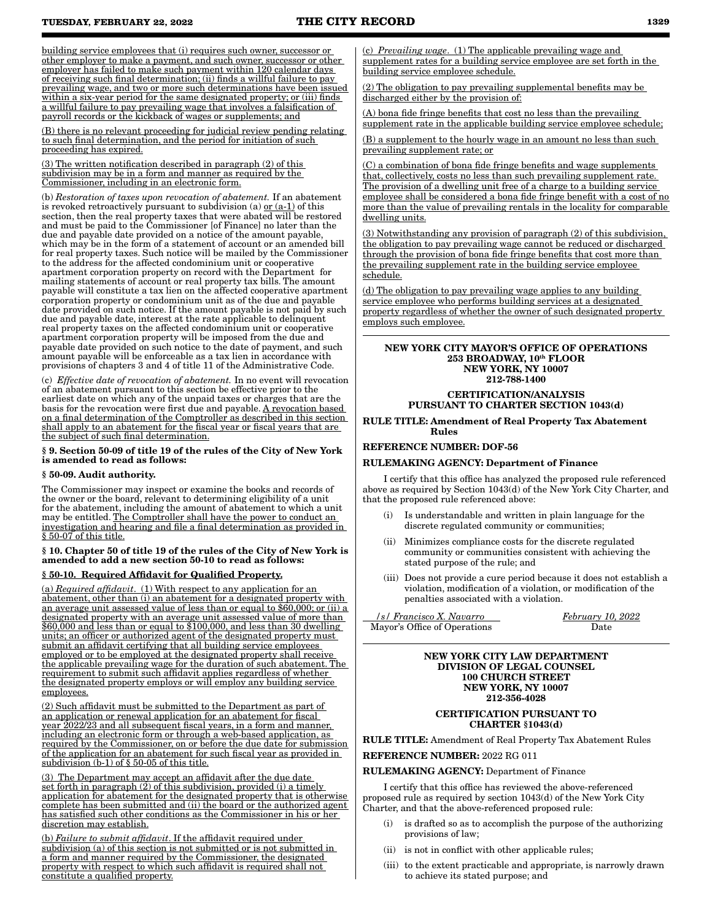building service employees that (i) requires such owner, successor or other employer to make a payment, and such owner, successor or other employer has failed to make such payment within 120 calendar days of receiving such final determination; (ii) finds a willful failure to pay prevailing wage, and two or more such determinations have been issued within a six-year period for the same designated property; or (iii) finds a willful failure to pay prevailing wage that involves a falsification of payroll records or the kickback of wages or supplements; and

(B) there is no relevant proceeding for judicial review pending relating to such final determination, and the period for initiation of such proceeding has expired.

(3) The written notification described in paragraph (2) of this subdivision may be in a form and manner as required by the Commissioner, including in an electronic form.

(b) *Restoration of taxes upon revocation of abatement.* If an abatement is revoked retroactively pursuant to subdivision (a) or (a-1) of this section, then the real property taxes that were abated will be restored and must be paid to the Commissioner [of Finance] no later than the due and payable date provided on a notice of the amount payable, which may be in the form of a statement of account or an amended bill for real property taxes. Such notice will be mailed by the Commissioner to the address for the affected condominium unit or cooperative apartment corporation property on record with the Department for mailing statements of account or real property tax bills. The amount payable will constitute a tax lien on the affected cooperative apartment corporation property or condominium unit as of the due and payable date provided on such notice. If the amount payable is not paid by such due and payable date, interest at the rate applicable to delinquent real property taxes on the affected condominium unit or cooperative apartment corporation property will be imposed from the due and payable date provided on such notice to the date of payment, and such amount payable will be enforceable as a tax lien in accordance with provisions of chapters 3 and 4 of title 11 of the Administrative Code.

(c) *Effective date of revocation of abatement.* In no event will revocation of an abatement pursuant to this section be effective prior to the earliest date on which any of the unpaid taxes or charges that are the basis for the revocation were first due and payable. A revocation based on a final determination of the Comptroller as described in this section shall apply to an abatement for the fiscal year or fiscal years that are the subject of such final determination.

**§ 9. Section 50-09 of title 19 of the rules of the City of New York is amended to read as follows:**

**§ 50-09. Audit authority.**

The Commissioner may inspect or examine the books and records of the owner or the board, relevant to determining eligibility of a unit for the abatement, including the amount of abatement to which a unit may be entitled. The Comptroller shall have the power to conduct an investigation and hearing and file a final determination as provided in § 50-07 of this title.

**§ 10. Chapter 50 of title 19 of the rules of the City of New York is amended to add a new section 50-10 to read as follows:**

**§ 50-10. Required Affidavit for Qualified Property.**

(a) *Required affidavit*. (1) With respect to any application for an abatement, other than (i) an abatement for a designated property with an average unit assessed value of less than or equal to $60,000; or (ii) a designated property with an average unit assessed value of more than $60,000 and less than or equal to $100,000, and less than 30 dwelling units; an officer or authorized agent of the designated property must submit an affidavit certifying that all building service employees employed or to be employed at the designated property shall receive the applicable prevailing wage for the duration of such abatement. The requirement to submit such affidavit applies regardless of whether the designated property employs or will employ any building service employees.

(2) Such affidavit must be submitted to the Department as part of an application or renewal application for an abatement for fiscal year 2022/23 and all subsequent fiscal years, in a form and manner, including an electronic form or through a web-based application, as required by the Commissioner, on or before the due date for submission of the application for an abatement for such fiscal year as provided in subdivision (b-1) of § 50-05 of this title.

(3) The Department may accept an affidavit after the due date set forth in paragraph (2) of this subdivision, provided (i) a timely application for abatement for the designated property that is otherwise complete has been submitted and (ii) the board or the authorized agent has satisfied such other conditions as the Commissioner in his or her discretion may establish.

(b) *Failure to submit affidavit*. If the affidavit required under subdivision (a) of this section is not submitted or is not submitted in a form and manner required by the Commissioner, the designated property with respect to which such affidavit is required shall not constitute a qualified property.

(c) *Prevailing wage*. (1) The applicable prevailing wage and supplement rates for a building service employee are set forth in the building service employee schedule.

(2) The obligation to pay prevailing supplemental benefits may be discharged either by the provision of:

(A) bona fide fringe benefits that cost no less than the prevailing supplement rate in the applicable building service employee schedule;

(B) a supplement to the hourly wage in an amount no less than such prevailing supplement rate; or

(C) a combination of bona fide fringe benefits and wage supplements that, collectively, costs no less than such prevailing supplement rate. The provision of a dwelling unit free of a charge to a building service employee shall be considered a bona fide fringe benefit with a cost of no more than the value of prevailing rentals in the locality for comparable dwelling units.

(3) Notwithstanding any provision of paragraph (2) of this subdivision, the obligation to pay prevailing wage cannot be reduced or discharged through the provision of bona fide fringe benefits that cost more than the prevailing supplement rate in the building service employee schedule.

(d) The obligation to pay prevailing wage applies to any building service employee who performs building services at a designated property regardless of whether the owner of such designated property employs such employee.

---

**NEW YORK CITY MAYOR'S OFFICE OF OPERATIONS**
**253 BROADWAY, 10th FLOOR**
**NEW YORK, NY 10007**
**212-788-1400**

**CERTIFICATION/ANALYSIS PURSUANT TO CHARTER SECTION 1043(d)**

**RULE TITLE: Amendment of Real Property Tax Abatement Rules**

**REFERENCE NUMBER: DOF-56**

**RULEMAKING AGENCY: Department of Finance**

I certify that this office has analyzed the proposed rule referenced above as required by Section 1043(d) of the New York City Charter, and that the proposed rule referenced above:

(i) Is understandable and written in plain language for the discrete regulated community or communities;

(ii) Minimizes compliance costs for the discrete regulated community or communities consistent with achieving the stated purpose of the rule; and

(iii) Does not provide a cure period because it does not establish a violation, modification of a violation, or modification of the penalties associated with a violation.

| */s/ Francisco X. Navarro* | *February 10, 2022* |
|---|---|
| Mayor's Office of Operations | Date |

---

**NEW YORK CITY LAW DEPARTMENT**
**DIVISION OF LEGAL COUNSEL**
**100 CHURCH STREET**
**NEW YORK, NY 10007**
**212-356-4028**

**CERTIFICATION PURSUANT TO CHARTER §1043(d)**

**RULE TITLE:** Amendment of Real Property Tax Abatement Rules

**REFERENCE NUMBER:** 2022 RG 011

**RULEMAKING AGENCY:** Department of Finance

I certify that this office has reviewed the above-referenced proposed rule as required by section 1043(d) of the New York City Charter, and that the above-referenced proposed rule:

(i) is drafted so as to accomplish the purpose of the authorizing provisions of law;

(ii) is not in conflict with other applicable rules;

(iii) to the extent practicable and appropriate, is narrowly drawn to achieve its stated purpose; and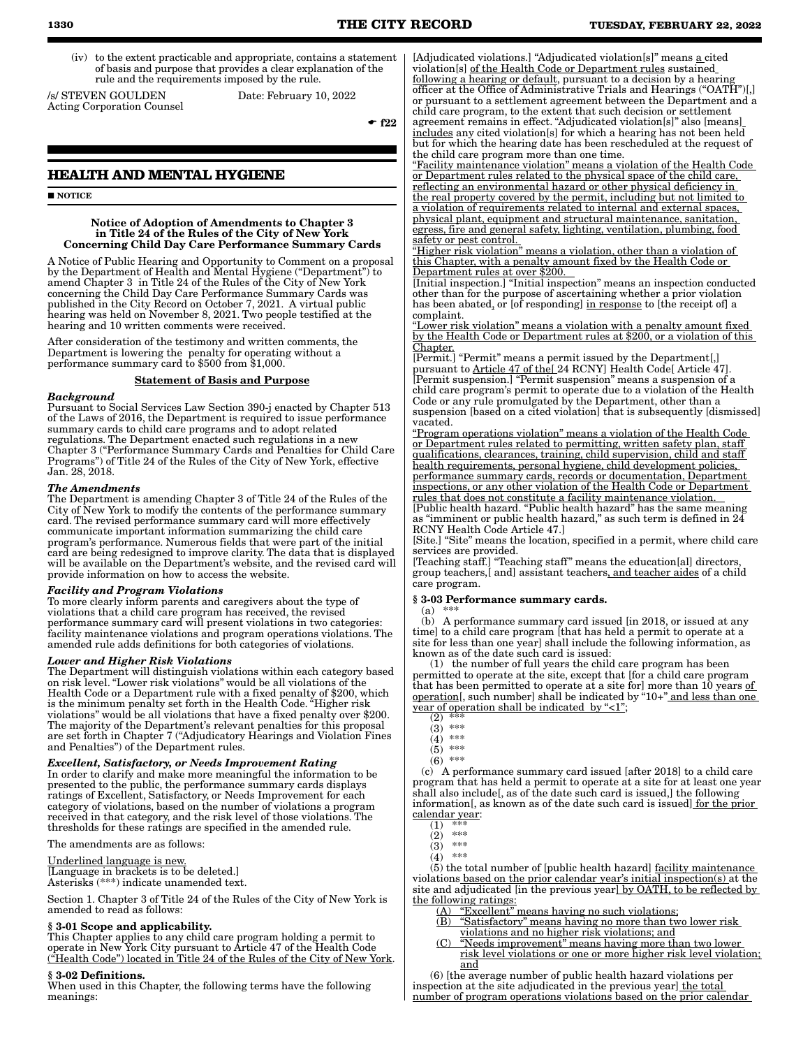(iv) to the extent practicable and appropriate, contains a statement of basis and purpose that provides a clear explanation of the rule and the requirements imposed by the rule.

/s/ STEVEN GOULDEN
Acting Corporation Counsel

Date: February 10, 2022

☛ f22

## HEALTH AND MENTAL HYGIENE

■ NOTICE

### Notice of Adoption of Amendments to Chapter 3 in Title 24 of the Rules of the City of New York Concerning Child Day Care Performance Summary Cards

A Notice of Public Hearing and Opportunity to Comment on a proposal by the Department of Health and Mental Hygiene ("Department") to amend Chapter 3 in Title 24 of the Rules of the City of New York concerning the Child Day Care Performance Summary Cards was published in the City Record on October 7, 2021. A virtual public hearing was held on November 8, 2021. Two people testified at the hearing and 10 written comments were received.

After consideration of the testimony and written comments, the Department is lowering the penalty for operating without a performance summary card to $500 from $1,000.

**Statement of Basis and Purpose**

***Background***

Pursuant to Social Services Law Section 390-j enacted by Chapter 513 of the Laws of 2016, the Department is required to issue performance summary cards to child care programs and to adopt related regulations. The Department enacted such regulations in a new Chapter 3 ("Performance Summary Cards and Penalties for Child Care Programs") of Title 24 of the Rules of the City of New York, effective Jan. 28, 2018.

***The Amendments***

The Department is amending Chapter 3 of Title 24 of the Rules of the City of New York to modify the contents of the performance summary card. The revised performance summary card will more effectively communicate important information summarizing the child care program's performance. Numerous fields that were part of the initial card are being redesigned to improve clarity. The data that is displayed will be available on the Department's website, and the revised card will provide information on how to access the website.

***Facility and Program Violations***

To more clearly inform parents and caregivers about the type of violations that a child care program has received, the revised performance summary card will present violations in two categories: facility maintenance violations and program operations violations. The amended rule adds definitions for both categories of violations.

***Lower and Higher Risk Violations***

The Department will distinguish violations within each category based on risk level. "Lower risk violations" would be all violations of the Health Code or a Department rule with a fixed penalty of $200, which is the minimum penalty set forth in the Health Code. "Higher risk violations" would be all violations that have a fixed penalty over $200. The majority of the Department's relevant penalties for this proposal are set forth in Chapter 7 ("Adjudicatory Hearings and Violation Fines and Penalties") of the Department rules.

***Excellent, Satisfactory, or Needs Improvement Rating***

In order to clarify and make more meaningful the information to be presented to the public, the performance summary cards displays ratings of Excellent, Satisfactory, or Needs Improvement for each category of violations, based on the number of violations a program received in that category, and the risk level of those violations. The thresholds for these ratings are specified in the amended rule.

The amendments are as follows:

Underlined language is new.
[Language in brackets is to be deleted.]
Asterisks (***) indicate unamended text.

Section 1. Chapter 3 of Title 24 of the Rules of the City of New York is amended to read as follows:

**§ 3-01 Scope and applicability.**

This Chapter applies to any child care program holding a permit to operate in New York City pursuant to Article 47 of the Health Code ("Health Code") located in Title 24 of the Rules of the City of New York.

**§ 3-02 Definitions.**

When used in this Chapter, the following terms have the following meanings:

[Adjudicated violations.] "Adjudicated violation[s]" means a cited violation[s] of the Health Code or Department rules sustained following a hearing or default, pursuant to a decision by a hearing officer at the Office of Administrative Trials and Hearings ("OATH")[,] or pursuant to a settlement agreement between the Department and a child care program, to the extent that such decision or settlement agreement remains in effect. "Adjudicated violation[s]" also [means] includes any cited violation[s] for which a hearing has not been held but for which the hearing date has been rescheduled at the request of the child care program more than one time.

"Facility maintenance violation" means a violation of the Health Code or Department rules related to the physical space of the child care, reflecting an environmental hazard or other physical deficiency in the real property covered by the permit, including but not limited to a violation of requirements related to internal and external spaces, physical plant, equipment and structural maintenance, sanitation, egress, fire and general safety, lighting, ventilation, plumbing, food safety or pest control.

"Higher risk violation" means a violation, other than a violation of this Chapter, with a penalty amount fixed by the Health Code or Department rules at over $200.

[Initial inspection.] "Initial inspection" means an inspection conducted other than for the purpose of ascertaining whether a prior violation has been abated, or [of responding] in response to [the receipt of] a complaint.

"Lower risk violation" means a violation with a penalty amount fixed by the Health Code or Department rules at $200, or a violation of this Chapter.

[Permit.] "Permit" means a permit issued by the Department[,] pursuant to Article 47 of the[ 24 RCNY] Health Code[ Article 47].

[Permit suspension.] "Permit suspension" means a suspension of a child care program's permit to operate due to a violation of the Health Code or any rule promulgated by the Department, other than a suspension [based on a cited violation] that is subsequently [dismissed] vacated.

"Program operations violation" means a violation of the Health Code or Department rules related to permitting, written safety plan, staff qualifications, clearances, training, child supervision, child and staff health requirements, personal hygiene, child development policies, performance summary cards, records or documentation, Department inspections, or any other violation of the Health Code or Department rules that does not constitute a facility maintenance violation.

[Public health hazard. "Public health hazard" has the same meaning as "imminent or public health hazard," as such term is defined in 24 RCNY Health Code Article 47.]

[Site.] "Site" means the location, specified in a permit, where child care services are provided.

[Teaching staff.] "Teaching staff" means the education[al] directors, group teachers,[ and] assistant teachers, and teacher aides of a child care program.

**§ 3-03 Performance summary cards.**

(a) ***

(b) A performance summary card issued [in 2018, or issued at any time] to a child care program [that has held a permit to operate at a site for less than one year] shall include the following information, as known as of the date such card is issued:

(1) the number of full years the child care program has been permitted to operate at the site, except that [for a child care program that has been permitted to operate at a site for] more than 10 years of operation[, such number] shall be indicated by "10+" and less than one year of operation shall be indicated by "<1";

(2) ***

(3) ***

(4) ***

(5) ***

(6) ***

(c) A performance summary card issued [after 2018] to a child care program that has held a permit to operate at a site for at least one year shall also include[, as of the date such card is issued,] the following information[, as known as of the date such card is issued] for the prior calendar year:

(1) ***

(2) ***

(3) ***

(4) ***

(5) the total number of [public health hazard] facility maintenance violations based on the prior calendar year's initial inspection(s) at the site and adjudicated [in the previous year] by OATH, to be reflected by the following ratings:

(A) "Excellent" means having no such violations;

(B) "Satisfactory" means having no more than two lower risk violations and no higher risk violations; and

(C) "Needs improvement" means having more than two lower risk level violations or one or more higher risk level violation; and

(6) [the average number of public health hazard violations per inspection at the site adjudicated in the previous year] the total number of program operations violations based on the prior calendar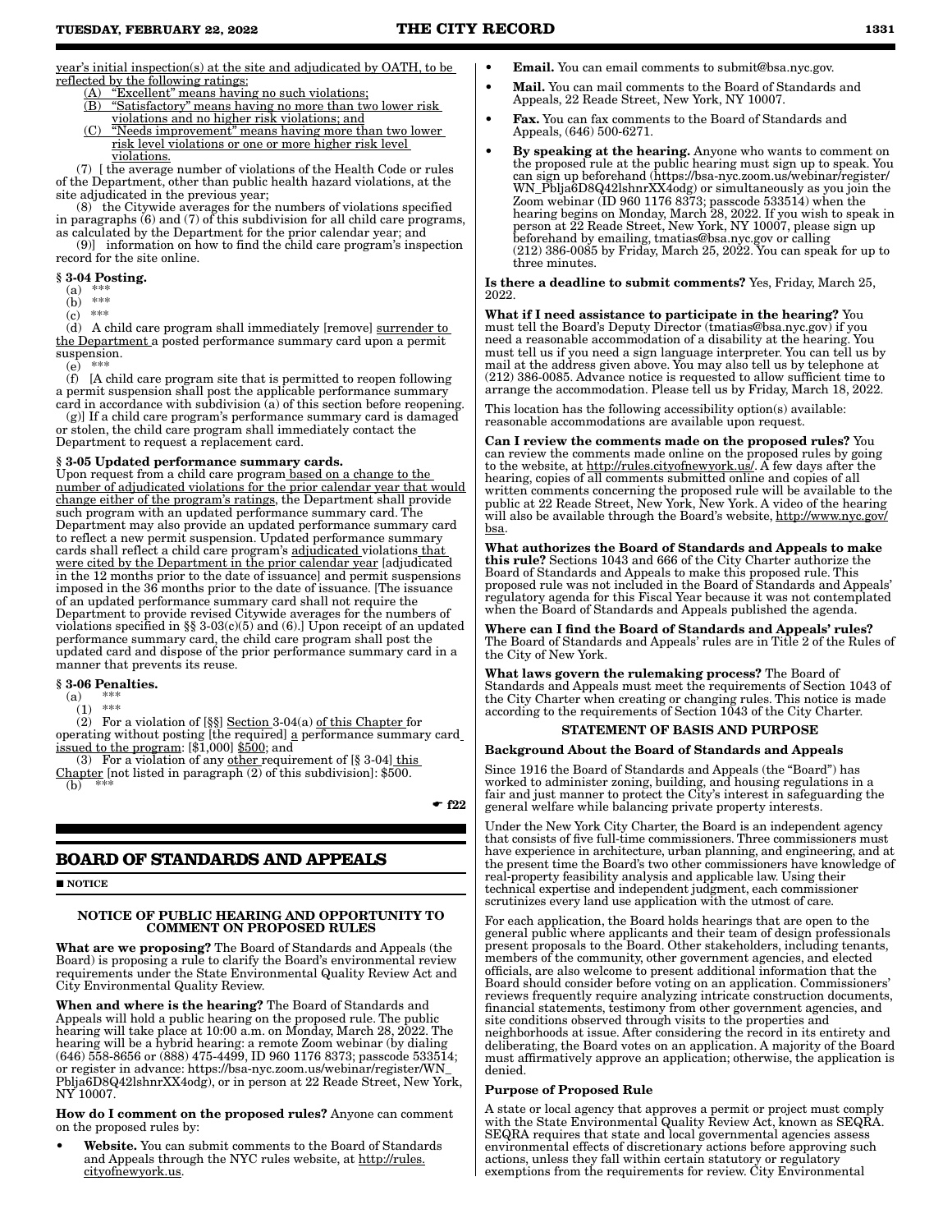year's initial inspection(s) at the site and adjudicated by OATH, to be reflected by the following ratings:

(A) "Excellent" means having no such violations;

(B) "Satisfactory" means having no more than two lower risk violations and no higher risk violations; and

(C) "Needs improvement" means having more than two lower risk level violations or one or more higher risk level violations.

(7) [ the average number of violations of the Health Code or rules of the Department, other than public health hazard violations, at the site adjudicated in the previous year;

(8) the Citywide averages for the numbers of violations specified in paragraphs (6) and (7) of this subdivision for all child care programs, as calculated by the Department for the prior calendar year; and

(9)] information on how to find the child care program's inspection record for the site online.

**§ 3-04 Posting.**

(a) ***

(b) ***

(c) ***

(d) A child care program shall immediately [remove] surrender to the Department a posted performance summary card upon a permit suspension.

(e) ***

(f) [A child care program site that is permitted to reopen following a permit suspension shall post the applicable performance summary card in accordance with subdivision (a) of this section before reopening.

(g)] If a child care program's performance summary card is damaged or stolen, the child care program shall immediately contact the Department to request a replacement card.

**§ 3-05 Updated performance summary cards.**

Upon request from a child care program based on a change to the number of adjudicated violations for the prior calendar year that would change either of the program's ratings, the Department shall provide such program with an updated performance summary card. The Department may also provide an updated performance summary card to reflect a new permit suspension. Updated performance summary cards shall reflect a child care program's adjudicated violations that were cited by the Department in the prior calendar year [adjudicated in the 12 months prior to the date of issuance] and permit suspensions imposed in the 36 months prior to the date of issuance. [The issuance of an updated performance summary card shall not require the Department to provide revised Citywide averages for the numbers of violations specified in §§ 3-03(c)(5) and (6).] Upon receipt of an updated performance summary card, the child care program shall post the updated card and dispose of the prior performance summary card in a manner that prevents its reuse.

**§ 3-06 Penalties.**

(a) ***

(1) ***

(2) For a violation of [§§] Section 3-04(a) of this Chapter for operating without posting [the required] a performance summary card issued to the program: [$1,000] $500; and

(3) For a violation of any other requirement of [§ 3-04] this Chapter [not listed in paragraph (2) of this subdivision]: $500.

(b) ***

☛ f22

## BOARD OF STANDARDS AND APPEALS

■ NOTICE

### NOTICE OF PUBLIC HEARING AND OPPORTUNITY TO COMMENT ON PROPOSED RULES

**What are we proposing?** The Board of Standards and Appeals (the Board) is proposing a rule to clarify the Board's environmental review requirements under the State Environmental Quality Review Act and City Environmental Quality Review.

**When and where is the hearing?** The Board of Standards and Appeals will hold a public hearing on the proposed rule. The public hearing will take place at 10:00 a.m. on Monday, March 28, 2022. The hearing will be a hybrid hearing: a remote Zoom webinar (by dialing (646) 558-8656 or (888) 475-4499, ID 960 1176 8373; passcode 533514; or register in advance: https://bsa-nyc.zoom.us/webinar/register/WN_Pblja6D8Q42lshnrXX4odg), or in person at 22 Reade Street, New York, NY 10007.

**How do I comment on the proposed rules?** Anyone can comment on the proposed rules by:

- **Website.** You can submit comments to the Board of Standards and Appeals through the NYC rules website, at http://rules.cityofnewyork.us.
- **Email.** You can email comments to submit@bsa.nyc.gov.
- **Mail.** You can mail comments to the Board of Standards and Appeals, 22 Reade Street, New York, NY 10007.
- **Fax.** You can fax comments to the Board of Standards and Appeals, (646) 500-6271.
- **By speaking at the hearing.** Anyone who wants to comment on the proposed rule at the public hearing must sign up to speak. You can sign up beforehand (https://bsa-nyc.zoom.us/webinar/register/WN_Pblja6D8Q42lshnrXX4odg) or simultaneously as you join the Zoom webinar (ID 960 1176 8373; passcode 533514) when the hearing begins on Monday, March 28, 2022. If you wish to speak in person at 22 Reade Street, New York, NY 10007, please sign up beforehand by emailing, tmatias@bsa.nyc.gov or calling (212) 386-0085 by Friday, March 25, 2022. You can speak for up to three minutes.

**Is there a deadline to submit comments?** Yes, Friday, March 25, 2022.

**What if I need assistance to participate in the hearing?** You must tell the Board's Deputy Director (tmatias@bsa.nyc.gov) if you need a reasonable accommodation of a disability at the hearing. You must tell us if you need a sign language interpreter. You can tell us by mail at the address given above. You may also tell us by telephone at (212) 386-0085. Advance notice is requested to allow sufficient time to arrange the accommodation. Please tell us by Friday, March 18, 2022.

This location has the following accessibility option(s) available: reasonable accommodations are available upon request.

**Can I review the comments made on the proposed rules?** You can review the comments made online on the proposed rules by going to the website, at http://rules.cityofnewyork.us/. A few days after the hearing, copies of all comments submitted online and copies of all written comments concerning the proposed rule will be available to the public at 22 Reade Street, New York, New York. A video of the hearing will also be available through the Board's website, http://www.nyc.gov/bsa.

**What authorizes the Board of Standards and Appeals to make this rule?** Sections 1043 and 666 of the City Charter authorize the Board of Standards and Appeals to make this proposed rule. This proposed rule was not included in the Board of Standards and Appeals' regulatory agenda for this Fiscal Year because it was not contemplated when the Board of Standards and Appeals published the agenda.

**Where can I find the Board of Standards and Appeals' rules?** The Board of Standards and Appeals' rules are in Title 2 of the Rules of the City of New York.

**What laws govern the rulemaking process?** The Board of Standards and Appeals must meet the requirements of Section 1043 of the City Charter when creating or changing rules. This notice is made according to the requirements of Section 1043 of the City Charter.

### STATEMENT OF BASIS AND PURPOSE

**Background About the Board of Standards and Appeals**

Since 1916 the Board of Standards and Appeals (the "Board") has worked to administer zoning, building, and housing regulations in a fair and just manner to protect the City's interest in safeguarding the general welfare while balancing private property interests.

Under the New York City Charter, the Board is an independent agency that consists of five full-time commissioners. Three commissioners must have experience in architecture, urban planning, and engineering, and at the present time the Board's two other commissioners have knowledge of real-property feasibility analysis and applicable law. Using their technical expertise and independent judgment, each commissioner scrutinizes every land use application with the utmost of care.

For each application, the Board holds hearings that are open to the general public where applicants and their team of design professionals present proposals to the Board. Other stakeholders, including tenants, members of the community, other government agencies, and elected officials, are also welcome to present additional information that the Board should consider before voting on an application. Commissioners' reviews frequently require analyzing intricate construction documents, financial statements, testimony from other government agencies, and site conditions observed through visits to the properties and neighborhoods at issue. After considering the record in its entirety and deliberating, the Board votes on an application. A majority of the Board must affirmatively approve an application; otherwise, the application is denied.

**Purpose of Proposed Rule**

A state or local agency that approves a permit or project must comply with the State Environmental Quality Review Act, known as SEQRA. SEQRA requires that state and local governmental agencies assess environmental effects of discretionary actions before approving such actions, unless they fall within certain statutory or regulatory exemptions from the requirements for review. City Environmental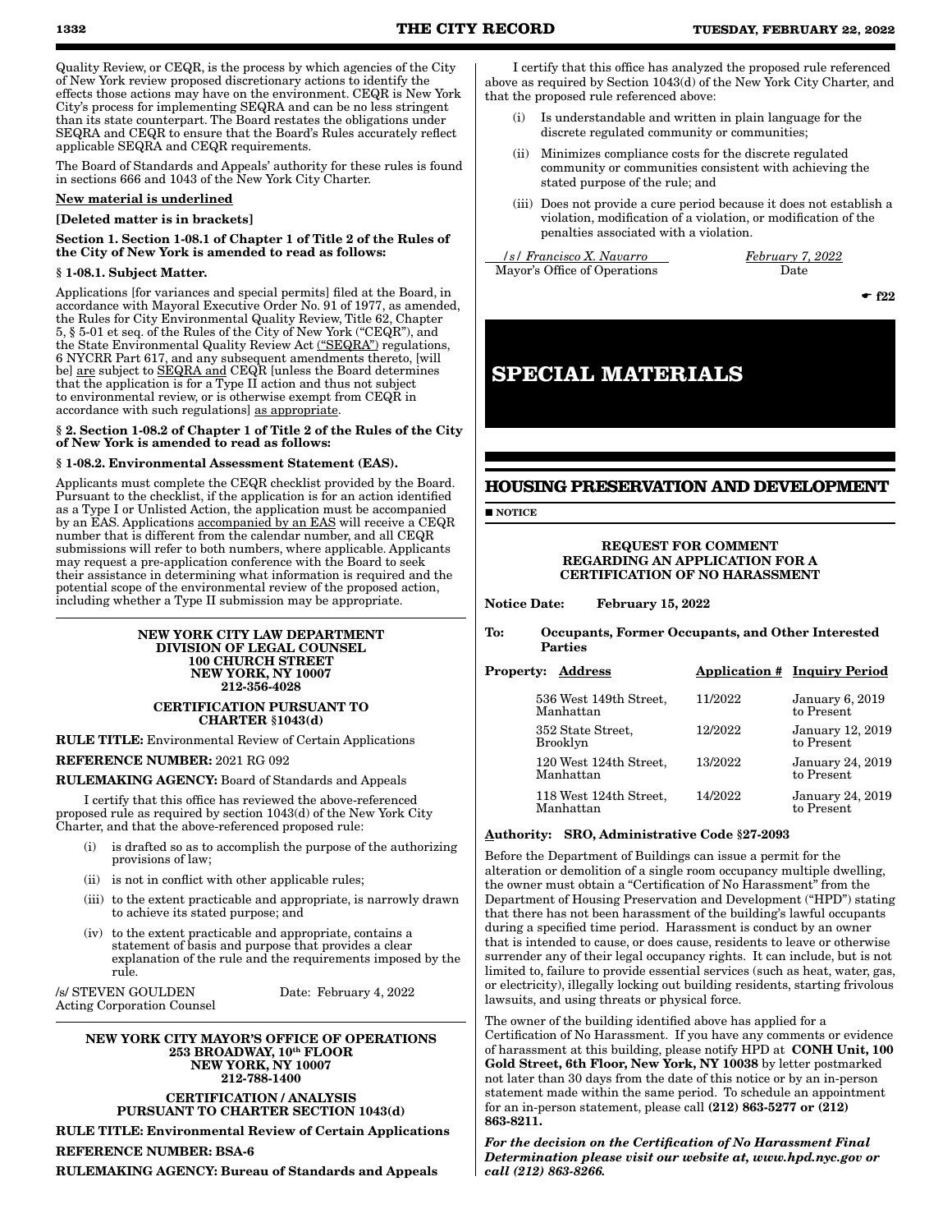Quality Review, or CEQR, is the process by which agencies of the City of New York review proposed discretionary actions to identify the effects those actions may have on the environment. CEQR is New York City's process for implementing SEQRA and can be no less stringent than its state counterpart. The Board restates the obligations under SEQRA and CEQR to ensure that the Board's Rules accurately reflect applicable SEQRA and CEQR requirements.

The Board of Standards and Appeals' authority for these rules is found in sections 666 and 1043 of the New York City Charter.

New material is underlined

**[Deleted matter is in brackets]**

**Section 1. Section 1-08.1 of Chapter 1 of Title 2 of the Rules of the City of New York is amended to read as follows:**

**§ 1-08.1. Subject Matter.**

Applications [for variances and special permits] filed at the Board, in accordance with Mayoral Executive Order No. 91 of 1977, as amended, the Rules for City Environmental Quality Review, Title 62, Chapter 5, § 5-01 et seq. of the Rules of the City of New York ("CEQR"), and the State Environmental Quality Review Act ("SEQRA") regulations, 6 NYCRR Part 617, and any subsequent amendments thereto, [will be] are subject to SEQRA and CEQR [unless the Board determines that the application is for a Type II action and thus not subject to environmental review, or is otherwise exempt from CEQR in accordance with such regulations] as appropriate.

**§ 2. Section 1-08.2 of Chapter 1 of Title 2 of the Rules of the City of New York is amended to read as follows:**

**§ 1-08.2. Environmental Assessment Statement (EAS).**

Applicants must complete the CEQR checklist provided by the Board. Pursuant to the checklist, if the application is for an action identified as a Type I or Unlisted Action, the application must be accompanied by an EAS. Applications accompanied by an EAS will receive a CEQR number that is different from the calendar number, and all CEQR submissions will refer to both numbers, where applicable. Applicants may request a pre-application conference with the Board to seek their assistance in determining what information is required and the potential scope of the environmental review of the proposed action, including whether a Type II submission may be appropriate.

**NEW YORK CITY LAW DEPARTMENT**
**DIVISION OF LEGAL COUNSEL**
**100 CHURCH STREET**
**NEW YORK, NY 10007**
**212-356-4028**

**CERTIFICATION PURSUANT TO CHARTER §1043(d)**

**RULE TITLE:** Environmental Review of Certain Applications

**REFERENCE NUMBER:** 2021 RG 092

**RULEMAKING AGENCY:** Board of Standards and Appeals

I certify that this office has reviewed the above-referenced proposed rule as required by section 1043(d) of the New York City Charter, and that the above-referenced proposed rule:

(i) is drafted so as to accomplish the purpose of the authorizing provisions of law;

(ii) is not in conflict with other applicable rules;

(iii) to the extent practicable and appropriate, is narrowly drawn to achieve its stated purpose; and

(iv) to the extent practicable and appropriate, contains a statement of basis and purpose that provides a clear explanation of the rule and the requirements imposed by the rule.

/s/ STEVEN GOULDEN Date: February 4, 2022
Acting Corporation Counsel

**NEW YORK CITY MAYOR'S OFFICE OF OPERATIONS**
**253 BROADWAY, 10th FLOOR**
**NEW YORK, NY 10007**
**212-788-1400**

**CERTIFICATION / ANALYSIS PURSUANT TO CHARTER SECTION 1043(d)**

**RULE TITLE: Environmental Review of Certain Applications**

**REFERENCE NUMBER: BSA-6**

**RULEMAKING AGENCY: Bureau of Standards and Appeals**

I certify that this office has analyzed the proposed rule referenced above as required by Section 1043(d) of the New York City Charter, and that the proposed rule referenced above:

(i) Is understandable and written in plain language for the discrete regulated community or communities;

(ii) Minimizes compliance costs for the discrete regulated community or communities consistent with achieving the stated purpose of the rule; and

(iii) Does not provide a cure period because it does not establish a violation, modification of a violation, or modification of the penalties associated with a violation.

*/s/ Francisco X. Navarro* — *February 7, 2022*
Mayor's Office of Operations — Date

☛ **f22**

# SPECIAL MATERIALS

## HOUSING PRESERVATION AND DEVELOPMENT

■ **NOTICE**

**REQUEST FOR COMMENT REGARDING AN APPLICATION FOR A CERTIFICATION OF NO HARASSMENT**

**Notice Date: February 15, 2022**

**To: Occupants, Former Occupants, and Other Interested Parties**

| Property: Address | Application # | Inquiry Period |
|---|---|---|
| 536 West 149th Street, Manhattan | 11/2022 | January 6, 2019 to Present |
| 352 State Street, Brooklyn | 12/2022 | January 12, 2019 to Present |
| 120 West 124th Street, Manhattan | 13/2022 | January 24, 2019 to Present |
| 118 West 124th Street, Manhattan | 14/2022 | January 24, 2019 to Present |

**Authority: SRO, Administrative Code §27-2093**

Before the Department of Buildings can issue a permit for the alteration or demolition of a single room occupancy multiple dwelling, the owner must obtain a "Certification of No Harassment" from the Department of Housing Preservation and Development ("HPD") stating that there has not been harassment of the building's lawful occupants during a specified time period. Harassment is conduct by an owner that is intended to cause, or does cause, residents to leave or otherwise surrender any of their legal occupancy rights. It can include, but is not limited to, failure to provide essential services (such as heat, water, gas, or electricity), illegally locking out building residents, starting frivolous lawsuits, and using threats or physical force.

The owner of the building identified above has applied for a Certification of No Harassment. If you have any comments or evidence of harassment at this building, please notify HPD at **CONH Unit, 100 Gold Street, 6th Floor, New York, NY 10038** by letter postmarked not later than 30 days from the date of this notice or by an in-person statement made within the same period. To schedule an appointment for an in-person statement, please call **(212) 863-5277 or (212) 863-8211.**

***For the decision on the Certification of No Harassment Final Determination please visit our website at, www.hpd.nyc.gov or call (212) 863-8266.***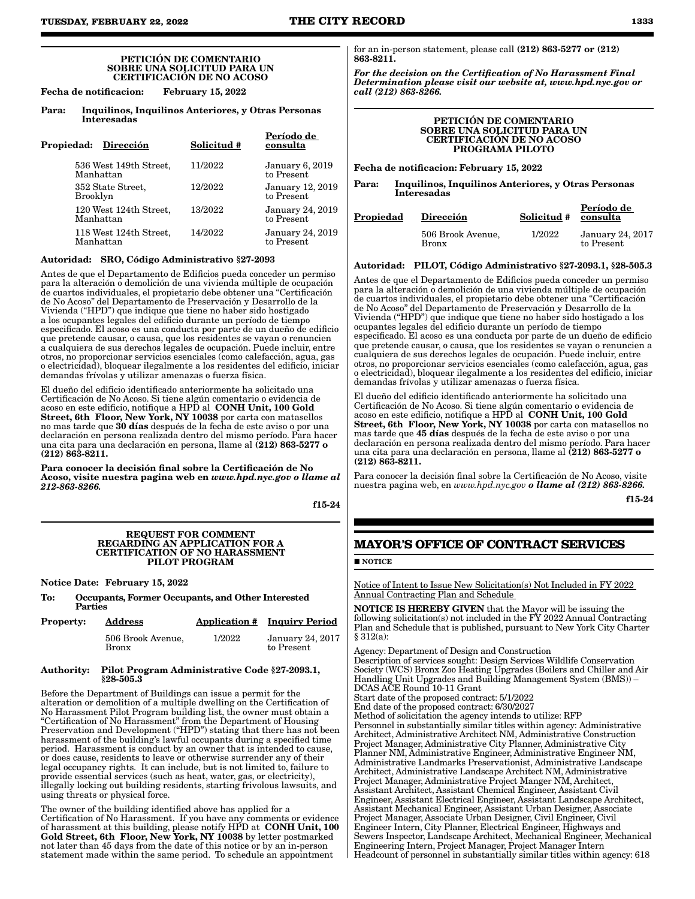### PETICIÓN DE COMENTARIO SOBRE UNA SOLICITUD PARA UN CERTIFICACIÓN DE NO ACOSO

**Fecha de notificacion:** **February 15, 2022**

**Para: Inquilinos, Inquilinos Anteriores, y Otras Personas Interesadas**

| Propiedad: | Dirección | Solicitud # | Período de consulta |
|---|---|---|---|
| | 536 West 149th Street, Manhattan | 11/2022 | January 6, 2019 to Present |
| | 352 State Street, Brooklyn | 12/2022 | January 12, 2019 to Present |
| | 120 West 124th Street, Manhattan | 13/2022 | January 24, 2019 to Present |
| | 118 West 124th Street, Manhattan | 14/2022 | January 24, 2019 to Present |

**Autoridad: SRO, Código Administrativo §27-2093**

Antes de que el Departamento de Edificios pueda conceder un permiso para la alteración o demolición de una vivienda múltiple de ocupación de cuartos individuales, el propietario debe obtener una "Certificación de No Acoso" del Departamento de Preservación y Desarrollo de la Vivienda ("HPD") que indique que tiene no haber sido hostigado a los ocupantes legales del edificio durante un período de tiempo especificado. El acoso es una conducta por parte de un dueño de edificio que pretende causar, o causa, que los residentes se vayan o renuncien a cualquiera de sus derechos legales de ocupación. Puede incluir, entre otros, no proporcionar servicios esenciales (como calefacción, agua, gas o electricidad), bloquear ilegalmente a los residentes del edificio, iniciar demandas frívolas y utilizar amenazas o fuerza física.

El dueño del edificio identificado anteriormente ha solicitado una Certificación de No Acoso. Si tiene algún comentario o evidencia de acoso en este edificio, notifique a HPD al **CONH Unit, 100 Gold Street, 6th Floor, New York, NY 10038** por carta con matasellos no mas tarde que **30 días** después de la fecha de este aviso o por una declaración en persona realizada dentro del mismo período. Para hacer una cita para una declaración en persona, llame al **(212) 863-5277 o (212) 863-8211.**

**Para conocer la decisión final sobre la Certificación de No Acoso, visite nuestra pagina web en *www.hpd.nyc.gov o llame al 212-863-8266.***

f15-24

### REQUEST FOR COMMENT REGARDING AN APPLICATION FOR A CERTIFICATION OF NO HARASSMENT PILOT PROGRAM

**Notice Date: February 15, 2022**

**To: Occupants, Former Occupants, and Other Interested Parties**

| Property: | Address | Application # | Inquiry Period |
|---|---|---|---|
| | 506 Brook Avenue, Bronx | 1/2022 | January 24, 2017 to Present |

**Authority: Pilot Program Administrative Code §27-2093.1, §28-505.3**

Before the Department of Buildings can issue a permit for the alteration or demolition of a multiple dwelling on the Certification of No Harassment Pilot Program building list, the owner must obtain a "Certification of No Harassment" from the Department of Housing Preservation and Development ("HPD") stating that there has not been harassment of the building's lawful occupants during a specified time period. Harassment is conduct by an owner that is intended to cause, or does cause, residents to leave or otherwise surrender any of their legal occupancy rights. It can include, but is not limited to, failure to provide essential services (such as heat, water, gas, or electricity), illegally locking out building residents, starting frivolous lawsuits, and using threats or physical force.

The owner of the building identified above has applied for a Certification of No Harassment. If you have any comments or evidence of harassment at this building, please notify HPD at **CONH Unit, 100 Gold Street, 6th Floor, New York, NY 10038** by letter postmarked not later than 45 days from the date of this notice or by an in-person statement made within the same period. To schedule an appointment for an in-person statement, please call **(212) 863-5277 or (212) 863-8211.**

***For the decision on the Certification of No Harassment Final Determination please visit our website at, www.hpd.nyc.gov or call (212) 863-8266.***

### PETICIÓN DE COMENTARIO SOBRE UNA SOLICITUD PARA UN CERTIFICACIÓN DE NO ACOSO PROGRAMA PILOTO

**Fecha de notificacion: February 15, 2022**

**Para: Inquilinos, Inquilinos Anteriores, y Otras Personas Interesadas**

| Propiedad | Dirección | Solicitud # | Período de consulta |
|---|---|---|---|
| | 506 Brook Avenue, Bronx | 1/2022 | January 24, 2017 to Present |

**Autoridad: PILOT, Código Administrativo §27-2093.1, §28-505.3**

Antes de que el Departamento de Edificios pueda conceder un permiso para la alteración o demolición de una vivienda múltiple de ocupación de cuartos individuales, el propietario debe obtener una "Certificación de No Acoso" del Departamento de Preservación y Desarrollo de la Vivienda ("HPD") que indique que tiene no haber sido hostigado a los ocupantes legales del edificio durante un período de tiempo especificado. El acoso es una conducta por parte de un dueño de edificio que pretende causar, o causa, que los residentes se vayan o renuncien a cualquiera de sus derechos legales de ocupación. Puede incluir, entre otros, no proporcionar servicios esenciales (como calefacción, agua, gas o electricidad), bloquear ilegalmente a los residentes del edificio, iniciar demandas frívolas y utilizar amenazas o fuerza física.

El dueño del edificio identificado anteriormente ha solicitado una Certificación de No Acoso. Si tiene algún comentario o evidencia de acoso en este edificio, notifique a HPD al **CONH Unit, 100 Gold Street, 6th Floor, New York, NY 10038** por carta con matasellos no mas tarde que **45 días** después de la fecha de este aviso o por una declaración en persona realizada dentro del mismo período. Para hacer una cita para una declaración en persona, llame al **(212) 863-5277 o (212) 863-8211.**

Para conocer la decisión final sobre la Certificación de No Acoso, visite nuestra pagina web, en *www.hpd.nyc.gov* ***o llame al (212) 863-8266.***

f15-24

## MAYOR'S OFFICE OF CONTRACT SERVICES

■ **NOTICE**

Notice of Intent to Issue New Solicitation(s) Not Included in FY 2022 Annual Contracting Plan and Schedule

**NOTICE IS HEREBY GIVEN** that the Mayor will be issuing the following solicitation(s) not included in the FY 2022 Annual Contracting Plan and Schedule that is published, pursuant to New York City Charter § 312(a):

Agency: Department of Design and Construction
Description of services sought: Design Services Wildlife Conservation Society (WCS) Bronx Zoo Heating Upgrades (Boilers and Chiller and Air Handling Unit Upgrades and Building Management System (BMS)) – DCAS ACE Round 10-11 Grant
Start date of the proposed contract: 5/1/2022
End date of the proposed contract: 6/30/2027
Method of solicitation the agency intends to utilize: RFP
Personnel in substantially similar titles within agency: Administrative Architect, Administrative Architect NM, Administrative Construction Project Manager, Administrative City Planner, Administrative City Planner NM, Administrative Engineer, Administrative Engineer NM, Administrative Landmarks Preservationist, Administrative Landscape Architect, Administrative Landscape Architect NM, Administrative Project Manager, Administrative Project Manger NM, Architect, Assistant Architect, Assistant Chemical Engineer, Assistant Civil Engineer, Assistant Electrical Engineer, Assistant Landscape Architect, Assistant Mechanical Engineer, Assistant Urban Designer, Associate Project Manager, Associate Urban Designer, Civil Engineer, Civil Engineer Intern, City Planner, Electrical Engineer, Highways and Sewers Inspector, Landscape Architect, Mechanical Engineer, Mechanical Engineering Intern, Project Manager, Project Manager Intern
Headcount of personnel in substantially similar titles within agency: 618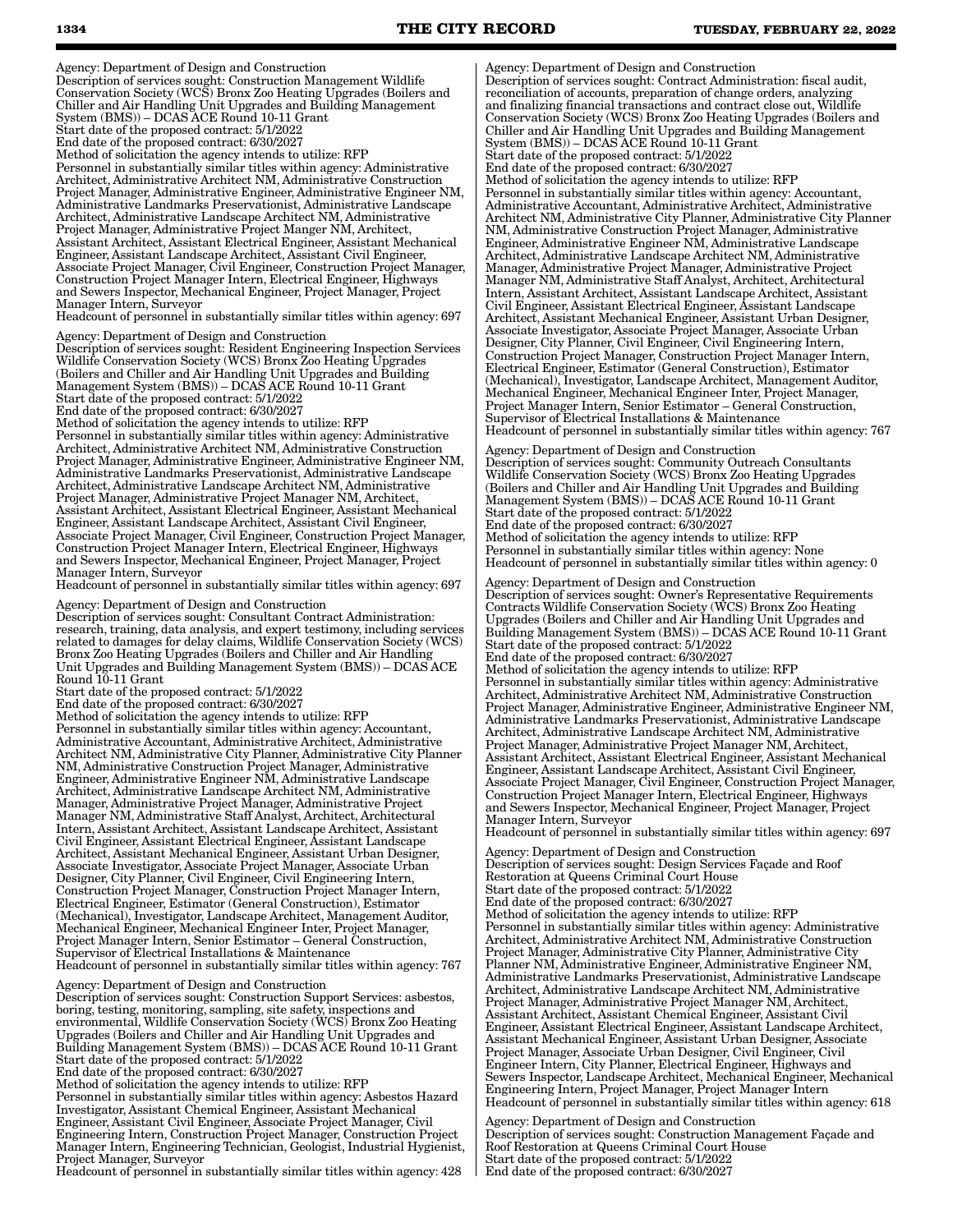Agency: Department of Design and Construction
Description of services sought: Construction Management Wildlife Conservation Society (WCS) Bronx Zoo Heating Upgrades (Boilers and Chiller and Air Handling Unit Upgrades and Building Management System (BMS)) – DCAS ACE Round 10-11 Grant
Start date of the proposed contract: 5/1/2022
End date of the proposed contract: 6/30/2027
Method of solicitation the agency intends to utilize: RFP
Personnel in substantially similar titles within agency: Administrative Architect, Administrative Architect NM, Administrative Construction Project Manager, Administrative Engineer, Administrative Engineer NM, Administrative Landmarks Preservationist, Administrative Landscape Architect, Administrative Landscape Architect NM, Administrative Project Manager, Administrative Project Manger NM, Architect, Assistant Architect, Assistant Electrical Engineer, Assistant Mechanical Engineer, Assistant Landscape Architect, Assistant Civil Engineer, Associate Project Manager, Civil Engineer, Construction Project Manager, Construction Project Manager Intern, Electrical Engineer, Highways and Sewers Inspector, Mechanical Engineer, Project Manager, Project Manager Intern, Surveyor
Headcount of personnel in substantially similar titles within agency: 697

Agency: Department of Design and Construction
Description of services sought: Resident Engineering Inspection Services Wildlife Conservation Society (WCS) Bronx Zoo Heating Upgrades (Boilers and Chiller and Air Handling Unit Upgrades and Building Management System (BMS)) – DCAS ACE Round 10-11 Grant
Start date of the proposed contract: 5/1/2022
End date of the proposed contract: 6/30/2027
Method of solicitation the agency intends to utilize: RFP
Personnel in substantially similar titles within agency: Administrative Architect, Administrative Architect NM, Administrative Construction Project Manager, Administrative Engineer, Administrative Engineer NM, Administrative Landmarks Preservationist, Administrative Landscape Architect, Administrative Landscape Architect NM, Administrative Project Manager, Administrative Project Manager NM, Architect, Assistant Architect, Assistant Electrical Engineer, Assistant Mechanical Engineer, Assistant Landscape Architect, Assistant Civil Engineer, Associate Project Manager, Civil Engineer, Construction Project Manager, Construction Project Manager Intern, Electrical Engineer, Highways and Sewers Inspector, Mechanical Engineer, Project Manager, Project Manager Intern, Surveyor
Headcount of personnel in substantially similar titles within agency: 697

Agency: Department of Design and Construction
Description of services sought: Consultant Contract Administration: research, training, data analysis, and expert testimony, including services related to damages for delay claims, Wildlife Conservation Society (WCS) Bronx Zoo Heating Upgrades (Boilers and Chiller and Air Handling Unit Upgrades and Building Management System (BMS)) – DCAS ACE Round 10-11 Grant
Start date of the proposed contract: 5/1/2022
End date of the proposed contract: 6/30/2027
Method of solicitation the agency intends to utilize: RFP
Personnel in substantially similar titles within agency: Accountant, Administrative Accountant, Administrative Architect, Administrative Architect NM, Administrative City Planner, Administrative City Planner NM, Administrative Construction Project Manager, Administrative Engineer, Administrative Engineer NM, Administrative Landscape Architect, Administrative Landscape Architect NM, Administrative Manager, Administrative Project Manager, Administrative Project Manager NM, Administrative Staff Analyst, Architect, Architectural Intern, Assistant Architect, Assistant Landscape Architect, Assistant Civil Engineer, Assistant Electrical Engineer, Assistant Landscape Architect, Assistant Mechanical Engineer, Assistant Urban Designer, Associate Investigator, Associate Project Manager, Associate Urban Designer, City Planner, Civil Engineer, Civil Engineering Intern, Construction Project Manager, Construction Project Manager Intern, Electrical Engineer, Estimator (General Construction), Estimator (Mechanical), Investigator, Landscape Architect, Management Auditor, Mechanical Engineer, Mechanical Engineer Inter, Project Manager, Project Manager Intern, Senior Estimator – General Construction, Supervisor of Electrical Installations & Maintenance
Headcount of personnel in substantially similar titles within agency: 767

Agency: Department of Design and Construction
Description of services sought: Construction Support Services: asbestos, boring, testing, monitoring, sampling, site safety, inspections and environmental, Wildlife Conservation Society (WCS) Bronx Zoo Heating Upgrades (Boilers and Chiller and Air Handling Unit Upgrades and Building Management System (BMS)) – DCAS ACE Round 10-11 Grant
Start date of the proposed contract: 5/1/2022
End date of the proposed contract: 6/30/2027
Method of solicitation the agency intends to utilize: RFP
Personnel in substantially similar titles within agency: Asbestos Hazard Investigator, Assistant Chemical Engineer, Assistant Mechanical Engineer, Assistant Civil Engineer, Associate Project Manager, Civil Engineering Intern, Construction Project Manager, Construction Project Manager Intern, Engineering Technician, Geologist, Industrial Hygienist, Project Manager, Surveyor
Headcount of personnel in substantially similar titles within agency: 428

Agency: Department of Design and Construction
Description of services sought: Contract Administration: fiscal audit, reconciliation of accounts, preparation of change orders, analyzing and finalizing financial transactions and contract close out, Wildlife Conservation Society (WCS) Bronx Zoo Heating Upgrades (Boilers and Chiller and Air Handling Unit Upgrades and Building Management System (BMS)) – DCAS ACE Round 10-11 Grant
Start date of the proposed contract: 5/1/2022
End date of the proposed contract: 6/30/2027
Method of solicitation the agency intends to utilize: RFP
Personnel in substantially similar titles within agency: Accountant, Administrative Accountant, Administrative Architect, Administrative Architect NM, Administrative City Planner, Administrative City Planner NM, Administrative Construction Project Manager, Administrative Engineer, Administrative Engineer NM, Administrative Landscape Architect, Administrative Landscape Architect NM, Administrative Manager, Administrative Project Manager, Administrative Project Manager NM, Administrative Staff Analyst, Architect, Architectural Intern, Assistant Architect, Assistant Landscape Architect, Assistant Civil Engineer, Assistant Electrical Engineer, Assistant Landscape Architect, Assistant Mechanical Engineer, Assistant Urban Designer, Associate Investigator, Associate Project Manager, Associate Urban Designer, City Planner, Civil Engineer, Civil Engineering Intern, Construction Project Manager, Construction Project Manager Intern, Electrical Engineer, Estimator (General Construction), Estimator (Mechanical), Investigator, Landscape Architect, Management Auditor, Mechanical Engineer, Mechanical Engineer Inter, Project Manager, Project Manager Intern, Senior Estimator – General Construction, Supervisor of Electrical Installations & Maintenance
Headcount of personnel in substantially similar titles within agency: 767

Agency: Department of Design and Construction
Description of services sought: Community Outreach Consultants Wildlife Conservation Society (WCS) Bronx Zoo Heating Upgrades (Boilers and Chiller and Air Handling Unit Upgrades and Building Management System (BMS)) – DCAS ACE Round 10-11 Grant
Start date of the proposed contract: 5/1/2022
End date of the proposed contract: 6/30/2027
Method of solicitation the agency intends to utilize: RFP
Personnel in substantially similar titles within agency: None
Headcount of personnel in substantially similar titles within agency: 0

Agency: Department of Design and Construction
Description of services sought: Owner's Representative Requirements Contracts Wildlife Conservation Society (WCS) Bronx Zoo Heating Upgrades (Boilers and Chiller and Air Handling Unit Upgrades and Building Management System (BMS)) – DCAS ACE Round 10-11 Grant
Start date of the proposed contract: 5/1/2022
End date of the proposed contract: 6/30/2027
Method of solicitation the agency intends to utilize: RFP
Personnel in substantially similar titles within agency: Administrative Architect, Administrative Architect NM, Administrative Construction Project Manager, Administrative Engineer, Administrative Engineer NM, Administrative Landmarks Preservationist, Administrative Landscape Architect, Administrative Landscape Architect NM, Administrative Project Manager, Administrative Project Manager NM, Architect, Assistant Architect, Assistant Electrical Engineer, Assistant Mechanical Engineer, Assistant Landscape Architect, Assistant Civil Engineer, Associate Project Manager, Civil Engineer, Construction Project Manager, Construction Project Manager Intern, Electrical Engineer, Highways and Sewers Inspector, Mechanical Engineer, Project Manager, Project Manager Intern, Surveyor
Headcount of personnel in substantially similar titles within agency: 697

Agency: Department of Design and Construction
Description of services sought: Design Services Façade and Roof Restoration at Queens Criminal Court House
Start date of the proposed contract: 5/1/2022
End date of the proposed contract: 6/30/2027
Method of solicitation the agency intends to utilize: RFP
Personnel in substantially similar titles within agency: Administrative Architect, Administrative Architect NM, Administrative Construction Project Manager, Administrative City Planner, Administrative City Planner NM, Administrative Engineer, Administrative Engineer NM, Administrative Landmarks Preservationist, Administrative Landscape Architect, Administrative Landscape Architect NM, Administrative Project Manager, Administrative Project Manager NM, Architect, Assistant Architect, Assistant Chemical Engineer, Assistant Civil Engineer, Assistant Electrical Engineer, Assistant Landscape Architect, Assistant Mechanical Engineer, Assistant Urban Designer, Associate Project Manager, Associate Urban Designer, Civil Engineer, Civil Engineer Intern, City Planner, Electrical Engineer, Highways and Sewers Inspector, Landscape Architect, Mechanical Engineer, Mechanical Engineering Intern, Project Manager, Project Manager Intern
Headcount of personnel in substantially similar titles within agency: 618

Agency: Department of Design and Construction
Description of services sought: Construction Management Façade and Roof Restoration at Queens Criminal Court House
Start date of the proposed contract: 5/1/2022
End date of the proposed contract: 6/30/2027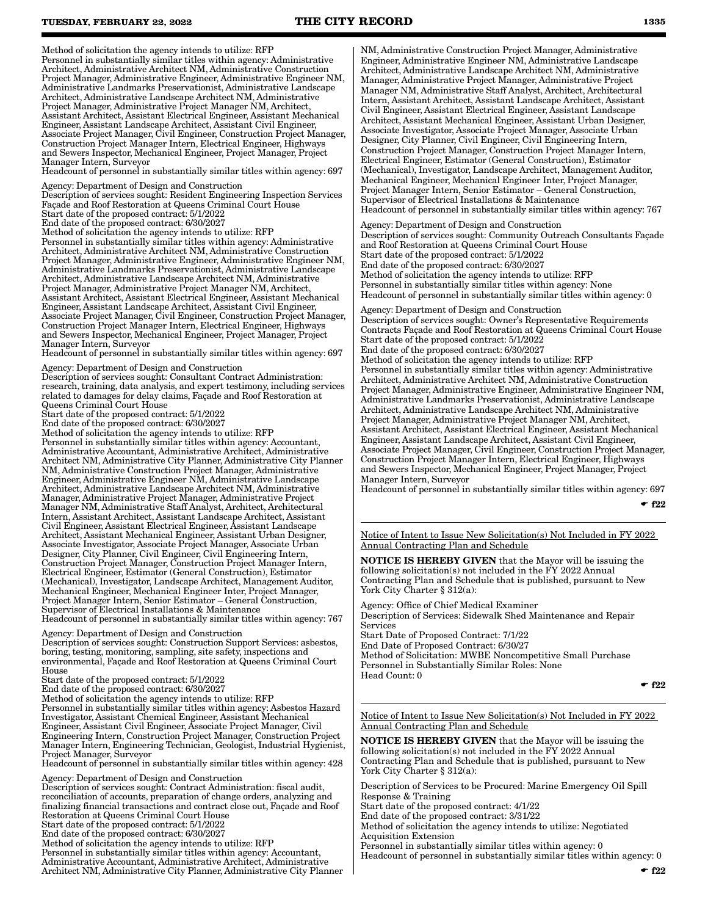Method of solicitation the agency intends to utilize: RFP
Personnel in substantially similar titles within agency: Administrative Architect, Administrative Architect NM, Administrative Construction Project Manager, Administrative Engineer, Administrative Engineer NM, Administrative Landmarks Preservationist, Administrative Landscape Architect, Administrative Landscape Architect NM, Administrative Project Manager, Administrative Project Manager NM, Architect, Assistant Architect, Assistant Electrical Engineer, Assistant Mechanical Engineer, Assistant Landscape Architect, Assistant Civil Engineer, Associate Project Manager, Civil Engineer, Construction Project Manager, Construction Project Manager Intern, Electrical Engineer, Highways and Sewers Inspector, Mechanical Engineer, Project Manager, Project Manager Intern, Surveyor
Headcount of personnel in substantially similar titles within agency: 697

Agency: Department of Design and Construction
Description of services sought: Resident Engineering Inspection Services Façade and Roof Restoration at Queens Criminal Court House
Start date of the proposed contract: 5/1/2022
End date of the proposed contract: 6/30/2027
Method of solicitation the agency intends to utilize: RFP
Personnel in substantially similar titles within agency: Administrative Architect, Administrative Architect NM, Administrative Construction Project Manager, Administrative Engineer, Administrative Engineer NM, Administrative Landmarks Preservationist, Administrative Landscape Architect, Administrative Landscape Architect NM, Administrative Project Manager, Administrative Project Manager NM, Architect, Assistant Architect, Assistant Electrical Engineer, Assistant Mechanical Engineer, Assistant Landscape Architect, Assistant Civil Engineer, Associate Project Manager, Civil Engineer, Construction Project Manager, Construction Project Manager Intern, Electrical Engineer, Highways and Sewers Inspector, Mechanical Engineer, Project Manager, Project Manager Intern, Surveyor
Headcount of personnel in substantially similar titles within agency: 697

Agency: Department of Design and Construction
Description of services sought: Consultant Contract Administration: research, training, data analysis, and expert testimony, including services related to damages for delay claims, Façade and Roof Restoration at Queens Criminal Court House
Start date of the proposed contract: 5/1/2022
End date of the proposed contract: 6/30/2027
Method of solicitation the agency intends to utilize: RFP
Personnel in substantially similar titles within agency: Accountant, Administrative Accountant, Administrative Architect, Administrative Architect NM, Administrative City Planner, Administrative City Planner NM, Administrative Construction Project Manager, Administrative Engineer, Administrative Engineer NM, Administrative Landscape Architect, Administrative Landscape Architect NM, Administrative Manager, Administrative Project Manager, Administrative Project Manager NM, Administrative Staff Analyst, Architect, Architectural Intern, Assistant Architect, Assistant Landscape Architect, Assistant Civil Engineer, Assistant Electrical Engineer, Assistant Landscape Architect, Assistant Mechanical Engineer, Assistant Urban Designer, Associate Investigator, Associate Project Manager, Associate Urban Designer, City Planner, Civil Engineer, Civil Engineering Intern, Construction Project Manager, Construction Project Manager Intern, Electrical Engineer, Estimator (General Construction), Estimator (Mechanical), Investigator, Landscape Architect, Management Auditor, Mechanical Engineer, Mechanical Engineer Inter, Project Manager, Project Manager Intern, Senior Estimator – General Construction, Supervisor of Electrical Installations & Maintenance
Headcount of personnel in substantially similar titles within agency: 767

Agency: Department of Design and Construction
Description of services sought: Construction Support Services: asbestos, boring, testing, monitoring, sampling, site safety, inspections and environmental, Façade and Roof Restoration at Queens Criminal Court House
Start date of the proposed contract: 5/1/2022
End date of the proposed contract: 6/30/2027
Method of solicitation the agency intends to utilize: RFP
Personnel in substantially similar titles within agency: Asbestos Hazard Investigator, Assistant Chemical Engineer, Assistant Mechanical Engineer, Assistant Civil Engineer, Associate Project Manager, Civil Engineering Intern, Construction Project Manager, Construction Project Manager Intern, Engineering Technician, Geologist, Industrial Hygienist, Project Manager, Surveyor
Headcount of personnel in substantially similar titles within agency: 428

Agency: Department of Design and Construction
Description of services sought: Contract Administration: fiscal audit, reconciliation of accounts, preparation of change orders, analyzing and finalizing financial transactions and contract close out, Façade and Roof Restoration at Queens Criminal Court House
Start date of the proposed contract: 5/1/2022
End date of the proposed contract: 6/30/2027
Method of solicitation the agency intends to utilize: RFP
Personnel in substantially similar titles within agency: Accountant, Administrative Accountant, Administrative Architect, Administrative Architect NM, Administrative City Planner, Administrative City Planner NM, Administrative Construction Project Manager, Administrative Engineer, Administrative Engineer NM, Administrative Landscape Architect, Administrative Landscape Architect NM, Administrative Manager, Administrative Project Manager, Administrative Project Manager NM, Administrative Staff Analyst, Architect, Architectural Intern, Assistant Architect, Assistant Landscape Architect, Assistant Civil Engineer, Assistant Electrical Engineer, Assistant Landscape Architect, Assistant Mechanical Engineer, Assistant Urban Designer, Associate Investigator, Associate Project Manager, Associate Urban Designer, City Planner, Civil Engineer, Civil Engineering Intern, Construction Project Manager, Construction Project Manager Intern, Electrical Engineer, Estimator (General Construction), Estimator (Mechanical), Investigator, Landscape Architect, Management Auditor, Mechanical Engineer, Mechanical Engineer Inter, Project Manager, Project Manager Intern, Senior Estimator – General Construction, Supervisor of Electrical Installations & Maintenance
Headcount of personnel in substantially similar titles within agency: 767

Agency: Department of Design and Construction
Description of services sought: Community Outreach Consultants Façade and Roof Restoration at Queens Criminal Court House
Start date of the proposed contract: 5/1/2022
End date of the proposed contract: 6/30/2027
Method of solicitation the agency intends to utilize: RFP
Personnel in substantially similar titles within agency: None
Headcount of personnel in substantially similar titles within agency: 0

Agency: Department of Design and Construction
Description of services sought: Owner's Representative Requirements Contracts Façade and Roof Restoration at Queens Criminal Court House
Start date of the proposed contract: 5/1/2022
End date of the proposed contract: 6/30/2027
Method of solicitation the agency intends to utilize: RFP
Personnel in substantially similar titles within agency: Administrative Architect, Administrative Architect NM, Administrative Construction Project Manager, Administrative Engineer, Administrative Engineer NM, Administrative Landmarks Preservationist, Administrative Landscape Architect, Administrative Landscape Architect NM, Administrative Project Manager, Administrative Project Manager NM, Architect, Assistant Architect, Assistant Electrical Engineer, Assistant Mechanical Engineer, Assistant Landscape Architect, Assistant Civil Engineer, Associate Project Manager, Civil Engineer, Construction Project Manager, Construction Project Manager Intern, Electrical Engineer, Highways and Sewers Inspector, Mechanical Engineer, Project Manager, Project Manager Intern, Surveyor
Headcount of personnel in substantially similar titles within agency: 697

☛ f22

---

Notice of Intent to Issue New Solicitation(s) Not Included in FY 2022 Annual Contracting Plan and Schedule

**NOTICE IS HEREBY GIVEN** that the Mayor will be issuing the following solicitation(s) not included in the FY 2022 Annual Contracting Plan and Schedule that is published, pursuant to New York City Charter § 312(a):

Agency: Office of Chief Medical Examiner
Description of Services: Sidewalk Shed Maintenance and Repair Services
Start Date of Proposed Contract: 7/1/22
End Date of Proposed Contract: 6/30/27
Method of Solicitation: MWBE Noncompetitive Small Purchase
Personnel in Substantially Similar Roles: None
Head Count: 0

☛ f22

---

Notice of Intent to Issue New Solicitation(s) Not Included in FY 2022 Annual Contracting Plan and Schedule

**NOTICE IS HEREBY GIVEN** that the Mayor will be issuing the following solicitation(s) not included in the FY 2022 Annual Contracting Plan and Schedule that is published, pursuant to New York City Charter § 312(a):

Description of Services to be Procured: Marine Emergency Oil Spill Response & Training
Start date of the proposed contract: 4/1/22
End date of the proposed contract: 3/31/22
Method of solicitation the agency intends to utilize: Negotiated Acquisition Extension
Personnel in substantially similar titles within agency: 0
Headcount of personnel in substantially similar titles within agency: 0

☛ f22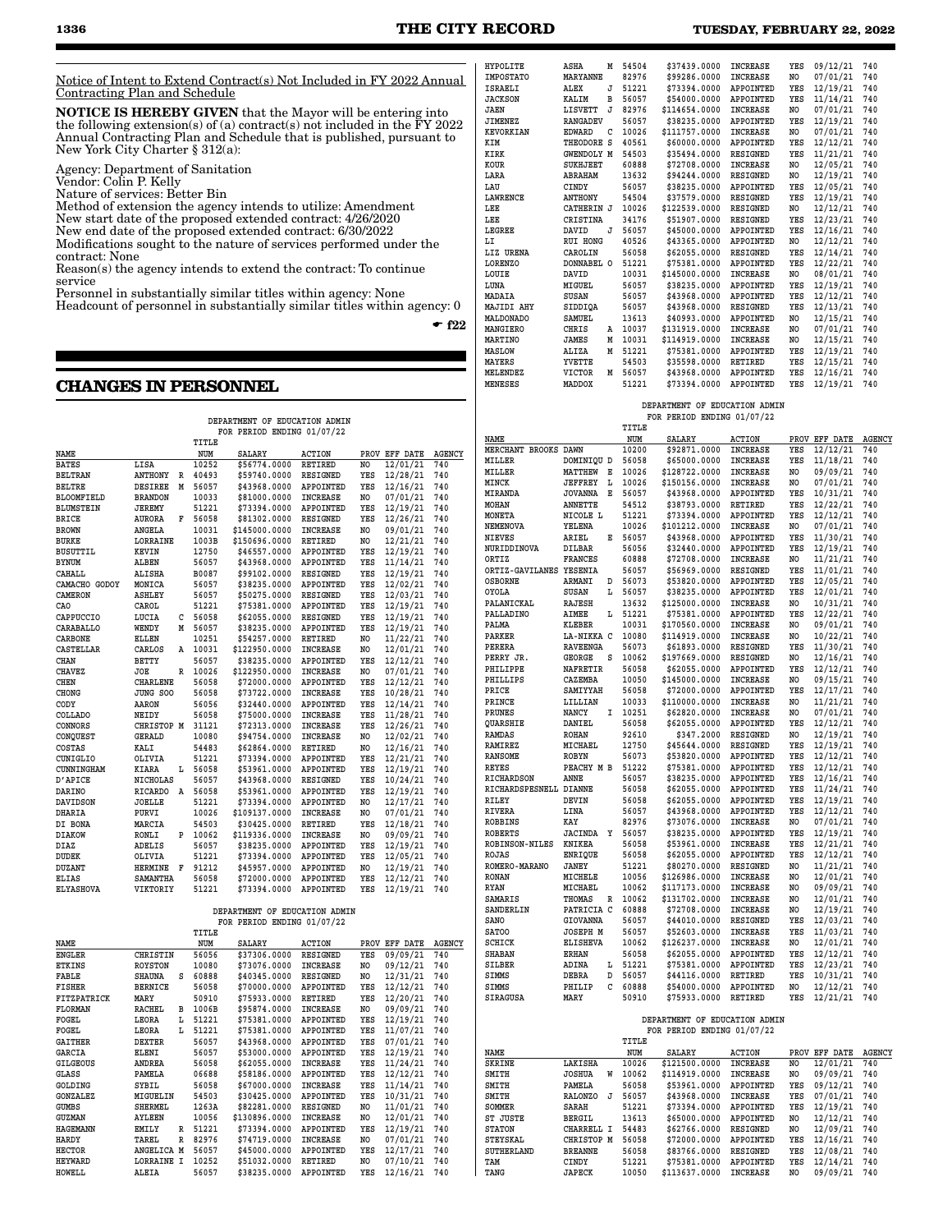Notice of Intent to Extend Contract(s) Not Included in FY 2022 Annual Contracting Plan and Schedule

**NOTICE IS HEREBY GIVEN** that the Mayor will be entering into the following extension(s) of (a) contract(s) not included in the FY 2022 Annual Contracting Plan and Schedule that is published, pursuant to New York City Charter § 312(a):

Agency: Department of Sanitation
Vendor: Colin P. Kelly
Nature of services: Better Bin
Method of extension the agency intends to utilize: Amendment
New start date of the proposed extended contract: 4/26/2020
New end date of the proposed extended contract: 6/30/2022
Modifications sought to the nature of services performed under the contract: None
Reason(s) the agency intends to extend the contract: To continue service
Personnel in substantially similar titles within agency: None
Headcount of personnel in substantially similar titles within agency: 0

☛ f22

## CHANGES IN PERSONNEL

DEPARTMENT OF EDUCATION ADMIN
FOR PERIOD ENDING 01/07/22

| NAME | | | TITLE NUM | SALARY | ACTION | PROV | EFF DATE | AGENCY |
|---|---|---|---|---|---|---|---|---|
| BATES | LISA | | 10252 | $56774.0000 | RETIRED | NO | 12/01/21 | 740 |
| BELTRAN | ANTHONY | R | 40493 | $59740.0000 | RESIGNED | YES | 12/28/21 | 740 |
| BELTRE | DESIREE | M | 56057 | $43968.0000 | APPOINTED | YES | 12/16/21 | 740 |
| BLOOMFIELD | BRANDON | | 10033 | $81000.0000 | INCREASE | NO | 07/01/21 | 740 |
| BLUMSTEIN | JEREMY | | 51221 | $73394.0000 | APPOINTED | YES | 12/19/21 | 740 |
| BRICE | AURORA | F | 56058 | $81302.0000 | RESIGNED | YES | 12/26/21 | 740 |
| BROWN | ANGELA | | 10031 | $145000.0000 | INCREASE | NO | 09/01/21 | 740 |
| BURKE | LORRAINE | | 1003B | $150696.0000 | RETIRED | NO | 12/21/21 | 740 |
| BUSUTTIL | KEVIN | | 12750 | $46557.0000 | APPOINTED | YES | 12/19/21 | 740 |
| BYNUM | ALBEN | | 56057 | $43968.0000 | APPOINTED | YES | 11/14/21 | 740 |
| CAHALL | ALISHA | | B0087 | $99102.0000 | RESIGNED | YES | 12/19/21 | 740 |
| CAMACHO GODOY | MONICA | | 56057 | $38235.0000 | APPOINTED | YES | 12/02/21 | 740 |
| CAMERON | ASHLEY | | 56057 | $50275.0000 | RESIGNED | YES | 12/03/21 | 740 |
| CAO | CAROL | | 51221 | $75381.0000 | APPOINTED | YES | 12/19/21 | 740 |
| CAPPUCCIO | LUCIA | C | 56058 | $62055.0000 | RESIGNED | YES | 12/19/21 | 740 |
| CARABALLO | WENDY | M | 56057 | $38235.0000 | APPOINTED | YES | 12/19/21 | 740 |
| CARBONE | ELLEN | | 10251 | $54257.0000 | RETIRED | NO | 11/22/21 | 740 |
| CASTELLAR | CARLOS | A | 10031 | $122950.0000 | INCREASE | NO | 12/01/21 | 740 |
| CHAN | BETTY | | 56057 | $38235.0000 | APPOINTED | YES | 12/12/21 | 740 |
| CHAVEZ | JOE | R | 10026 | $122950.0000 | INCREASE | NO | 07/01/21 | 740 |
| CHEN | CHARLENE | | 56058 | $72000.0000 | APPOINTED | YES | 12/12/21 | 740 |
| CHONG | JUNG SOO | | 56058 | $73722.0000 | INCREASE | YES | 10/28/21 | 740 |
| CODY | AARON | | 56056 | $32440.0000 | APPOINTED | YES | 12/14/21 | 740 |
| COLLADO | NEIDY | | 56058 | $75000.0000 | INCREASE | YES | 11/28/21 | 740 |
| CONNORS | CHRISTOP | M | 31121 | $72313.0000 | INCREASE | YES | 12/26/21 | 740 |
| CONQUEST | GERALD | | 10080 | $94754.0000 | INCREASE | NO | 12/02/21 | 740 |
| COSTAS | KALI | | 54483 | $62864.0000 | RETIRED | NO | 12/16/21 | 740 |
| CUNIGLIO | OLIVIA | | 51221 | $73394.0000 | APPOINTED | YES | 12/21/21 | 740 |
| CUNNINGHAM | KIARA | L | 56058 | $53961.0000 | APPOINTED | YES | 12/19/21 | 740 |
| D'APICE | NICHOLAS | | 56057 | $43968.0000 | RESIGNED | YES | 10/24/21 | 740 |
| DARINO | RICARDO | A | 56058 | $53961.0000 | APPOINTED | YES | 12/19/21 | 740 |
| DAVIDSON | JOELLE | | 51221 | $73394.0000 | APPOINTED | NO | 12/17/21 | 740 |
| DHARIA | PURVI | | 10026 | $109137.0000 | INCREASE | NO | 07/01/21 | 740 |
| DI BONA | MARCIA | | 54503 | $30425.0000 | RETIRED | YES | 12/18/21 | 740 |
| DIAKOW | RONLI | P | 10062 | $119336.0000 | INCREASE | NO | 09/09/21 | 740 |
| DIAZ | ADELIS | | 56057 | $38235.0000 | APPOINTED | YES | 12/19/21 | 740 |
| DUDEK | OLIVIA | | 51221 | $73394.0000 | APPOINTED | YES | 12/05/21 | 740 |
| DUZANT | HERMINE | F | 91212 | $45957.0000 | APPOINTED | NO | 12/19/21 | 740 |
| ELIAS | SAMANTHA | | 56058 | $72000.0000 | APPOINTED | YES | 12/12/21 | 740 |
| ELYASHOVA | VIKTORIY | | 51221 | $73394.0000 | APPOINTED | YES | 12/19/21 | 740 |

DEPARTMENT OF EDUCATION ADMIN
FOR PERIOD ENDING 01/07/22

| NAME | | | TITLE NUM | SALARY | ACTION | PROV | EFF DATE | AGENCY |
|---|---|---|---|---|---|---|---|---|
| ENGLER | CHRISTIN | | 56056 | $37306.0000 | RESIGNED | YES | 09/09/21 | 740 |
| ETKINS | ROYSTON | | 10080 | $73076.0000 | INCREASE | NO | 09/12/21 | 740 |
| FABLE | SHAUNA | S | 60888 | $40345.0000 | RESIGNED | NO | 12/31/21 | 740 |
| FISHER | BERNICE | | 56058 | $70000.0000 | APPOINTED | YES | 12/12/21 | 740 |
| FITZPATRICK | MARY | | 50910 | $75933.0000 | RETIRED | YES | 12/20/21 | 740 |
| FLORMAN | RACHEL | B | 1006B | $95874.0000 | INCREASE | NO | 09/09/21 | 740 |
| FOGEL | LEORA | L | 51221 | $75381.0000 | APPOINTED | YES | 12/19/21 | 740 |
| FOGEL | LEORA | L | 51221 | $75381.0000 | APPOINTED | YES | 11/07/21 | 740 |
| GAITHER | DEXTER | | 56057 | $43968.0000 | APPOINTED | YES | 07/01/21 | 740 |
| GARCIA | ELENI | | 56057 | $53000.0000 | APPOINTED | YES | 12/19/21 | 740 |
| GILGEOUS | ANDREA | | 56058 | $62055.0000 | INCREASE | YES | 11/24/21 | 740 |
| GLASS | PAMELA | | 06688 | $58186.0000 | APPOINTED | YES | 12/12/21 | 740 |
| GOLDING | SYBIL | | 56058 | $67000.0000 | INCREASE | YES | 11/14/21 | 740 |
| GONZALEZ | MIGUELIN | | 54503 | $30425.0000 | APPOINTED | YES | 10/31/21 | 740 |
| GUMBS | SHERMEL | | 1263A | $82281.0000 | RESIGNED | NO | 11/01/21 | 740 |
| GUZMAN | AYLEEN | | 10056 | $130896.0000 | INCREASE | NO | 12/01/21 | 740 |
| HAGEMANN | EMILY | R | 51221 | $73394.0000 | APPOINTED | YES | 12/19/21 | 740 |
| HARDY | TAREL | R | 82976 | $74719.0000 | INCREASE | NO | 07/01/21 | 740 |
| HECTOR | ANGELICA | M | 56057 | $45000.0000 | APPOINTED | YES | 12/17/21 | 740 |
| HEYWARD | LORRAINE | I | 10252 | $51032.0000 | RETIRED | NO | 07/10/21 | 740 |
| HOWELL | ALEIA | | 56057 | $38235.0000 | APPOINTED | YES | 12/16/21 | 740 |
| HYPOLITE | ASHA | M | 54504 | $37439.0000 | INCREASE | YES | 09/12/21 | 740 |
| IMPOSTATO | MARYANNE | | 82976 | $99286.0000 | INCREASE | NO | 07/01/21 | 740 |
| ISRAELI | ALEX | J | 51221 | $73394.0000 | APPOINTED | YES | 12/19/21 | 740 |
| JACKSON | KALIM | B | 56057 | $54000.0000 | APPOINTED | YES | 11/14/21 | 740 |
| JAEN | LISVETT | J | 82976 | $114654.0000 | INCREASE | NO | 07/01/21 | 740 |
| JIMENEZ | RANGADEV | | 56057 | $38235.0000 | APPOINTED | YES | 12/19/21 | 740 |
| KEVORKIAN | EDWARD | C | 10026 | $111757.0000 | INCREASE | NO | 07/01/21 | 740 |
| KIM | THEODORE | S | 40561 | $60000.0000 | APPOINTED | YES | 12/12/21 | 740 |
| KIRK | GWENDOLY | M | 54503 | $35494.0000 | RESIGNED | YES | 11/21/21 | 740 |
| KOUR | SUKHJEET | | 60888 | $72708.0000 | INCREASE | NO | 12/05/21 | 740 |
| LARA | ABRAHAM | | 13632 | $94244.0000 | RESIGNED | NO | 12/19/21 | 740 |
| LAU | CINDY | | 56057 | $38235.0000 | APPOINTED | YES | 12/05/21 | 740 |
| LAWRENCE | ANTHONY | | 54504 | $37579.0000 | RESIGNED | YES | 12/19/21 | 740 |
| LEE | CATHERIN | J | 10026 | $122539.0000 | RESIGNED | NO | 12/12/21 | 740 |
| LEE | CRISTINA | | 34176 | $51907.0000 | RESIGNED | YES | 12/23/21 | 740 |
| LEGREE | DAVID | J | 56057 | $45000.0000 | APPOINTED | YES | 12/16/21 | 740 |
| LI | RUI HONG | | 40526 | $43365.0000 | APPOINTED | NO | 12/12/21 | 740 |
| LIZ URENA | CAROLIN | | 56058 | $62055.0000 | RESIGNED | YES | 12/14/21 | 740 |
| LORENZO | DONNABEL | O | 51221 | $75381.0000 | APPOINTED | YES | 12/22/21 | 740 |
| LOUIE | DAVID | | 10031 | $145000.0000 | INCREASE | NO | 08/01/21 | 740 |
| LUNA | MIGUEL | | 56057 | $38235.0000 | APPOINTED | YES | 12/19/21 | 740 |
| MADAIA | SUSAN | | 56057 | $43968.0000 | APPOINTED | YES | 12/12/21 | 740 |
| MAJIDI AHY | SIDDIQA | | 56057 | $43968.0000 | RESIGNED | YES | 12/13/21 | 740 |
| MALDONADO | SAMUEL | | 13613 | $40993.0000 | APPOINTED | NO | 12/15/21 | 740 |
| MANGIERO | CHRIS | A | 10037 | $131919.0000 | INCREASE | NO | 07/01/21 | 740 |
| MARTINO | JAMES | M | 10031 | $114919.0000 | INCREASE | NO | 12/15/21 | 740 |
| MASLOW | ALIZA | M | 51221 | $75381.0000 | APPOINTED | YES | 12/19/21 | 740 |
| MAYERS | YVETTE | | 54503 | $35598.0000 | RETIRED | YES | 12/15/21 | 740 |
| MELENDEZ | VICTOR | M | 56057 | $43968.0000 | APPOINTED | YES | 12/16/21 | 740 |
| MENESES | MADDOX | | 51221 | $73394.0000 | APPOINTED | YES | 12/19/21 | 740 |

DEPARTMENT OF EDUCATION ADMIN
FOR PERIOD ENDING 01/07/22

| NAME | | | TITLE NUM | SALARY | ACTION | PROV | EFF DATE | AGENCY |
|---|---|---|---|---|---|---|---|---|
| MERCHANT BROOKS | DAWN | | 10200 | $92871.0000 | INCREASE | YES | 12/12/21 | 740 |
| MILLER | DOMINIQU | D | 56058 | $65000.0000 | INCREASE | YES | 11/18/21 | 740 |
| MILLER | MATTHEW | E | 10026 | $128722.0000 | INCREASE | NO | 09/09/21 | 740 |
| MINCK | JEFFREY | L | 10026 | $150156.0000 | INCREASE | NO | 07/01/21 | 740 |
| MIRANDA | JOVANNA | E | 56057 | $43968.0000 | APPOINTED | YES | 10/31/21 | 740 |
| MOHAN | ANNETTE | | 54512 | $38793.0000 | RETIRED | YES | 12/22/21 | 740 |
| MONETA | NICOLE | L | 51221 | $73394.0000 | APPOINTED | YES | 12/12/21 | 740 |
| NEMENOVA | YELENA | | 10026 | $101212.0000 | INCREASE | NO | 07/01/21 | 740 |
| NIEVES | ARIEL | E | 56057 | $43968.0000 | APPOINTED | YES | 11/30/21 | 740 |
| NURIDDINOVA | DILBAR | | 56056 | $32440.0000 | APPOINTED | YES | 12/19/21 | 740 |
| ORTIZ | FRANCES | | 60888 | $72708.0000 | INCREASE | NO | 11/21/21 | 740 |
| ORTIZ-GAVILANES | YESENIA | | 56057 | $56969.0000 | RESIGNED | YES | 11/01/21 | 740 |
| OSBORNE | ARMANI | D | 56073 | $53820.0000 | APPOINTED | YES | 12/05/21 | 740 |
| OYOLA | SUSAN | L | 56057 | $38235.0000 | APPOINTED | YES | 12/01/21 | 740 |
| PALANICKAL | RAJESH | | 13632 | $125000.0000 | INCREASE | NO | 10/31/21 | 740 |
| PALLADINO | AIMEE | L | 51221 | $75381.0000 | APPOINTED | YES | 12/22/21 | 740 |
| PALMA | KLEBER | | 10031 | $170560.0000 | INCREASE | NO | 09/01/21 | 740 |
| PARKER | LA-NIKKA | C | 10080 | $114919.0000 | INCREASE | NO | 10/22/21 | 740 |
| PERERA | RAVEENGA | | 56073 | $61893.0000 | RESIGNED | YES | 11/30/21 | 740 |
| PERRY JR. | GEORGE | S | 10062 | $197669.0000 | RESIGNED | NO | 12/16/21 | 740 |
| PHILIPPE | NAFRETIR | | 56058 | $62055.0000 | APPOINTED | YES | 12/12/21 | 740 |
| PHILLIPS | CAZEMBA | | 10050 | $145000.0000 | INCREASE | NO | 09/15/21 | 740 |
| PRICE | SAMIYYAH | | 56058 | $72000.0000 | APPOINTED | YES | 12/17/21 | 740 |
| PRINCE | LILLIAN | | 10033 | $110000.0000 | INCREASE | NO | 11/21/21 | 740 |
| PRUNES | NANCY | I | 10251 | $62820.0000 | INCREASE | NO | 07/01/21 | 740 |
| QUARSHIE | DANIEL | | 56058 | $62055.0000 | APPOINTED | YES | 12/12/21 | 740 |
| RAMDAS | ROHAN | | 92610 | $347.2000 | RESIGNED | NO | 12/19/21 | 740 |
| RAMIREZ | MICHAEL | | 12750 | $45644.0000 | RESIGNED | YES | 12/19/21 | 740 |
| RANSOME | ROBYN | | 56073 | $53820.0000 | APPOINTED | YES | 12/12/21 | 740 |
| REYES | PEACHY | M B | 51222 | $75381.0000 | APPOINTED | YES | 12/12/21 | 740 |
| RICHARDSON | ANNE | | 56057 | $38235.0000 | APPOINTED | YES | 12/16/21 | 740 |
| RICHARDSPESNELL | DIANNE | | 56058 | $62055.0000 | APPOINTED | YES | 11/24/21 | 740 |
| RILEY | DEVIN | | 56058 | $62055.0000 | APPOINTED | YES | 12/19/21 | 740 |
| RIVERA | LINA | | 56057 | $43968.0000 | APPOINTED | YES | 12/12/21 | 740 |
| ROBBINS | KAY | | 82976 | $73076.0000 | INCREASE | NO | 07/01/21 | 740 |
| ROBERTS | JACINDA | Y | 56057 | $38235.0000 | APPOINTED | YES | 12/19/21 | 740 |
| ROBINSON-NILES | KNIKEA | | 56058 | $53961.0000 | INCREASE | YES | 12/21/21 | 740 |
| ROJAS | ENRIQUE | | 56058 | $62055.0000 | APPOINTED | YES | 12/12/21 | 740 |
| ROMERO-MARANO | JANEY | | 51221 | $80270.0000 | RESIGNED | NO | 11/21/21 | 740 |
| RONAN | MICHELE | | 10056 | $126986.0000 | INCREASE | NO | 12/01/21 | 740 |
| RYAN | MICHAEL | | 10062 | $117173.0000 | INCREASE | NO | 09/09/21 | 740 |
| SAMARIS | THOMAS | R | 10062 | $131702.0000 | INCREASE | NO | 12/01/21 | 740 |
| SANDERLIN | PATRICIA | C | 60888 | $72708.0000 | INCREASE | NO | 12/19/21 | 740 |
| SANO | GIOVANNA | | 56057 | $44010.0000 | RESIGNED | YES | 12/03/21 | 740 |
| SATOO | JOSEPH | M | 56057 | $52603.0000 | INCREASE | YES | 11/03/21 | 740 |
| SCHICK | ELISHEVA | | 10062 | $126237.0000 | INCREASE | NO | 12/01/21 | 740 |
| SHABAN | EHHAN | | 56058 | $62055.0000 | APPOINTED | YES | 12/12/21 | 740 |
| SILBER | ADINA | L | 51221 | $75381.0000 | APPOINTED | YES | 12/23/21 | 740 |
| SIMMS | DEBRA | D | 56057 | $44116.0000 | RETIRED | YES | 10/31/21 | 740 |
| SIMMS | PHILIP | C | 60888 | $54000.0000 | APPOINTED | NO | 12/12/21 | 740 |
| SIRAGUSA | MARY | | 50910 | $75933.0000 | RETIRED | YES | 12/21/21 | 740 |

DEPARTMENT OF EDUCATION ADMIN
FOR PERIOD ENDING 01/07/22

| NAME | | | TITLE NUM | SALARY | ACTION | PROV | EFF DATE | AGENCY |
|---|---|---|---|---|---|---|---|---|
| SKRINE | LAKISHA | | 10026 | $121500.0000 | INCREASE | NO | 12/01/21 | 740 |
| SMITH | JOSHUA | W | 10062 | $114919.0000 | INCREASE | NO | 09/09/21 | 740 |
| SMITH | PAMELA | | 56058 | $53961.0000 | APPOINTED | YES | 09/12/21 | 740 |
| SMITH | RALONZO | J | 56057 | $43968.0000 | INCREASE | YES | 07/01/21 | 740 |
| SOMMER | SARAH | | 51221 | $73394.0000 | APPOINTED | YES | 12/19/21 | 740 |
| ST JUSTE | BERGIL | | 13613 | $65000.0000 | APPOINTED | NO | 12/12/21 | 740 |
| STATON | CHARRELL | I | 54483 | $62766.0000 | RESIGNED | NO | 12/09/21 | 740 |
| STEYSKAL | CHRISTOP | M | 56058 | $72000.0000 | APPOINTED | YES | 12/16/21 | 740 |
| SUTHERLAND | BREANNE | | 56058 | $83766.0000 | RESIGNED | YES | 12/08/21 | 740 |
| TAM | CINDY | | 51221 | $75381.0000 | APPOINTED | YES | 12/14/21 | 740 |
| TANG | JAPECK | | 10050 | $113637.0000 | INCREASE | NO | 09/09/21 | 740 |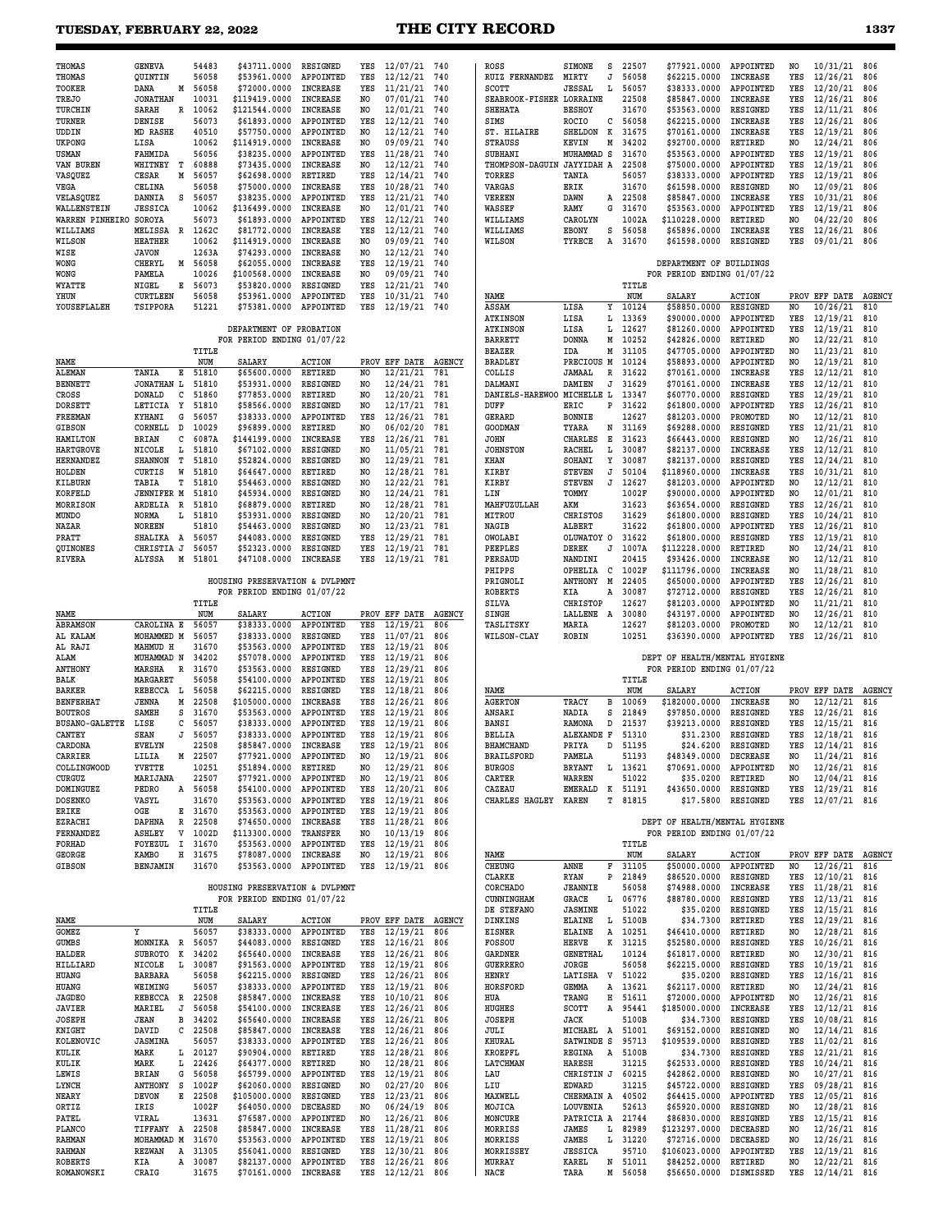| NAME | | | TITLE NUM | SALARY | ACTION | PROV | EFF DATE | AGENCY |
|---|---|---|---|---|---|---|---|---|
| THOMAS | GENEVA | | 54483 | $43711.0000 | RESIGNED | YES | 12/07/21 | 740 |
| THOMAS | QUINTIN | | 56058 | $53961.0000 | APPOINTED | YES | 12/12/21 | 740 |
| TOOKER | DANA | M | 56058 | $72000.0000 | INCREASE | YES | 11/21/21 | 740 |
| TREJO | JONATHAN | | 10031 | $119419.0000 | INCREASE | NO | 07/01/21 | 740 |
| TURCHIN | SARAH | R | 10062 | $121544.0000 | INCREASE | NO | 12/01/21 | 740 |
| TURNER | DENISE | | 56073 | $61893.0000 | APPOINTED | YES | 12/12/21 | 740 |
| UDDIN | MD RASHE | | 40510 | $57750.0000 | APPOINTED | NO | 12/12/21 | 740 |
| UKPONG | LISA | | 10062 | $114919.0000 | INCREASE | NO | 09/09/21 | 740 |
| USMAN | FAHMIDA | | 56056 | $38235.0000 | APPOINTED | YES | 11/28/21 | 740 |
| VAN BUREN | WHITNEY | T | 60888 | $73435.0000 | INCREASE | NO | 12/12/21 | 740 |
| VASQUEZ | CESAR | M | 56057 | $62698.0000 | RETIRED | YES | 12/14/21 | 740 |
| VEGA | CELINA | | 56058 | $75000.0000 | INCREASE | YES | 10/28/21 | 740 |
| VELASQUEZ | DANNIA | S | 56057 | $38235.0000 | APPOINTED | YES | 12/21/21 | 740 |
| WALLENSTEIN | JESSICA | | 10062 | $136499.0000 | INCREASE | NO | 12/01/21 | 740 |
| WARREN PINHEIRO | SOROYA | | 56073 | $61893.0000 | APPOINTED | YES | 12/12/21 | 740 |
| WILLIAMS | MELISSA | R | 1262C | $81772.0000 | INCREASE | YES | 12/12/21 | 740 |
| WILSON | HEATHER | | 10062 | $114919.0000 | INCREASE | NO | 09/09/21 | 740 |
| WISE | JAVON | | 1263A | $74293.0000 | INCREASE | NO | 12/12/21 | 740 |
| WONG | CHERYL | M | 56058 | $62055.0000 | INCREASE | YES | 12/19/21 | 740 |
| WONG | PAMELA | | 10026 | $100568.0000 | INCREASE | NO | 09/09/21 | 740 |
| WYATTE | NIGEL | E | 56073 | $53820.0000 | RESIGNED | YES | 12/21/21 | 740 |
| YHUN | CURTLEEN | | 56058 | $53961.0000 | APPOINTED | YES | 10/31/21 | 740 |
| YOUSEFLALEH | TSIPPORA | | 51221 | $75381.0000 | APPOINTED | YES | 12/19/21 | 740 |

DEPARTMENT OF PROBATION
FOR PERIOD ENDING 01/07/22

| NAME | | | TITLE NUM | SALARY | ACTION | PROV | EFF DATE | AGENCY |
|---|---|---|---|---|---|---|---|---|
| ALEMAN | TANIA | E | 51810 | $65600.0000 | RETIRED | NO | 12/21/21 | 781 |
| BENNETT | JONATHAN | L | 51810 | $53931.0000 | RESIGNED | NO | 12/24/21 | 781 |
| CROSS | DONALD | C | 51860 | $77853.0000 | RETIRED | NO | 12/20/21 | 781 |
| DORSETT | LETICIA | Y | 51810 | $58566.0000 | RESIGNED | NO | 12/17/21 | 781 |
| FREEMAN | KYHANI | G | 56057 | $38333.0000 | APPOINTED | YES | 12/26/21 | 781 |
| GIBSON | CORNELL | D | 10029 | $96899.0000 | RETIRED | NO | 06/02/20 | 781 |
| HAMILTON | BRIAN | C | 6087A | $144199.0000 | INCREASE | YES | 12/26/21 | 781 |
| HARTGROVE | NICOLE | L | 51810 | $67102.0000 | RESIGNED | NO | 11/05/21 | 781 |
| HERNANDEZ | SHANNON | T | 51810 | $52824.0000 | RESIGNED | NO | 12/29/21 | 781 |
| HOLDEN | CURTIS | W | 51810 | $64647.0000 | RETIRED | NO | 12/28/21 | 781 |
| KILBURN | TABIA | T | 51810 | $54463.0000 | RESIGNED | NO | 12/22/21 | 781 |
| KORFELD | JENNIFER | M | 51810 | $45934.0000 | RESIGNED | NO | 12/24/21 | 781 |
| MORRISON | ARDELIA | R | 51810 | $68879.0000 | RETIRED | NO | 12/28/21 | 781 |
| MUNDO | NORMA | L | 51810 | $53931.0000 | RESIGNED | NO | 12/20/21 | 781 |
| NAZAR | NOREEN | | 51810 | $54463.0000 | RESIGNED | NO | 12/23/21 | 781 |
| PRATT | SHALIKA | A | 56057 | $44083.0000 | RESIGNED | YES | 12/29/21 | 781 |
| QUINONES | CHRISTIA | J | 56057 | $52323.0000 | RESIGNED | YES | 12/19/21 | 781 |
| RIVERA | ALYSSA | M | 51801 | $47108.0000 | INCREASE | YES | 12/19/21 | 781 |

HOUSING PRESERVATION & DVLPMNT
FOR PERIOD ENDING 01/07/22

| NAME | | | TITLE NUM | SALARY | ACTION | PROV | EFF DATE | AGENCY |
|---|---|---|---|---|---|---|---|---|
| ABRAMSON | CAROLINA | E | 56057 | $38333.0000 | APPOINTED | YES | 12/19/21 | 806 |
| AL KALAM | MOHAMMED | M | 56057 | $38333.0000 | RESIGNED | YES | 11/07/21 | 806 |
| AL RAJI | MAHMUD | H | 31670 | $53563.0000 | APPOINTED | YES | 12/19/21 | 806 |
| ALAM | MUHAMMAD | N | 34202 | $57078.0000 | APPOINTED | YES | 12/19/21 | 806 |
| ANTHONY | MARSHA | R | 31670 | $53563.0000 | RESIGNED | YES | 12/29/21 | 806 |
| BALK | MARGARET | | 56058 | $54100.0000 | APPOINTED | YES | 12/19/21 | 806 |
| BARKER | REBECCA | L | 56058 | $62215.0000 | RESIGNED | YES | 12/18/21 | 806 |
| BENFERHAT | JENNA | M | 22508 | $105000.0000 | INCREASE | YES | 12/26/21 | 806 |
| BOUTROS | SAMEH | S | 31670 | $53563.0000 | APPOINTED | YES | 12/19/21 | 806 |
| BUSANO-GALETTE | LISE | C | 56057 | $38333.0000 | APPOINTED | YES | 12/19/21 | 806 |
| CANTEY | SEAN | J | 56057 | $38333.0000 | APPOINTED | YES | 12/19/21 | 806 |
| CARDONA | EVELYN | | 22508 | $85847.0000 | INCREASE | YES | 12/19/21 | 806 |
| CARRIER | LILIA | M | 22507 | $77921.0000 | APPOINTED | NO | 12/19/21 | 806 |
| COLLINGWOOD | YVETTE | | 10251 | $51894.0000 | RETIRED | NO | 12/29/21 | 806 |
| CURGUZ | MARIJANA | | 22507 | $77921.0000 | APPOINTED | NO | 12/19/21 | 806 |
| DOMINGUEZ | PEDRO | A | 56058 | $54100.0000 | APPOINTED | YES | 12/20/21 | 806 |
| DOSENKO | VASYL | | 31670 | $53563.0000 | APPOINTED | YES | 12/19/21 | 806 |
| ERIKE | OGE | E | 31670 | $53563.0000 | APPOINTED | YES | 12/19/21 | 806 |
| EZRACHI | DAPHNA | R | 22508 | $74650.0000 | INCREASE | YES | 11/28/21 | 806 |
| FERNANDEZ | ASHLEY | V | 1002D | $113300.0000 | TRANSFER | NO | 10/13/19 | 806 |
| FORHAD | FOYEZUL | I | 31670 | $53563.0000 | APPOINTED | YES | 12/19/21 | 806 |
| GEORGE | KAMBO | H | 31675 | $78087.0000 | INCREASE | NO | 12/19/21 | 806 |
| GIBSON | BENJAMIN | | 31670 | $53563.0000 | APPOINTED | YES | 12/19/21 | 806 |

HOUSING PRESERVATION & DVLPMNT
FOR PERIOD ENDING 01/07/22

| NAME | | | TITLE NUM | SALARY | ACTION | PROV | EFF DATE | AGENCY |
|---|---|---|---|---|---|---|---|---|
| GOMEZ | Y | | 56057 | $38333.0000 | APPOINTED | YES | 12/19/21 | 806 |
| GUMBS | MONNIKA | R | 56057 | $44083.0000 | RESIGNED | YES | 12/16/21 | 806 |
| HALDER | SUBROTO | K | 34202 | $65640.0000 | INCREASE | YES | 12/26/21 | 806 |
| HILLIARD | NICOLE | L | 10087 | $91563.0000 | APPOINTED | YES | 12/19/21 | 806 |
| HUANG | BARBARA | | 56058 | $62215.0000 | RESIGNED | YES | 12/26/21 | 806 |
| HUANG | WEIMING | | 56057 | $38333.0000 | APPOINTED | YES | 12/19/21 | 806 |
| JAGDEO | REBECCA | R | 22508 | $85847.0000 | INCREASE | YES | 10/10/21 | 806 |
| JAVIER | MARIEL | J | 56058 | $54100.0000 | INCREASE | YES | 12/26/21 | 806 |
| JOSEPH | JEAN | B | 34202 | $65640.0000 | INCREASE | YES | 12/26/21 | 806 |
| KNIGHT | DAVID | C | 22508 | $85847.0000 | INCREASE | YES | 12/26/21 | 806 |
| KOLENOVIC | JASMINA | | 56057 | $38333.0000 | APPOINTED | YES | 12/26/21 | 806 |
| KULIK | MARK | L | 20127 | $90904.0000 | RETIRED | YES | 12/28/21 | 806 |
| KULIK | MARK | L | 22426 | $64377.0000 | RETIRED | NO | 12/28/21 | 806 |
| LEWIS | BRIAN | G | 56058 | $65799.0000 | APPOINTED | YES | 12/19/21 | 806 |
| LYNCH | ANTHONY | S | 1002F | $62060.0000 | RESIGNED | NO | 02/27/20 | 806 |
| NEARY | DEVON | E | 22508 | $105000.0000 | RESIGNED | YES | 12/23/21 | 806 |
| ORTIZ | IRIS | | 1002F | $64050.0000 | DECEASED | NO | 06/24/19 | 806 |
| PATEL | VIRAL | | 13631 | $76587.0000 | APPOINTED | NO | 12/26/21 | 806 |
| PLANCO | TIFFANY | A | 22508 | $85847.0000 | INCREASE | YES | 11/28/21 | 806 |
| RAHMAN | MOHAMMAD | M | 31670 | $53563.0000 | APPOINTED | YES | 12/19/21 | 806 |
| RAHMAN | REZWAN | A | 31305 | $56041.0000 | RESIGNED | YES | 12/30/21 | 806 |
| ROBERTS | KIA | A | 30087 | $82137.0000 | APPOINTED | YES | 12/26/21 | 806 |
| ROMANOWSKI | CRAIG | | 31675 | $70161.0000 | INCREASE | YES | 12/19/21 | 806 |
| ROSS | SIMONE | S | 22507 | $77921.0000 | APPOINTED | NO | 10/31/21 | 806 |
| RUIZ FERNANDEZ | MIRTY | J | 56058 | $62215.0000 | INCREASE | YES | 12/26/21 | 806 |
| SCOTT | JESSAL | L | 56057 | $38333.0000 | APPOINTED | YES | 12/20/21 | 806 |
| SEABROOK-FISHER | LORRAINE | | 22508 | $85847.0000 | INCREASE | YES | 12/26/21 | 806 |
| SHEHATA | BESHOY | | 31670 | $53563.0000 | RESIGNED | YES | 12/11/21 | 806 |
| SIMS | ROCIO | C | 56058 | $62215.0000 | INCREASE | YES | 12/26/21 | 806 |
| ST. HILAIRE | SHELDON | K | 31675 | $70161.0000 | INCREASE | YES | 12/19/21 | 806 |
| STRAUSS | KEVIN | M | 34202 | $92700.0000 | RETIRED | NO | 12/24/21 | 806 |
| SUBHANI | MUHAMMAD | S | 31670 | $53563.0000 | APPOINTED | YES | 12/19/21 | 806 |
| THOMPSON-DAGUIN | JAYYIDAH | A | 22508 | $75000.0000 | APPOINTED | YES | 12/19/21 | 806 |
| TORRES | TANIA | | 56057 | $38333.0000 | APPOINTED | YES | 12/19/21 | 806 |
| VARGAS | ERIK | | 31670 | $61598.0000 | RESIGNED | NO | 12/09/21 | 806 |
| VEREEN | DAWN | A | 22508 | $85847.0000 | INCREASE | YES | 10/31/21 | 806 |
| WASSEF | RAMY | G | 31670 | $53563.0000 | APPOINTED | YES | 12/19/21 | 806 |
| WILLIAMS | CAROLYN | | 1002A | $110228.0000 | RETIRED | NO | 04/22/20 | 806 |
| WILLIAMS | EBONY | S | 56058 | $65896.0000 | INCREASE | YES | 12/26/21 | 806 |
| WILSON | TYRECE | A | 31670 | $61598.0000 | RESIGNED | YES | 09/01/21 | 806 |

DEPARTMENT OF BUILDINGS
FOR PERIOD ENDING 01/07/22

| NAME | | | TITLE NUM | SALARY | ACTION | PROV | EFF DATE | AGENCY |
|---|---|---|---|---|---|---|---|---|
| ASSAM | LISA | Y | 10124 | $58850.0000 | RESIGNED | NO | 10/26/21 | 810 |
| ATKINSON | LISA | L | 13369 | $90000.0000 | APPOINTED | YES | 12/19/21 | 810 |
| ATKINSON | LISA | L | 12627 | $81260.0000 | APPOINTED | YES | 12/19/21 | 810 |
| BARRETT | DONNA | M | 10252 | $42826.0000 | RETIRED | NO | 12/22/21 | 810 |
| BEAZER | IDA | M | 31105 | $47705.0000 | APPOINTED | NO | 11/23/21 | 810 |
| BRADLEY | PRECIOUS | M | 10124 | $58893.0000 | APPOINTED | NO | 12/19/21 | 810 |
| COLLIS | JAMAAL | R | 31622 | $70161.0000 | INCREASE | YES | 12/12/21 | 810 |
| DALMANI | DAMIEN | J | 31629 | $70161.0000 | INCREASE | YES | 12/12/21 | 810 |
| DANIELS-HAREWOO | MICHELLE | L | 13347 | $60770.0000 | RESIGNED | YES | 12/29/21 | 810 |
| DUFF | ERIC | P | 31622 | $61800.0000 | APPOINTED | YES | 12/26/21 | 810 |
| GERARD | BONNIE | | 12627 | $81203.0000 | PROMOTED | NO | 12/12/21 | 810 |
| GOODMAN | TYARA | N | 31169 | $69288.0000 | RESIGNED | YES | 12/21/21 | 810 |
| JOHN | CHARLES | E | 31623 | $66443.0000 | RESIGNED | NO | 12/26/21 | 810 |
| JOHNSTON | RACHEL | L | 30087 | $82137.0000 | INCREASE | YES | 12/12/21 | 810 |
| KHAN | SOHANI | Y | 30087 | $82137.0000 | RESIGNED | YES | 12/24/21 | 810 |
| KIRBY | STEVEN | J | 50104 | $118960.0000 | INCREASE | YES | 10/31/21 | 810 |
| KIRBY | STEVEN | J | 12627 | $81203.0000 | APPOINTED | NO | 12/12/21 | 810 |
| LIN | TOMMY | | 1002F | $90000.0000 | APPOINTED | NO | 12/01/21 | 810 |
| MAHFUZULLAH | AKM | | 31623 | $63654.0000 | RESIGNED | YES | 12/26/21 | 810 |
| MITROU | CHRISTOS | | 31629 | $61800.0000 | RESIGNED | YES | 10/24/21 | 810 |
| NAGIB | ALBERT | | 31622 | $61800.0000 | APPOINTED | YES | 12/26/21 | 810 |
| OWOLABI | OLUWATOY | O | 31622 | $61800.0000 | RESIGNED | YES | 12/19/21 | 810 |
| PEEPLES | DEREK | J | 1007A | $112228.0000 | RETIRED | NO | 12/24/21 | 810 |
| PERSAUD | NANDINI | | 20415 | $93426.0000 | INCREASE | NO | 12/12/21 | 810 |
| PHIPPS | OPHELIA | C | 1002F | $111796.0000 | INCREASE | NO | 11/28/21 | 810 |
| PRIGNOLI | ANTHONY | M | 22405 | $65000.0000 | APPOINTED | YES | 12/26/21 | 810 |
| ROBERTS | KIA | A | 30087 | $72712.0000 | RESIGNED | YES | 12/26/21 | 810 |
| SILVA | CHRISTOP | | 12627 | $81203.0000 | APPOINTED | NO | 11/21/21 | 810 |
| SINGH | LALLENE | A | 30080 | $43197.0000 | APPOINTED | NO | 12/26/21 | 810 |
| TASLITSKY | MARIA | | 12627 | $81203.0000 | PROMOTED | NO | 12/12/21 | 810 |
| WILSON-CLAY | ROBIN | | 10251 | $36390.0000 | APPOINTED | YES | 12/26/21 | 810 |

DEPT OF HEALTH/MENTAL HYGIENE
FOR PERIOD ENDING 01/07/22

| NAME | | | TITLE NUM | SALARY | ACTION | PROV | EFF DATE | AGENCY |
|---|---|---|---|---|---|---|---|---|
| AGERTON | TRACY | B | 10069 | $182000.0000 | INCREASE | NO | 12/12/21 | 816 |
| ANSARI | NADIA | S | 21849 | $97850.0000 | RESIGNED | YES | 12/26/21 | 816 |
| BANSI | RAMONA | D | 21537 | $39213.0000 | RESIGNED | YES | 12/15/21 | 816 |
| BELLIA | ALEXANDE | F | 51310 | $31.2300 | RESIGNED | YES | 12/18/21 | 816 |
| BHAMCHAND | PRIYA | D | 51195 | $24.6200 | RESIGNED | YES | 12/14/21 | 816 |
| BRAILSFORD | PAMELA | | 51193 | $48349.0000 | DECREASE | NO | 11/24/21 | 816 |
| BURGOS | BRYANT | L | 13621 | $70691.0000 | APPOINTED | NO | 12/26/21 | 816 |
| CARTER | WARREN | | 51022 | $35.0200 | RETIRED | NO | 12/04/21 | 816 |
| CAZEAU | EMERALD | K | 51191 | $43650.0000 | RESIGNED | YES | 12/29/21 | 816 |
| CHARLES HAGLEY | KAREN | T | 81815 | $17.5800 | RESIGNED | YES | 12/07/21 | 816 |

DEPT OF HEALTH/MENTAL HYGIENE
FOR PERIOD ENDING 01/07/22

| NAME | | | TITLE NUM | SALARY | ACTION | PROV | EFF DATE | AGENCY |
|---|---|---|---|---|---|---|---|---|
| CHEUNG | ANNE | F | 31105 | $50000.0000 | APPOINTED | NO | 12/26/21 | 816 |
| CLARKE | RYAN | P | 21849 | $86520.0000 | RESIGNED | YES | 12/10/21 | 816 |
| CORCHADO | JEANNIE | | 56058 | $74988.0000 | INCREASE | YES | 11/28/21 | 816 |
| CUNNINGHAM | GRACE | L | 06776 | $88780.0000 | RESIGNED | YES | 12/13/21 | 816 |
| DE STEFANO | JASMINE | | 51022 | $35.0200 | RESIGNED | YES | 12/15/21 | 816 |
| DINKINS | ELAINE | L | 5100B | $34.7300 | RETIRED | YES | 12/29/21 | 816 |
| EISNER | ELAINE | A | 10251 | $46410.0000 | RETIRED | NO | 12/28/21 | 816 |
| FOSSOU | HERVE | K | 31215 | $52580.0000 | RESIGNED | YES | 10/26/21 | 816 |
| GARDNER | GENETHAL | | 10124 | $61817.0000 | RETIRED | NO | 12/30/21 | 816 |
| GUERRERO | JORGE | | 56058 | $62215.0000 | RESIGNED | YES | 10/19/21 | 816 |
| HENRY | LATISHA | V | 51022 | $35.0200 | RESIGNED | YES | 12/16/21 | 816 |
| HORSFORD | GEMMA | A | 13621 | $62117.0000 | RETIRED | NO | 12/24/21 | 816 |
| HUA | TRANG | H | 51611 | $72000.0000 | APPOINTED | NO | 12/26/21 | 816 |
| HUGHES | SCOTT | A | 95441 | $185000.0000 | INCREASE | YES | 12/12/21 | 816 |
| JOSEPH | JACK | | 5100B | $34.7300 | RESIGNED | YES | 10/08/21 | 816 |
| JULI | MICHAEL | A | 51001 | $69152.0000 | RESIGNED | NO | 12/14/21 | 816 |
| KHURAL | SATWINDE | S | 95713 | $109539.0000 | RESIGNED | YES | 11/02/21 | 816 |
| KROEPFL | REGINA | A | 5100B | $34.7300 | RESIGNED | YES | 12/21/21 | 816 |
| LATCHMAN | HARESH | | 31215 | $62533.0000 | RESIGNED | YES | 10/24/21 | 816 |
| LAU | CHRISTIN | J | 60215 | $42862.0000 | RESIGNED | NO | 10/27/21 | 816 |
| LIU | EDWARD | | 31215 | $45722.0000 | RESIGNED | YES | 09/28/21 | 816 |
| MAXWELL | CHERMAIN | A | 40502 | $64415.0000 | APPOINTED | YES | 12/05/21 | 816 |
| MOJICA | LOUVENIA | | 52613 | $65920.0000 | RESIGNED | NO | 12/28/21 | 816 |
| MONCURE | PATRICIA | A | 21744 | $86830.0000 | RESIGNED | YES | 12/15/21 | 816 |
| MORRISS | JAMES | L | 82989 | $123297.0000 | DECEASED | NO | 12/26/21 | 816 |
| MORRISS | JAMES | L | 31220 | $72716.0000 | DECEASED | NO | 12/26/21 | 816 |
| MORRISSEY | JESSICA | | 95710 | $106023.0000 | APPOINTED | YES | 12/19/21 | 816 |
| MURRAY | KAREL | N | 51011 | $84252.0000 | RETIRED | NO | 12/22/21 | 816 |
| NACE | TARA | M | 56058 | $56650.0000 | DISMISSED | YES | 12/14/21 | 816 |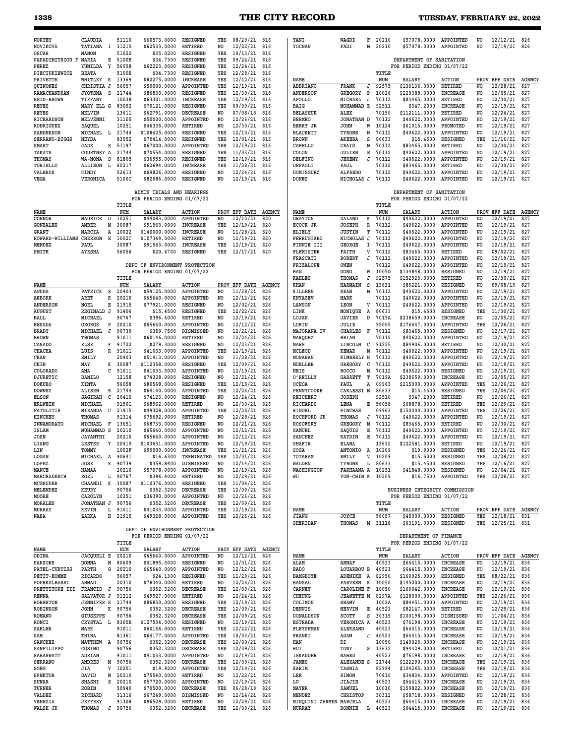| NAME | | | TITLE NUM | SALARY | ACTION | PROV | EFF DATE | AGENCY |
|---|---|---|---|---|---|---|---|---|
| NORTEY | CLAUDIA | | 51110 | $60573.0000 | RESIGNED | YES | 08/29/21 | 816 |
| NOVIKOVA | TATIANA | I | 31215 | $62533.0000 | RETIRED | NO | 12/22/21 | 816 |
| OSCAR | MANON | | 51022 | $35.0200 | RESIGNED | YES | 10/13/21 | 816 |
| PAPADIMITRIOU F | MARIA | E | 5100B | $34.7300 | RESIGNED | YES | 09/24/21 | 816 |
| PEREZ | YUNILDA | Y | 56058 | $62223.0000 | RESIGNED | YES | 12/24/21 | 816 |
| PIECIUKIEWICZ | BEATA | | 5100B | $34.7300 | RESIGNED | YES | 12/28/21 | 816 |
| PRIVETTE | WHITLEY | K | 13369 | $82275.0000 | INCREASE | YES | 12/12/21 | 816 |
| QUINONES | CHRISTIA | J | 56057 | $50000.0000 | APPOINTED | YES | 12/19/21 | 816 |
| RAMACHANDRAN | JYOTSNA | S | 21744 | $86830.0000 | RESIGNED | YES | 12/30/21 | 816 |
| REID-BROWN | TIFFANY | | 10038 | $63301.0000 | INCREASE | YES | 12/19/21 | 816 |
| REYES | MARY ELL | G | 83052 | $70121.0000 | RESIGNED | YES | 09/09/21 | 816 |
| REYES | MELVIN | | 13611 | $62791.0000 | DECREASE | NO | 07/08/18 | 816 |
| RICHARDSON | MELVENNI | | 31105 | $50000.0000 | APPOINTED | NO | 12/26/21 | 816 |
| RODRIGUEZ | RAQUEL | | 10251 | $46335.0000 | RETIRED | NO | 12/30/21 | 816 |
| SANDERSON | MICHAEL | L | 21744 | $108425.0000 | RESIGNED | YES | 12/10/21 | 816 |
| SERRANO-BIGGS | NEYDA | | 83052 | $70414.0000 | RESIGNED | YES | 12/01/21 | 816 |
| SMART | JADE | E | 51197 | $67000.0000 | APPOINTED | YES | 12/19/21 | 816 |
| TAKATS | COURTNEY | A | 21744 | $70554.0000 | RESIGNED | YES | 11/03/21 | 816 |
| THOMAS | WA-NONA | S | 81805 | $36955.0000 | RESIGNED | YES | 12/19/21 | 816 |
| TORIELLO | ALLISON | L | 60217 | $62694.0000 | INCREASE | YES | 11/28/21 | 816 |
| VALERUS | CINDY | | 52613 | $69826.0000 | RESIGNED | NO | 12/24/21 | 816 |
| VEGA | VERONICA | | 5100C | $82086.0000 | RESIGNED | NO | 12/19/21 | 816 |

**ADMIN TRIALS AND HEARINGS**
**FOR PERIOD ENDING 01/07/22**

| NAME | | | TITLE NUM | SALARY | ACTION | PROV | EFF DATE | AGENCY |
|---|---|---|---|---|---|---|---|---|
| CONNOR | MAURICE | D | 10251 | $44083.0000 | APPOINTED | NO | 12/12/21 | 820 |
| GONZALEZ | AMBER | M | 30087 | $91563.0000 | INCREASE | YES | 12/19/21 | 820 |
| GRANT | MARCIA | A | 10022 | $140000.0000 | INCREASE | NO | 11/28/21 | 820 |
| HOWARD-WILLIAMS | CHERRON | E | 1002C | $107349.0000 | RETIRED | NO | 12/19/21 | 820 |
| MENDEZ | PAUL | | 30087 | $91563.0000 | INCREASE | YES | 12/19/21 | 820 |
| SMITH | AYESHA | | 56056 | $20.4700 | RESIGNED | YES | 12/17/21 | 820 |

**DEPT OF ENVIRONMENT PROTECTION**
**FOR PERIOD ENDING 01/07/22**

| NAME | | | TITLE NUM | SALARY | ACTION | PROV | EFF DATE | AGENCY |
|---|---|---|---|---|---|---|---|---|
| AGUDA | PATRICK | S | 20403 | $59125.0000 | APPOINTED | NO | 11/28/21 | 826 |
| AKBORK | ARET | R | 20210 | $65640.0000 | APPOINTED | NO | 12/12/21 | 826 |
| ANDERSON | NOEL | E | 21915 | $77921.0000 | RESIGNED | NO | 12/02/21 | 826 |
| AUGUST | REGINALD | J | 91406 | $15.4500 | RESIGNED | YES | 12/22/21 | 826 |
| BALL | MICHAEL | | 90767 | $396.4000 | RETIRED | NO | 12/19/21 | 826 |
| BESADA | GEORGE | P | 20210 | $65640.0000 | APPOINTED | NO | 12/12/21 | 826 |
| BRADY | MICHAEL | J | 90739 | $359.7500 | DISMISSED | NO | 12/21/21 | 826 |
| BROWN | THOMAS | | 91011 | $60146.0000 | RETIRED | NO | 12/24/21 | 826 |
| CASADO | ELSE | F | 91722 | $279.3000 | RESIGNED | NO | 12/23/21 | 826 |
| CHACHA | LUIS | R | 91011 | $41033.0000 | APPOINTED | YES | 12/19/21 | 826 |
| CHAN | EMILY | | 20403 | $51413.0000 | APPOINTED | NO | 11/28/21 | 826 |
| CHIN | MAY | K | 30087 | $112358.0000 | RESIGNED | YES | 12/09/21 | 826 |
| COLORADO | ANA | C | 91011 | $41033.0000 | APPOINTED | NO | 12/19/21 | 826 |
| DJURETIC | DANILO | | 12158 | $74328.0000 | RESIGNED | NO | 12/21/21 | 826 |
| DOKUBO | KINTA | | 56058 | $80568.0000 | RESIGNED | YES | 12/15/21 | 826 |
| DOWNEY | ALISEN | E | 21744 | $64140.0000 | APPOINTED | YES | 12/26/21 | 826 |
| ELSON | SAGIRAH | C | 20410 | $74123.0000 | RESIGNED | NO | 12/24/21 | 826 |
| ERLWEIN | MICHAEL | | 91501 | $68962.0000 | RETIRED | NO | 12/30/21 | 826 |
| FATOLITIS | MIRANDA | C | 21915 | $49328.0000 | APPOINTED | YES | 12/26/21 | 826 |
| HINCHEY | THOMAS | | 91314 | $75692.0000 | RETIRED | NO | 12/28/21 | 826 |
| INNAMORATO | MICHAEL | F | 13651 | $68733.0000 | RESIGNED | NO | 12/21/21 | 826 |
| ISLAM | MUHAMMAD | S | 20210 | $65640.0000 | APPOINTED | NO | 12/12/21 | 826 |
| JOSE | JAYANTHI | | 20210 | $65640.0000 | APPOINTED | NO | 12/12/21 | 826 |
| LIANG | LESTER | Y | 20415 | $103631.0000 | APPOINTED | NO | 12/19/21 | 826 |
| LIN | TOMMY | | 1002F | $90000.0000 | INCREASE | YES | 11/21/21 | 826 |
| LOGAN | MICHAEL | A | 90641 | $16.6300 | TERMINATED | YES | 12/01/21 | 826 |
| LOPEZ | JOSE | E | 90739 | $359.8400 | DISMISSED | NO | 12/14/21 | 826 |
| MANCE | HANAA | | 20210 | $57078.0000 | APPOINTED | NO | 12/19/21 | 826 |
| MARCHADESCH | ROEL | L | 90767 | $396.4000 | RETIRED | NO | 12/29/21 | 826 |
| MCGRUDER | CHAANDI | K | 30087 | $110376.0000 | RESIGNED | YES | 11/04/21 | 826 |
| MELENDEZ | KEURY | | 90756 | $352.3200 | DECREASE | YES | 12/09/21 | 826 |
| MOORE | CAROLYN | | 10251 | $36390.0000 | APPOINTED | NO | 12/26/21 | 826 |
| MORALES | JONATHAN | J | 90756 | $352.3200 | DECREASE | YES | 12/09/21 | 826 |
| MURRAY | KEVIN | L | 91011 | $41033.0000 | APPOINTED | YES | 12/19/21 | 826 |
| NABA | ZARKA | H | 21915 | $49328.0000 | APPOINTED | YES | 12/26/21 | 826 |

**DEPT OF ENVIRONMENT PROTECTION**
**FOR PERIOD ENDING 01/07/22**

| NAME | | | TITLE NUM | SALARY | ACTION | PROV | EFF DATE | AGENCY |
|---|---|---|---|---|---|---|---|---|
| ODINA | JACQUELI | E | 20210 | $65640.0000 | APPOINTED | NO | 12/12/21 | 826 |
| PARSONS | DONNA | M | 80609 | $41895.0000 | RESIGNED | NO | 12/01/21 | 826 |
| PATEL-CURTISS | PARTH | G | 20210 | $65640.0000 | APPOINTED | NO | 12/12/21 | 826 |
| PETIT-HOMME | RICARDO | | 56057 | $24.1300 | RESIGNED | YES | 11/29/21 | 826 |
| POURKALBASSI | AHMAD | | 20310 | $78340.0000 | RETIRED | NO | 12/26/21 | 826 |
| PRETTITORE III | FRANCIS | J | 90756 | $352.3200 | DECREASE | YES | 12/09/21 | 826 |
| RENNA | SALVATOR | J | 91212 | $49927.0000 | RETIRED | NO | 12/24/21 | 826 |
| ROBERTON | JENNIFER | E | 21744 | $86830.0000 | RESIGNED | YES | 12/19/21 | 826 |
| ROBINSON | JOHN | K | 90756 | $352.3200 | DECREASE | YES | 12/09/21 | 826 |
| ROMANO | GIUSEPPE | | 90756 | $352.3200 | DECREASE | YES | 12/09/21 | 826 |
| RONCI | CRYSTAL | L | 8300B | $127534.0000 | RESIGNED | NO | 12/19/21 | 826 |
| SAHLER | MARK | | 91011 | $60146.0000 | RETIRED | YES | 12/22/21 | 826 |
| SAM | THIHA | | 81361 | $64177.0000 | APPOINTED | YES | 10/03/21 | 826 |
| SANCHEZ | MATTHEW | A | 90756 | $352.3200 | DECREASE | YES | 12/09/21 | 826 |
| SANFILIPPO | COSIMO | | 90756 | $352.3200 | DECREASE | YES | 12/09/21 | 826 |
| SARASWATT | ADRIAN | | 91011 | $41033.0000 | APPOINTED | NO | 12/19/21 | 826 |
| SERRANO | ANDRES | M | 90756 | $352.3200 | DECREASE | YES | 12/09/21 | 826 |
| SONG | JIA | V | 10251 | $19.9200 | APPOINTED | YES | 12/19/21 | 826 |
| SPEKTOR | DAVID | M | 20210 | $75540.0000 | RETIRED | NO | 12/22/21 | 826 |
| SUNAR | SHASHI | S | 20210 | $57720.0000 | APPOINTED | NO | 12/19/21 | 826 |
| TURNER | ROBIN | | 50940 | $70500.0000 | DECREASE | YES | 06/28/18 | 826 |
| VALDEZ | RICHARD | | 31316 | $67249.0000 | DISMISSED | NO | 12/14/21 | 826 |
| VENEZIA | JEFFREY | | 91308 | $96529.0000 | RETIRED | NO | 12/29/21 | 826 |
| WALSH JR | THOMAS | J | 90756 | $352.3200 | DECREASE | YES | 12/09/21 | 826 |
| YANI | WAGDI | F | 20210 | $57078.0000 | APPOINTED | NO | 12/12/21 | 826 |
| YOUNAN | FADI | M | 20210 | $57078.0000 | APPOINTED | NO | 12/19/21 | 826 |

**DEPARTMENT OF SANITATION**
**FOR PERIOD ENDING 01/07/22**

| NAME | | | TITLE NUM | SALARY | ACTION | PROV | EFF DATE | AGENCY |
|---|---|---|---|---|---|---|---|---|
| ABBRIANO | FRANK | J | 92575 | $136136.0000 | RETIRED | NO | 12/28/21 | 827 |
| ANDERSON | GREGORY | P | 10026 | $220388.0000 | INCREASE | NO | 12/05/21 | 827 |
| APOLLO | MICHAEL | J | 70112 | $83465.0000 | RETIRED | NO | 12/30/21 | 827 |
| BAIG | MOHAMMAD | Z | 92511 | $347.2000 | INCREASE | NO | 12/19/21 | 827 |
| BELASHUK | ALEX | | 70150 | $112111.0000 | RETIRED | NO | 12/24/21 | 827 |
| BERMEO | JONATHAN | D | 70112 | $40622.0000 | APPOINTED | NO | 12/19/21 | 827 |
| BERRY JR | JOHN | W | 10124 | $61015.0000 | PROMOTED | NO | 12/19/21 | 827 |
| BLACKETT | TYRONE | N | 70112 | $40622.0000 | APPOINTED | NO | 12/19/21 | 827 |
| BROWN | AKEEBA | S | 80633 | $15.4500 | RESIGNED | YES | 11/16/21 | 827 |
| CABELLO | CRAIG | M | 70112 | $83465.0000 | RETIRED | NO | 12/30/21 | 827 |
| COLON | JULIEN | E | 70112 | $40622.0000 | APPOINTED | NO | 12/19/21 | 827 |
| DELFINO | JEREMY | J | 70112 | $40622.0000 | APPOINTED | NO | 12/19/21 | 827 |
| DEPAOLI | PAUL | | 70112 | $83465.0000 | RETIRED | NO | 12/30/21 | 827 |
| DOMINGUEZ | ALFREDO | | 70112 | $40622.0000 | APPOINTED | NO | 12/19/21 | 827 |
| DONES | NICHOLAS | J | 70112 | $40622.0000 | APPOINTED | NO | 12/19/21 | 827 |

**DEPARTMENT OF SANITATION**
**FOR PERIOD ENDING 01/07/22**

| NAME | | | TITLE NUM | SALARY | ACTION | PROV | EFF DATE | AGENCY |
|---|---|---|---|---|---|---|---|---|
| DRAYTON | DALANO | K | 70112 | $40622.0000 | APPOINTED | NO | 12/19/21 | 827 |
| ECOCK JR | JOSEPH | R | 70112 | $40622.0000 | APPOINTED | NO | 12/19/21 | 827 |
| ELIELY | JUSTIN | T | 70112 | $40622.0000 | APPOINTED | NO | 12/19/21 | 827 |
| FERRUGIARO | NICHOLAS | J | 70112 | $40622.0000 | APPOINTED | NO | 12/19/21 | 827 |
| FINNIE III | GEORGE | I | 70112 | $40622.0000 | APPOINTED | NO | 12/19/21 | 827 |
| FLEMISTER | FAITH | V | 70112 | $83465.0000 | RETIRED | NO | 09/02/21 | 827 |
| FRASCATI | ROBERT | J | 70112 | $40622.0000 | APPOINTED | NO | 12/19/21 | 827 |
| FRIZALONE | OWEN | | 70112 | $40622.0000 | APPOINTED | NO | 12/19/21 | 827 |
| HAN | DONG | W | 1005D | $134848.0000 | RESIGNED | NO | 12/19/21 | 827 |
| KAHLES | THOMAS | J | 92575 | $152926.0000 | RETIRED | NO | 12/30/21 | 827 |
| KHAN | HARMAIN | S | 13631 | $86221.0000 | RESIGNED | NO | 09/08/19 | 827 |
| KILLEEN | SEAN | M | 70112 | $40622.0000 | APPOINTED | NO | 12/19/21 | 827 |
| KNYAZEV | MARK | | 70112 | $40622.0000 | APPOINTED | NO | 12/19/21 | 827 |
| LAWSON | LEON | V | 70112 | $40622.0000 | APPOINTED | NO | 12/19/21 | 827 |
| LINK | MONIQUE | A | 80633 | $15.4500 | RESIGNED | YES | 11/30/21 | 827 |
| LOJAN | JAVIER | D | 7019A | $238659.0000 | INCREASE | NO | 12/05/21 | 827 |
| LUBIN | JULIE | | 95005 | $176647.0000 | APPOINTED | YES | 12/26/21 | 827 |
| MAJORANA IV | CHARLES | F | 70112 | $83465.0000 | RESIGNED | NO | 12/17/21 | 827 |
| MARQUEZ | BRIAN | | 70112 | $40622.0000 | APPOINTED | NO | 12/19/21 | 827 |
| MARS | LINCOLN | C | 91225 | $84906.0000 | RETIRED | NO | 12/30/21 | 827 |
| MCLEOD | KEMAR | M | 70112 | $40622.0000 | APPOINTED | NO | 12/19/21 | 827 |
| MONAHAN | KIMBERLY | H | 70112 | $40622.0000 | APPOINTED | NO | 12/19/21 | 827 |
| MUELLER | GREGORY | C | 70112 | $40622.0000 | APPOINTED | NO | 12/19/21 | 827 |
| NEIS | ROCCO | M | 70112 | $40622.0000 | RESIGNED | NO | 12/19/21 | 827 |
| O'REILLY | GARRETT | T | 7019A | $238659.0000 | INCREASE | NO | 12/05/21 | 827 |
| OCHOA | PAUL | A | 09963 | $215000.0000 | APPOINTED | YES | 12/26/21 | 827 |
| PENNYCOOKE | CARLESSI | M | 80633 | $15.4500 | RESIGNED | YES | 12/04/21 | 827 |
| REICHERT | JOSEPH | | 92510 | $347.2000 | RETIRED | NO | 12/26/21 | 827 |
| RICHARDS | LENA | E | 56058 | $68878.0000 | RETIRED | YES | 12/29/21 | 827 |
| RINGEL | PINCHAS | | 09963 | $150000.0000 | APPOINTED | YES | 12/26/21 | 827 |
| ROCHFORD JR | THOMAS | J | 70112 | $40622.0000 | APPOINTED | NO | 12/19/21 | 827 |
| ROSOFSKY | GREGORY | M | 70112 | $83465.0000 | RETIRED | NO | 12/30/21 | 827 |
| SAMUEL | SAQUIS | E | 70112 | $40622.0000 | APPOINTED | NO | 12/19/21 | 827 |
| SANCHEZ | KAYDIN | E | 70112 | $40622.0000 | APPOINTED | NO | 12/19/21 | 827 |
| SHAFIR | ELANA | | 13632 | $122581.0000 | RETIRED | NO | 12/19/21 | 827 |
| SOSA | ANTONIO | A | 10209 | $19.9000 | RESIGNED | YES | 12/26/21 | 827 |
| TOTARAM | EMILY | V | 10209 | $15.5000 | RESIGNED | YES | 12/28/21 | 827 |
| WALDEN | TYRONE | L | 80633 | $15.4500 | RESIGNED | YES | 12/16/21 | 827 |
| WASHINGTON | FARHAANA | A | 10251 | $41848.0000 | RESIGNED | NO | 12/04/21 | 827 |
| WU | YUN-CHIN | K | 10209 | $16.7500 | APPOINTED | YES | 12/28/21 | 827 |

**BUSINESS INTEGRITY COMMISSION**
**FOR PERIOD ENDING 01/07/22**

| NAME | | | TITLE NUM | SALARY | ACTION | PROV | EFF DATE | AGENCY |
|---|---|---|---|---|---|---|---|---|
| JIANG | JOYCE | | 56057 | $45000.0000 | RESIGNED | YES | 12/18/21 | 831 |
| SHERIDAN | THOMAS | M | 31118 | $63191.0000 | RESIGNED | YES | 12/25/21 | 831 |

**DEPARTMENT OF FINANCE**
**FOR PERIOD ENDING 01/07/22**

| NAME | | | TITLE NUM | SALARY | ACTION | PROV | EFF DATE | AGENCY |
|---|---|---|---|---|---|---|---|---|
| ALAM | AHNAF | | 40523 | $64415.0000 | INCREASE | NO | 12/19/21 | 836 |
| BADO | LOUARBOU | B | 40523 | $64415.0000 | INCREASE | NO | 12/19/21 | 836 |
| BAMGBOYE | ADENIKE | A | 82950 | $160925.0000 | RESIGNED | YES | 08/22/21 | 836 |
| BANSAL | PARVEEN | K | 10050 | $145000.0000 | INCREASE | NO | 12/19/21 | 836 |
| CARNEY | CAROLINE | F | 10050 | $166042.0000 | INCREASE | NO | 12/19/21 | 836 |
| CHEUNG | JEANETTE | M | 8297A | $128000.0000 | APPOINTED | YES | 12/26/21 | 836 |
| COLIMON | SHAMY | | 1002A | $84451.0000 | APPOINTED | NO | 12/19/21 | 836 |
| DENNIS | MERVIN | E | 40523 | $82147.0000 | RETIRED | NO | 12/29/21 | 836 |
| DONALDSON | SCOTT | S | 30315 | $100198.0000 | DISMISSED | NO | 11/04/21 | 836 |
| ESTRADA | VERONICA | A | 40523 | $76198.0000 | INCREASE | NO | 12/19/21 | 836 |
| FLEYSHMAN | ALEKSAND | | 40523 | $64415.0000 | INCREASE | NO | 12/19/21 | 836 |
| FRANKI | ADAM | J | 40523 | $64415.0000 | INCREASE | NO | 12/19/21 | 836 |
| HAN | DI | | 10050 | $149026.0000 | INCREASE | NO | 12/19/21 | 836 |
| HUI | TONY | S | 13632 | $94329.0000 | RETIRED | NO | 12/21/21 | 836 |
| ISKANDER | NAHED | | 40523 | $76198.0000 | INCREASE | NO | 12/19/21 | 836 |
| JAMES | ALEXANDE | S | 21744 | $122290.0000 | INCREASE | YES | 12/19/21 | 836 |
| KARIM | TASNIA | | 82994 | $104265.0000 | INCREASE | YES | 12/19/21 | 836 |
| LEE | SIMON | | 70810 | $34834.0000 | APPOINTED | NO | 12/19/21 | 836 |
| LU | JIAJIE | | 40523 | $64415.0000 | INCREASE | NO | 12/19/21 | 836 |
| MAYER | SAMUEL | | 10010 | $159822.0000 | INCREASE | NO | 12/19/21 | 836 |
| MENDEZ | CHRISTOP | | 30312 | $58718.0000 | RESIGNED | NO | 12/28/21 | 836 |
| MINQUINI ZERMEN | MARCELA | | 40523 | $64415.0000 | INCREASE | NO | 12/19/21 | 836 |
| MURRAY | RONNIE | L | 40523 | $64415.0000 | INCREASE | NO | 12/19/21 | 836 |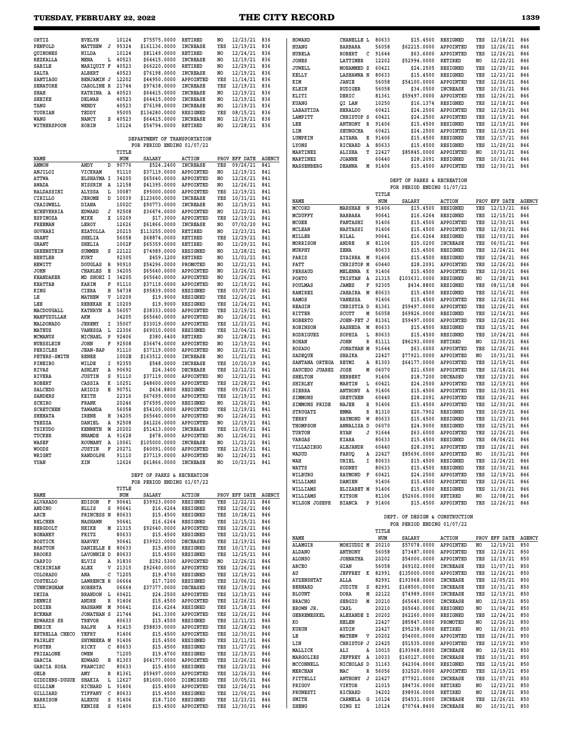| NAME | | | TITLE NUM | SALARY | ACTION | PROV | EFF DATE | AGENCY |
|---|---|---|---|---|---|---|---|---|
| ORTIZ | EVELYN | | 10124 | $75575.0000 | RETIRED | NO | 12/23/21 | 836 |
| PENFOLD | MATTHEW | J | 95324 | $161136.0000 | INCREASE | YES | 12/19/21 | 836 |
| QUINONES | NILDA | | 10124 | $81149.0000 | RETIRED | NO | 12/24/21 | 836 |
| REZKALLA | MENA | L | 40523 | $64415.0000 | INCREASE | NO | 12/19/21 | 836 |
| SABILE | MARIQUIT | F | 40523 | $66220.0000 | RETIRED | NO | 12/29/21 | 836 |
| SALTA | ALBERT | | 40523 | $76198.0000 | INCREASE | NO | 12/19/21 | 836 |
| SANTIAGO | BENJAMIN | J | 12202 | $44950.0000 | APPOINTED | YES | 11/14/21 | 836 |
| SENATORE | CAROLINE | R | 21744 | $97438.0000 | INCREASE | YES | 12/19/21 | 836 |
| SHAH | KATRINA | A | 40523 | $64415.0000 | INCREASE | NO | 12/19/21 | 836 |
| SHEIKH | DELWAR | | 40523 | $64415.0000 | INCREASE | NO | 12/19/21 | 836 |
| TANG | WENDY | | 40523 | $76198.0000 | INCREASE | NO | 12/19/21 | 836 |
| TOURIAN | TEDDY | | 95005 | $134280.0000 | RESIGNED | YES | 08/15/21 | 836 |
| WANG | NANCY | S | 40523 | $64415.0000 | INCREASE | NO | 12/19/21 | 836 |
| WITHERSPOON | ROBIN | | 10124 | $54794.0000 | RETIRED | NO | 12/28/21 | 836 |

DEPARTMENT OF TRANSPORTATION
FOR PERIOD ENDING 01/07/22

| NAME | | | TITLE NUM | SALARY | ACTION | PROV | EFF DATE | AGENCY |
|---|---|---|---|---|---|---|---|---|
| AMMON | ANDY | D | 90776 | $524.2400 | INCREASE | YES | 09/26/21 | 841 |
| ANJILOI | VICKRAM | | 91110 | $37119.0000 | APPOINTED | NO | 12/19/21 | 841 |
| ATTWA | ELSHAYMA | I | 34205 | $65640.0000 | APPOINTED | NO | 12/26/21 | 841 |
| AWADA | NISSRIN | A | 12158 | $41395.0000 | APPOINTED | NO | 12/26/21 | 841 |
| BALDASSINI | ALYSSA | L | 30087 | $95000.0000 | APPOINTED | YES | 12/19/21 | 841 |
| CIRILLO | JEROME | D | 10039 | $123600.0000 | INCREASE | YES | 10/31/21 | 841 |
| CRAIGWELL | DIANA | | 1002C | $90773.0000 | INCREASE | NO | 12/19/21 | 841 |
| ECHEVERRIA | EDWARD | J | 92508 | $36474.0000 | APPOINTED | NO | 12/22/21 | 841 |
| ESPINOZA | MIKE | X | 10209 | $17.3000 | APPOINTED | YES | 12/19/21 | 841 |
| FREEMAN | LEROY | | 12626 | $61866.0000 | INCREASE | NO | 07/02/20 | 841 |
| GOVHARI | EZATOLLA | | 20215 | $113255.0000 | RETIRED | NO | 12/23/21 | 841 |
| GRANT | SHELIA | | 56058 | $68874.0000 | RETIRED | YES | 12/29/21 | 841 |
| GRANT | SHELIA | | 1002F | $65359.0000 | RETIRED | NO | 12/29/21 | 841 |
| GREENSTEIN | SUMMER | S | 22122 | $74989.0000 | RESIGNED | NO | 12/28/21 | 841 |
| HERTLER | KURT | | 92305 | $459.1200 | RETIRED | NO | 11/01/21 | 841 |
| HEWITT | DOUGLAS | R | 90910 | $54296.0000 | PROMOTED | NO | 12/21/21 | 841 |
| JOHN | CHARLES | E | 34205 | $65640.0000 | APPOINTED | NO | 12/26/21 | 841 |
| KHANDAKER | MD SHOHI | I | 34205 | $65640.0000 | APPOINTED | NO | 12/26/21 | 841 |
| KHATTAB | KARIM | F | 91110 | $37119.0000 | APPOINTED | NO | 12/19/21 | 841 |
| KING | CIERA | H | 54738 | $95839.0000 | RESIGNED | YES | 03/07/20 | 841 |
| LE | MATHEW | V | 10209 | $19.9000 | RESIGNED | YES | 12/26/21 | 841 |
| LEE | REBEKAH | E | 10209 | $19.9000 | RESIGNED | YES | 12/24/21 | 841 |
| MACDOUGALL | KATHRYN | A | 56057 | $38333.0000 | APPOINTED | YES | 12/19/21 | 841 |
| MAHFUZULLAH | AKM | | 34205 | $65640.0000 | APPOINTED | NO | 12/26/21 | 841 |
| MALDONADO | JEREMY | I | 35007 | $33019.0000 | APPOINTED | YES | 12/23/21 | 841 |
| MATEUS | VANESSA | L | 22306 | $69010.0000 | RESIGNED | YES | 12/04/21 | 841 |
| MCMANUS | MICHAEL | P | 92406 | $380.6400 | RETIRED | NO | 12/28/21 | 841 |
| NUESSLEIN | JOHN | F | 92508 | $36474.0000 | APPOINTED | NO | 12/19/21 | 841 |
| PERICLES | JEAN-BAP | | 91110 | $37119.0000 | APPOINTED | NO | 12/21/21 | 841 |
| PETERS-SMITH | RENEE | | 1002E | $163512.0000 | INCREASE | NO | 11/21/21 | 841 |
| PINEIRO | WILDE | I | 92355 | $548.0000 | INCREASE | YES | 10/20/19 | 841 |
| RIVAS | ASHLEY | A | 90692 | $24.3400 | DECREASE | YES | 12/12/21 | 841 |
| RIVERA | JUSTIN | S | 91110 | $37119.0000 | APPOINTED | NO | 12/21/21 | 841 |
| ROBERT | CASSIA | K | 10251 | $48600.0000 | APPOINTED | YES | 12/28/21 | 841 |
| SALCEDO | ARIDIS | E | 90751 | $434.8800 | RESIGNED | YES | 09/26/17 | 841 |
| SANDERS | KEITH | | 22316 | $67699.0000 | APPOINTED | YES | 12/19/21 | 841 |
| SCHIRO | FRANK | | 20246 | $76595.0000 | RESIGNED | NO | 12/26/21 | 841 |
| SCRETCHEN | TAWANDA | | 56058 | $54100.0000 | APPOINTED | YES | 12/19/21 | 841 |
| SHEHATA | IRENE | H | 34205 | $65640.0000 | APPOINTED | NO | 12/26/21 | 841 |
| TREZZA | DANIEL | A | 92508 | $41226.0000 | APPOINTED | NO | 12/19/21 | 841 |
| TSIKUDO | KENNETH | M | 20202 | $51413.0000 | INCREASE | YES | 12/05/21 | 841 |
| TUCKER | NNAMDE | A | 91628 | $478.0000 | APPOINTED | NO | 12/26/21 | 841 |
| WASEF | ROUMANY | A | 10061 | $105000.0000 | INCREASE | NO | 11/21/21 | 841 |
| WOODS | JUSTIN | F | 20271 | $40091.0000 | APPOINTED | YES | 12/19/21 | 841 |
| WRIGHT | RANDOLPH | | 91110 | $37119.0000 | APPOINTED | NO | 12/26/21 | 841 |
| YUAN | XIN | | 12626 | $61866.0000 | INCREASE | NO | 10/23/21 | 841 |

DEPT OF PARKS & RECREATION
FOR PERIOD ENDING 01/07/22

| NAME | | | TITLE NUM | SALARY | ACTION | PROV | EFF DATE | AGENCY |
|---|---|---|---|---|---|---|---|---|
| ALVARADO | EDISON | F | 90641 | $39923.0000 | RESIGNED | YES | 12/22/21 | 846 |
| ANDINO | ELLIS | S | 90641 | $16.6264 | RESIGNED | YES | 12/26/21 | 846 |
| ARCE | PRINCESS | N | 80633 | $15.4500 | RESIGNED | YES | 10/28/21 | 846 |
| BELCHER | NASHAWN | | 90641 | $16.6264 | RESIGNED | YES | 12/15/21 | 846 |
| BERGDOLT | HEIKE | M | 21315 | $92640.0000 | APPOINTED | YES | 12/26/21 | 846 |
| BONANEY | FRITZ | | 80633 | $15.4500 | RESIGNED | YES | 12/23/21 | 846 |
| BOSTICK | HARVEY | | 90641 | $39923.0000 | DECEASED | YES | 12/19/21 | 846 |
| BRATTON | DANIELLE | E | 80633 | $15.4500 | RESIGNED | YES | 10/17/21 | 846 |
| BROOKS | LAVONNIE | D | 80633 | $15.4500 | RESIGNED | YES | 12/25/21 | 846 |
| CARPIO | ELVIS | A | 91830 | $292.5300 | APPOINTED | NO | 12/26/21 | 846 |
| CHIRINIAN | ALEX | V | 21315 | $92640.0000 | APPOINTED | YES | 12/26/21 | 846 |
| COLORADO | ANA | C | 71205 | $19.4700 | RESIGNED | YES | 12/19/21 | 846 |
| COSTELLO | LAWRENCE | R | 06664 | $17.7200 | RESIGNED | YES | 12/06/21 | 846 |
| CUNNINGHAM | ROBERTA | | 06664 | $37377.0000 | DECEASED | YES | 12/19/21 | 846 |
| DEIDA | BRANDON | L | 60421 | $24.2500 | APPOINTED | YES | 12/19/21 | 846 |
| DENNIS | ANDRE | R | 91406 | $15.4500 | APPOINTED | YES | 12/26/21 | 846 |
| DOZIER | NASHAWN | M | 90641 | $16.6264 | RESIGNED | YES | 11/18/21 | 846 |
| ECKMAN | JONATHAN | S | 21744 | $41.3300 | APPOINTED | YES | 12/26/21 | 846 |
| EDWARDS SR | TREVOR | | 80633 | $15.4500 | RESIGNED | YES | 12/11/21 | 846 |
| EMRICK | RALPH | A | 91415 | $58839.0000 | APPOINTED | YES | 12/28/21 | 846 |
| ESTRELLA CHECO | YEFRY | | 91406 | $15.4500 | APPOINTED | YES | 12/30/21 | 846 |
| FAIRLEY | SHYMEEKA | M | 91406 | $15.4500 | RESIGNED | YES | 12/11/21 | 846 |
| FOSTER | RICKY | C | 80633 | $15.4500 | RESIGNED | YES | 11/27/21 | 846 |
| FRIZALONE | OWEN | | 71205 | $19.4700 | RESIGNED | YES | 12/19/21 | 846 |
| GARCIA | EDWARD | H | 81303 | $64177.0000 | APPOINTED | YES | 12/26/21 | 846 |
| GARCIA SOSA | FRANCISC | | 80633 | $15.4500 | RESIGNED | YES | 12/23/21 | 846 |
| GELB | AMY | R | 81361 | $59497.0000 | APPOINTED | YES | 12/26/21 | 846 |
| GIDDIENS-DUGUE | SHAKIA | L | 12627 | $81600.0000 | DISMISSED | YES | 10/05/21 | 846 |
| GILLIAM | RICHARD | L | 91406 | $15.4500 | APPOINTED | YES | 12/26/21 | 846 |
| GILLIARD | TIFFANY | C | 80633 | $15.4500 | RESIGNED | YES | 12/06/21 | 846 |
| HARRISON | ALEXUS | S | 91406 | $18.7100 | RESIGNED | YES | 12/23/21 | 846 |
| HILL | KENISE | S | 91406 | $15.4500 | APPOINTED | YES | 12/30/21 | 846 |
| HOWARD | CHANELLE | L | 80633 | $15.4500 | RESIGNED | YES | 12/18/21 | 846 |
| HUANG | BARBARA | | 56058 | $62215.0000 | APPOINTED | YES | 12/26/21 | 846 |
| HUBELA | ROBERT | C | 91644 | $63.6000 | APPOINTED | YES | 12/26/21 | 846 |
| JONES | LATTIMER | | 12202 | $52994.0000 | RETIRED | NO | 12/22/21 | 846 |
| JUWELL | MOHAMMED | S | 60421 | $24.2505 | RESIGNED | YES | 12/29/21 | 846 |
| KELLY | LASHAWNA | N | 80633 | $15.4500 | RESIGNED | YES | 12/23/21 | 846 |
| KIM | JANIE | | 56058 | $54100.0000 | APPOINTED | YES | 12/26/21 | 846 |
| KLEIN | RUDIGER | | 56058 | $34.0500 | INCREASE | YES | 10/31/21 | 846 |
| KLITI | DERIC | | 81361 | $59497.0000 | APPOINTED | YES | 12/26/21 | 846 |
| KUANG | QI LAN | | 10250 | $16.1374 | RESIGNED | YES | 12/18/21 | 846 |
| LABASTIDA | HERALDO | | 60421 | $24.2500 | APPOINTED | YES | 12/19/21 | 846 |
| LAMPITT | CHRISTOP | S | 60421 | $24.2500 | APPOINTED | YES | 12/19/21 | 846 |
| LEE | ANTHONY | R | 91406 | $15.4500 | RESIGNED | YES | 12/19/21 | 846 |
| LIM | SEUNGCHA | | 60421 | $24.2500 | APPOINTED | YES | 12/19/21 | 846 |
| LUMPKIN | AIYANA | E | 91406 | $15.4500 | RESIGNED | YES | 12/17/21 | 846 |
| LYONS | RICHARD | A | 80633 | $15.4500 | RESIGNED | YES | 11/20/21 | 846 |
| MARTINEZ | ALISHA | T | 22427 | $85845.0000 | APPOINTED | NO | 10/31/21 | 846 |
| MARTINEZ | JOANNE | | 60440 | $28.2091 | RESIGNED | YES | 10/31/21 | 846 |
| MASSENBERG | DEANNA | M | 91406 | $15.4500 | APPOINTED | YES | 12/30/21 | 846 |

DEPT OF PARKS & RECREATION
FOR PERIOD ENDING 01/07/22

| NAME | | | TITLE NUM | SALARY | ACTION | PROV | EFF DATE | AGENCY |
|---|---|---|---|---|---|---|---|---|
| MCCORD | MARSHAE | N | 91406 | $15.4500 | RESIGNED | YES | 12/13/21 | 846 |
| MCDUFFY | BARBARA | | 90641 | $16.6264 | RESIGNED | YES | 12/15/21 | 846 |
| MCGEE | FANTASHI | | 91406 | $15.4500 | APPOINTED | YES | 12/30/21 | 846 |
| MCLEAN | NASTASSI | | 91406 | $15.4500 | APPOINTED | YES | 12/30/21 | 846 |
| MILLER | BILAL | | 90641 | $16.6264 | RESIGNED | YES | 12/03/21 | 846 |
| MORRISON | ANDRE | N | 81106 | $25.0200 | INCREASE | YES | 06/01/21 | 846 |
| MURPHY | ZENA | | 80633 | $15.4500 | RESIGNED | YES | 12/24/21 | 846 |
| PARIS | ZYAIRRA | M | 91406 | $15.4500 | RESIGNED | YES | 12/24/21 | 846 |
| PATT | CHRISTOP | M | 60440 | $28.2091 | APPOINTED | YES | 12/26/21 | 846 |
| PERSAUD | MELENNA | K | 91406 | $15.4500 | APPOINTED | YES | 12/30/21 | 846 |
| PORTO | TRISTAN | A | 21315 | $103631.0000 | RESIGNED | NO | 12/28/21 | 846 |
| POULMAS | JAMES | F | 92305 | $434.8800 | RESIGNED | YES | 08/11/18 | 846 |
| RAMIREZ | JAHAIRA | M | 80633 | $15.4500 | RESIGNED | YES | 12/16/21 | 846 |
| RAMOS | VANESSA | | 91406 | $15.4500 | APPOINTED | YES | 12/26/21 | 846 |
| REAGIN | CHRISTIA | D | 81361 | $59497.0000 | APPOINTED | YES | 12/26/21 | 846 |
| RITTER | SCOTT | M | 56058 | $69826.0000 | RESIGNED | YES | 12/14/21 | 846 |
| ROBERTO | JOHN-PET | J | 81361 | $59497.0000 | APPOINTED | YES | 12/26/21 | 846 |
| ROBINSON | RASHEDA | M | 80633 | $15.4500 | RESIGNED | YES | 12/15/21 | 846 |
| RODRIGUEZ | SOPHIA | L | 80633 | $15.4500 | RESIGNED | YES | 10/24/21 | 846 |
| ROHAN | JOHN | R | 81111 | $86293.0000 | RETIRED | NO | 12/30/21 | 846 |
| ROSADO | JONATHAN | M | 91644 | $63.6000 | APPOINTED | YES | 12/26/21 | 846 |
| SADEQUE | SHAIKA | | 22427 | $77921.0000 | APPOINTED | NO | 10/31/21 | 846 |
| SANTANA ORTEGA | REYMI | A | 81303 | $64177.0000 | APPOINTED | YES | 12/19/21 | 846 |
| SAUCEDO JUAREZ | JOSE | M | 06070 | $21.6500 | APPOINTED | YES | 12/18/21 | 846 |
| SHELTON | HERBERT | | 91406 | $18.7200 | DECEASED | YES | 12/23/21 | 846 |
| SHIRLEY | MARTIN | L | 60421 | $24.2500 | APPOINTED | YES | 12/19/21 | 846 |
| SIERRA | ANTHONY | A | 91406 | $15.4500 | APPOINTED | YES | 12/30/21 | 846 |
| SIMMONS | GRETCHEN | | 60440 | $28.2091 | APPOINTED | YES | 12/26/21 | 846 |
| SIMMONS PRIDE | NAJEE | R | 91406 | $15.4500 | APPOINTED | YES | 12/30/21 | 846 |
| STRUGATZ | EMMA | R | 81310 | $20.7902 | RESIGNED | YES | 10/29/21 | 846 |
| TERRY | RAYMOND | W | 80633 | $15.4500 | RESIGNED | YES | 11/23/21 | 846 |
| THOMPSON | ANNALISA | D | 06070 | $24.9000 | RESIGNED | YES | 12/25/21 | 846 |
| TURTON | RYAN | J | 91644 | $63.6000 | APPOINTED | YES | 12/26/21 | 846 |
| VARGAS | KIARA | | 80633 | $15.4500 | RESIGNED | YES | 08/04/21 | 846 |
| VILLADIEGO | ALEJANDR | | 60440 | $28.2091 | APPOINTED | YES | 12/26/21 | 846 |
| WADUD | FARUQ | A | 22427 | $85696.0000 | APPOINTED | NO | 10/31/21 | 846 |
| WAH | URIEL | I | 80633 | $15.4500 | RESIGNED | YES | 12/24/21 | 846 |
| WATTS | RODNEY | | 80633 | $15.4500 | RESIGNED | YES | 10/30/21 | 846 |
| WILBURG | RAYMOND | F | 60421 | $24.2500 | APPOINTED | YES | 12/19/21 | 846 |
| WILLIAMS | DAMIEN | | 91406 | $15.4500 | APPOINTED | YES | 12/26/21 | 846 |
| WILLIAMS | ELIZABET | M | 91406 | $15.4500 | RESIGNED | YES | 11/30/21 | 846 |
| WILLIAMS | KITSON | | 81106 | $52606.0000 | RETIRED | NO | 12/08/21 | 846 |
| WILSON JOSEPH | BIANCA | P | 91406 | $15.4500 | APPOINTED | YES | 12/26/21 | 846 |

DEPT. OF DESIGN & CONSTRUCTION
FOR PERIOD ENDING 01/07/22

| NAME | | | TITLE NUM | SALARY | ACTION | PROV | EFF DATE | AGENCY |
|---|---|---|---|---|---|---|---|---|
| ALAMGIR | MOHIUDDI | M | 20210 | $57078.0000 | APPOINTED | NO | 12/19/21 | 850 |
| ALDANO | ANTHONY | | 56058 | $73487.0000 | APPOINTED | YES | 12/26/21 | 850 |
| ALONSO | JOHNATHA | | 20202 | $54000.0000 | APPOINTED | YES | 12/19/21 | 850 |
| ARCEO | GIAN | | 56058 | $69102.0000 | INCREASE | YES | 11/07/21 | 850 |
| AU | JEFFREY | K | 82991 | $135000.0000 | APPOINTED | YES | 12/26/21 | 850 |
| AYZENSHTAT | ALLA | | 82991 | $193968.0000 | INCREASE | YES | 12/05/21 | 850 |
| BERNARD | JUDITH | S | 82991 | $168500.0000 | INCREASE | YES | 10/31/21 | 850 |
| BLOUNT | DORA | M | 22122 | $74989.0000 | INCREASE | YES | 12/19/21 | 850 |
| BRACHO | SERGIO | M | 20210 | $65640.0000 | INCREASE | NO | 12/19/21 | 850 |
| BROWN JR. | CARL | | 20210 | $65640.0000 | RESIGNED | NO | 11/04/21 | 850 |
| GEBREMESKEL | ALEXANDE | Z | 20202 | $62260.0000 | RESIGNED | YES | 12/24/21 | 850 |
| KO | HELEN | | 22427 | $85847.0000 | PROMOTED | NO | 12/26/21 | 850 |
| KURUN | AYDIN | | 22427 | $95238.0000 | RETIRED | NO | 12/30/21 | 850 |
| LE | MATHEW | V | 20202 | $54000.0000 | APPOINTED | YES | 12/26/21 | 850 |
| LIN | CHRISTOP | J | 22425 | $51535.0000 | APPOINTED | YES | 12/19/21 | 850 |
| MALLICK | ALI | A | 10015 | $193968.0000 | INCREASE | NO | 12/19/21 | 850 |
| MARGOLIES | JEFFREY | A | 10033 | $160127.0000 | INCREASE | YES | 10/31/21 | 850 |
| MCCONNELL | NICHOLAS | D | 31163 | $42304.0000 | RESIGNED | YES | 12/15/21 | 850 |
| MERCHAN | MAC | R | 56056 | $32520.0000 | APPOINTED | YES | 12/19/21 | 850 |
| PITTELLI | ANTHONY | J | 22427 | $77921.0000 | INCREASE | YES | 11/07/21 | 850 |
| PRIGOV | VIKTOR | | 21015 | $84736.0000 | RETIRED | NO | 12/23/21 | 850 |
| PRUNESTI | RICHARD | | 34202 | $98936.0000 | RETIRED | NO | 12/28/21 | 850 |
| SMITH | CARMELA | G | 10124 | $54531.0000 | INCREASE | YES | 12/26/21 | 850 |
| ZHENG | DING XI | | 10124 | $70764.8400 | INCREASE | NO | 10/31/21 | 850 |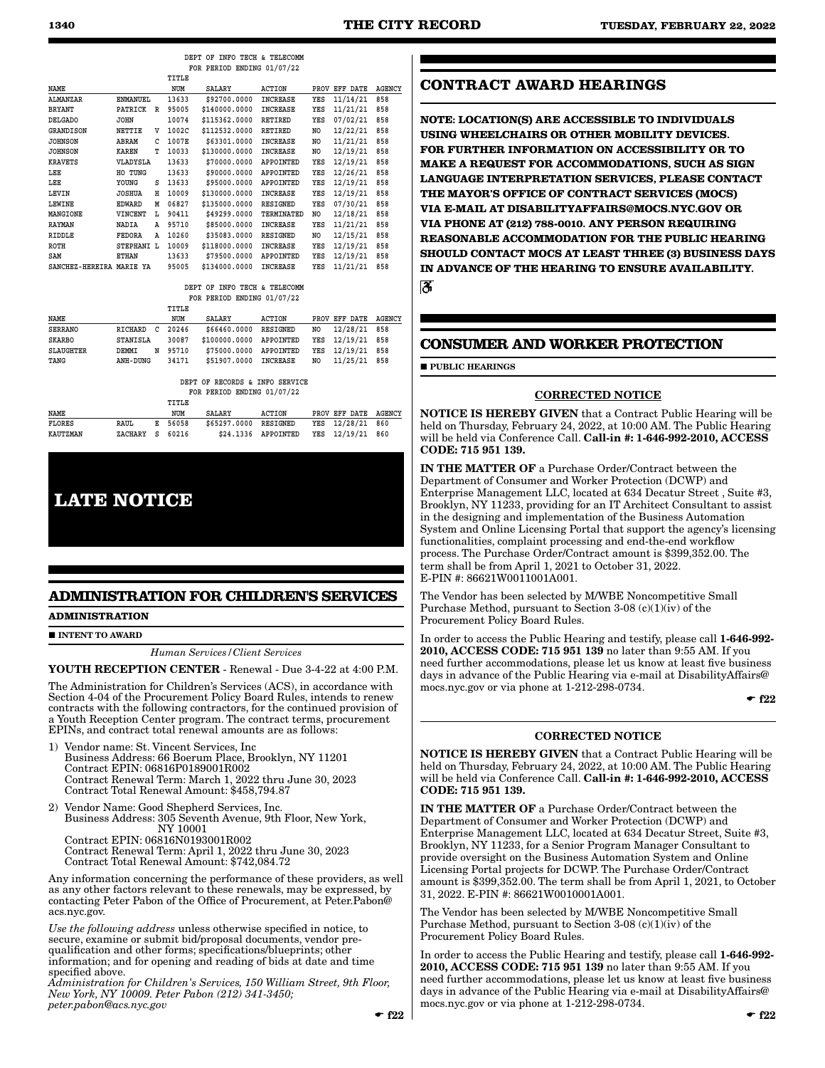DEPT OF INFO TECH & TELECOMM
FOR PERIOD ENDING 01/07/22

| NAME | | | TITLE NUM | SALARY | ACTION | PROV | EFF DATE | AGENCY |
|---|---|---|---|---|---|---|---|---|
| ALMANZAR | ENMANUEL | | 13633 | $92700.0000 | INCREASE | YES | 11/14/21 | 858 |
| BRYANT | PATRICK | R | 95005 | $140000.0000 | INCREASE | YES | 11/21/21 | 858 |
| DELGADO | JOHN | | 10074 | $115362.0000 | RETIRED | YES | 07/02/21 | 858 |
| GRANDISON | NETTIE | V | 1002C | $112532.0000 | RETIRED | NO | 12/22/21 | 858 |
| JOHNSON | ABRAM | C | 1007E | $63301.0000 | INCREASE | NO | 11/21/21 | 858 |
| JOHNSON | KAREN | T | 10033 | $130000.0000 | INCREASE | NO | 12/19/21 | 858 |
| KRAVETS | VLADYSLA | | 13633 | $70000.0000 | APPOINTED | YES | 12/19/21 | 858 |
| LEE | HO TUNG | | 13633 | $90000.0000 | APPOINTED | YES | 12/26/21 | 858 |
| LEE | YOUNG | S | 13633 | $95000.0000 | APPOINTED | YES | 12/19/21 | 858 |
| LEVIN | JOSHUA | H | 10009 | $130000.0000 | INCREASE | YES | 12/19/21 | 858 |
| LEWINE | EDWARD | M | 06827 | $135000.0000 | RESIGNED | YES | 07/30/21 | 858 |
| MANGIONE | VINCENT | L | 90411 | $49299.0000 | TERMINATED | NO | 12/18/21 | 858 |
| RAYMAN | NADIA | A | 95710 | $85000.0000 | INCREASE | YES | 11/21/21 | 858 |
| RIDDLE | FEDORA | A | 10260 | $35083.0000 | RESIGNED | NO | 12/15/21 | 858 |
| ROTH | STEPHANI | L | 10009 | $118000.0000 | INCREASE | YES | 12/19/21 | 858 |
| SAM | ETHAN | | 13633 | $79500.0000 | APPOINTED | YES | 12/19/21 | 858 |
| SANCHEZ-HEREIRA | MARIE YA | | 95005 | $134000.0000 | INCREASE | YES | 11/21/21 | 858 |

DEPT OF INFO TECH & TELECOMM
FOR PERIOD ENDING 01/07/22

| NAME | | | TITLE NUM | SALARY | ACTION | PROV | EFF DATE | AGENCY |
|---|---|---|---|---|---|---|---|---|
| SERRANO | RICHARD | C | 20246 | $66460.0000 | RESIGNED | NO | 12/28/21 | 858 |
| SKARBO | STANISLA | | 30087 | $100000.0000 | APPOINTED | YES | 12/19/21 | 858 |
| SLAUGHTER | DEMMI | N | 95710 | $75000.0000 | APPOINTED | YES | 12/19/21 | 858 |
| TANG | ANH-DUNG | | 34171 | $51907.0000 | INCREASE | NO | 11/25/21 | 858 |

DEPT OF RECORDS & INFO SERVICE
FOR PERIOD ENDING 01/07/22

| NAME | | | TITLE NUM | SALARY | ACTION | PROV | EFF DATE | AGENCY |
|---|---|---|---|---|---|---|---|---|
| FLORES | RAUL | E | 56058 | $65297.0000 | RESIGNED | YES | 12/28/21 | 860 |
| KAUTZMAN | ZACHARY | S | 60216 | $24.1336 | APPOINTED | YES | 12/19/21 | 860 |

# LATE NOTICE

## ADMINISTRATION FOR CHILDREN'S SERVICES

### ADMINISTRATION

■ **INTENT TO AWARD**

*Human Services/Client Services*

**YOUTH RECEPTION CENTER** - Renewal - Due 3-4-22 at 4:00 P.M.

The Administration for Children's Services (ACS), in accordance with Section 4-04 of the Procurement Policy Board Rules, intends to renew contracts with the following contractors, for the continued provision of a Youth Reception Center program. The contract terms, procurement EPINs, and contract total renewal amounts are as follows:

1) Vendor name: St. Vincent Services, Inc
   Business Address: 66 Boerum Place, Brooklyn, NY 11201
   Contract EPIN: 06816P0189001R002
   Contract Renewal Term: March 1, 2022 thru June 30, 2023
   Contract Total Renewal Amount: $458,794.87

2) Vendor Name: Good Shepherd Services, Inc.
   Business Address: 305 Seventh Avenue, 9th Floor, New York, NY 10001
   Contract EPIN: 06816N0193001R002
   Contract Renewal Term: April 1, 2022 thru June 30, 2023
   Contract Total Renewal Amount: $742,084.72

Any information concerning the performance of these providers, as well as any other factors relevant to these renewals, may be expressed, by contacting Peter Pabon of the Office of Procurement, at Peter.Pabon@acs.nyc.gov.

*Use the following address* unless otherwise specified in notice, to secure, examine or submit bid/proposal documents, vendor pre-qualification and other forms; specifications/blueprints; other information; and for opening and reading of bids at date and time specified above.
*Administration for Children's Services, 150 William Street, 9th Floor, New York, NY 10009. Peter Pabon (212) 341-3450; peter.pabon@acs.nyc.gov*

☛ f22

## CONTRACT AWARD HEARINGS

**NOTE: LOCATION(S) ARE ACCESSIBLE TO INDIVIDUALS USING WHEELCHAIRS OR OTHER MOBILITY DEVICES. FOR FURTHER INFORMATION ON ACCESSIBILITY OR TO MAKE A REQUEST FOR ACCOMMODATIONS, SUCH AS SIGN LANGUAGE INTERPRETATION SERVICES, PLEASE CONTACT THE MAYOR'S OFFICE OF CONTRACT SERVICES (MOCS) VIA E-MAIL AT DISABILITYAFFAIRS@MOCS.NYC.GOV OR VIA PHONE AT (212) 788-0010. ANY PERSON REQUIRING REASONABLE ACCOMMODATION FOR THE PUBLIC HEARING SHOULD CONTACT MOCS AT LEAST THREE (3) BUSINESS DAYS IN ADVANCE OF THE HEARING TO ENSURE AVAILABILITY.**

## CONSUMER AND WORKER PROTECTION

■ **PUBLIC HEARINGS**

**CORRECTED NOTICE**

**NOTICE IS HEREBY GIVEN** that a Contract Public Hearing will be held on Thursday, February 24, 2022, at 10:00 AM. The Public Hearing will be held via Conference Call. **Call-in #: 1-646-992-2010, ACCESS CODE: 715 951 139.**

**IN THE MATTER OF** a Purchase Order/Contract between the Department of Consumer and Worker Protection (DCWP) and Enterprise Management LLC, located at 634 Decatur Street , Suite #3, Brooklyn, NY 11233, providing for an IT Architect Consultant to assist in the designing and implementation of the Business Automation System and Online Licensing Portal that support the agency's licensing functionalities, complaint processing and end-the-end workflow process. The Purchase Order/Contract amount is $399,352.00. The term shall be from April 1, 2021 to October 31, 2022.
E-PIN #: 86621W0011001A001.

The Vendor has been selected by M/WBE Noncompetitive Small Purchase Method, pursuant to Section 3-08 (c)(1)(iv) of the Procurement Policy Board Rules.

In order to access the Public Hearing and testify, please call **1-646-992-2010, ACCESS CODE: 715 951 139** no later than 9:55 AM. If you need further accommodations, please let us know at least five business days in advance of the Public Hearing via e-mail at DisabilityAffairs@mocs.nyc.gov or via phone at 1-212-298-0734.

☛ f22

**CORRECTED NOTICE**

**NOTICE IS HEREBY GIVEN** that a Contract Public Hearing will be held on Thursday, February 24, 2022, at 10:00 AM. The Public Hearing will be held via Conference Call. **Call-in #: 1-646-992-2010, ACCESS CODE: 715 951 139.**

**IN THE MATTER OF** a Purchase Order/Contract between the Department of Consumer and Worker Protection (DCWP) and Enterprise Management LLC, located at 634 Decatur Street, Suite #3, Brooklyn, NY 11233, for a Senior Program Manager Consultant to provide oversight on the Business Automation System and Online Licensing Portal projects for DCWP. The Purchase Order/Contract amount is $399,352.00. The term shall be from April 1, 2021, to October 31, 2022. E-PIN #: 86621W0010001A001.

The Vendor has been selected by M/WBE Noncompetitive Small Purchase Method, pursuant to Section 3-08 (c)(1)(iv) of the Procurement Policy Board Rules.

In order to access the Public Hearing and testify, please call **1-646-992-2010, ACCESS CODE: 715 951 139** no later than 9:55 AM. If you need further accommodations, please let us know at least five business days in advance of the Public Hearing via e-mail at DisabilityAffairs@mocs.nyc.gov or via phone at 1-212-298-0734.

☛ f22